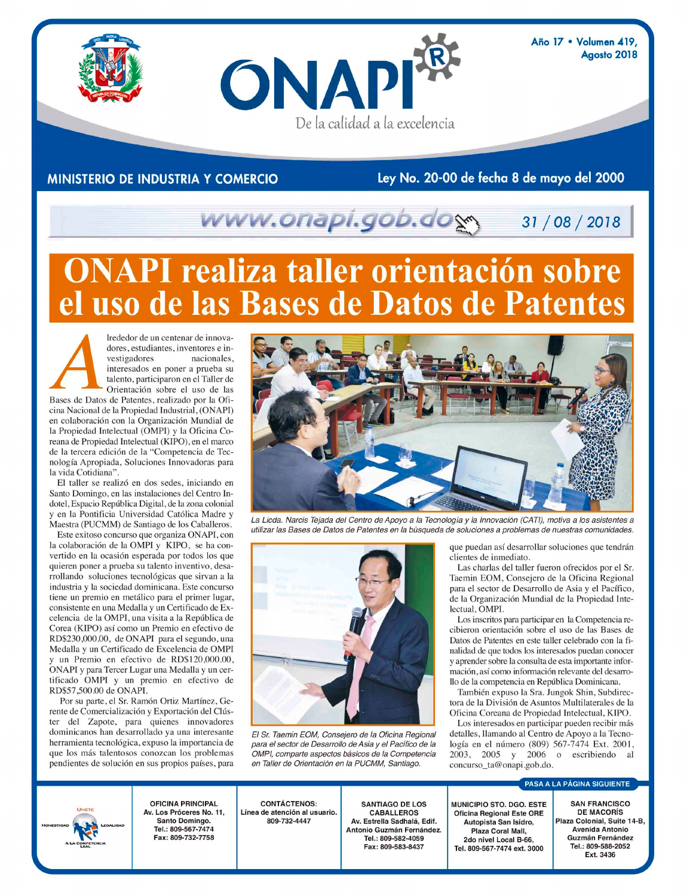# ONAPI

De la calidad a la excelencia

Año 17 • Volumen 419, Agosto 2018

**MINISTERIO DE INDUSTRIA Y COMERCIO** | **Ley No. 20-00 de fecha 8 de mayo del 2000**

www.onapi.gob.do — 31 / 08 / 2018

# ONAPI realiza taller orientación sobre el uso de las Bases de Datos de Patentes

Alrededor de un centenar de innovadores, estudiantes, inventores e investigadores nacionales, interesados en poner a prueba su talento, participaron en el Taller de Orientación sobre el uso de las Bases de Datos de Patentes, realizado por la Oficina Nacional de la Propiedad Industrial, (ONAPI) en colaboración con la Organización Mundial de la Propiedad Intelectual (OMPI) y la Oficina Coreana de Propiedad Intelectual (KIPO), en el marco de la tercera edición de la "Competencia de Tecnología Apropiada, Soluciones Innovadoras para la vida Cotidiana".

El taller se realizó en dos sedes, iniciando en Santo Domingo, en las instalaciones del Centro Indotel, Espacio República Digital, de la zona colonial y en la Pontificia Universidad Católica Madre y Maestra (PUCMM) de Santiago de los Caballeros.

Este exitoso concurso que organiza ONAPI, con la colaboración de la OMPI y KIPO, se ha convertido en la ocasión esperada por todos los que quieren poner a prueba su talento inventivo, desarrollando soluciones tecnológicas que sirvan a la industria y la sociedad dominicana. Este concurso tiene un premio en metálico para el primer lugar, consistente en una Medalla y un Certificado de Excelencia de la OMPI, una visita a la República de Corea (KIPO) así como un Premio en efectivo de RD$230,000.00, de ONAPI para el segundo, una Medalla y un Certificado de Excelencia de OMPI y un Premio en efectivo de RD$120,000.00, ONAPI y para Tercer Lugar una Medalla y un certificado OMPI y un premio en efectivo de RD$57,500.00 de ONAPI.

Por su parte, el Sr. Ramón Ortiz Martínez, Gerente de Comercialización y Exportación del Clúster del Zapote, para quienes innovadores dominicanos han desarrollado ya una interesante herramienta tecnológica, expuso la importancia de que los más talentosos conozcan los problemas pendientes de solución en sus propios países, para que puedan así desarrollar soluciones que tendrán clientes de inmediato.

*La Licda. Narcis Tejada del Centro de Apoyo a la Tecnología y la Innovación (CATI), motiva a los asistentes a utilizar las Bases de Datos de Patentes en la búsqueda de soluciones a problemas de nuestras comunidades.*

*El Sr. Taemin EOM, Consejero de la Oficina Regional para el sector de Desarrollo de Asia y el Pacífico de la OMPI, comparte aspectos básicos de la Competencia en Taller de Orientación en la PUCMM, Santiago.*

Las charlas del taller fueron ofrecidos por el Sr. Taemin EOM, Consejero de la Oficina Regional para el sector de Desarrollo de Asia y el Pacífico, de la Organización Mundial de la Propiedad Intelectual, OMPI.

Los inscritos para participar en la Competencia recibieron orientación sobre el uso de las Bases de Datos de Patentes en este taller celebrado con la finalidad de que todos los interesados puedan conocer y aprender sobre la consulta de esta importante información, así como información relevante del desarrollo de la competencia en República Dominicana.

También expuso la Sra. Jungok Shin, Subdirectora de la División de Asuntos Multilaterales de la Oficina Coreana de Propiedad Intelectual, KIPO.

Los interesados en participar pueden recibir más detalles, llamando al Centro de Apoyo a la Tecnología en el número (809) 567-7474 Ext. 2001, 2003, 2005 y 2006 o escribiendo al concurso_ta@onapi.gob.do.

PASA A LA PÁGINA SIGUIENTE

ÚNETE — HONESTIDAD — LEGALIDAD — A LA COMPETENCIA LEAL

**OFICINA PRINCIPAL**
Av. Los Próceres No. 11, Santo Domingo.
Tel.: 809-567-7474
Fax: 809-732-7758

**CONTÁCTENOS:**
Línea de atención al usuario.
809-732-4447

**SANTIAGO DE LOS CABALLEROS**
Av. Estrella Sadhalá, Edif. Antonio Guzmán Fernández.
Tel.: 809-582-4059
Fax: 809-583-8437

**MUNICIPIO STO. DGO. ESTE**
Oficina Regional Este ORE
Autopista San Isidro, Plaza Coral Mall, 2do nivel Local B-66,
Tel. 809-567-7474 ext. 3000

**SAN FRANCISCO DE MACORÍS**
Plaza Colonial, Suite 14-B, Avenida Antonio Guzmán Fernández
Tel.: 809-588-2052 Ext. 3436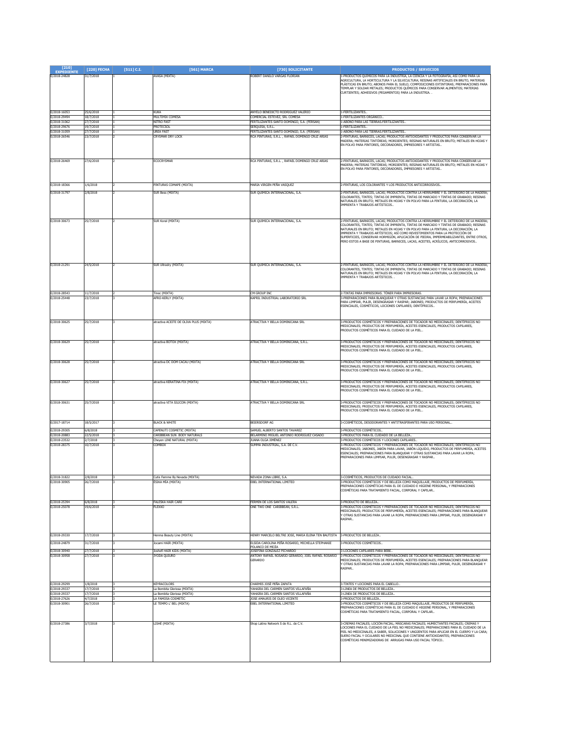| [210] EXPEDIENTE | [220] FECHA | [511] C.I. | [561] MARCA | [730] SOLICITANTE | PRODUCTOS / SERVICIOS |
| --- | --- | --- | --- | --- | --- |
| E/2018-24828 | 31/7/2018 | 1 | AVASA (MIXTA) | ROBERT DANILO VARGAS FLORIAN | 1-PRODUCTOS QUÍMICOS PARA LA INDUSTRIA, LA CIENCIA Y LA FOTOGRAFÍA, ASÍ COMO PARA LA AGRICULTURA, LA HORTICULTURA Y LA SILVICULTURA; RESINAS ARTIFICIALES EN BRUTO, MATERIAS PLÁSTICAS EN BRUTO; ABONOS PARA EL SUELO; COMPOSICIONES EXTINTORAS; PREPARACIONES PARA TEMPLAR Y SOLDAR METALES; PRODUCTOS QUÍMICOS PARA CONSERVAR ALIMENTOS; MATERIAS CURTIENTES; ADHESIVOS (PEGAMENTOS) PARA LA INDUSTRIA. . |
| E/2018-16053 | 25/6/2018 | 1 | KUKA | ANYELO BENEDICTO RODRIGUEZ VALERIO | 1-FERTILIZANTES.. |
| E/2018-29494 | 18/7/2018 | 1 | MULTIMIX COMESA | COMERCIAL ESTEVEZ, SRL COMESA | 1-FERTILIZANTES ORGANICO.. |
| E/2018-31062 | 27/7/2018 | 1 | NITRO FAST | FERTILIZANTES SANTO DOMINGO, S.A. (FERSAN) | 1-ABONO PARA LAS TIERRAS.FERTILIZANTES.. |
| E/2018-29676 | 19/7/2018 | 1 | PROTECSOL | SERQUISA, S.R.L. | 1-FERTILIZANTES.. |
| E/2018-31059 | 27/7/2018 | 1 | UREA FAST | FERTILIZANTES SANTO DOMINGO, S.A. (FERSAN) | 1-ABONO PARA LAS TIERRAS.FERTILIZANTES.. |
| E/2018-26546 | 23/7/2018 | 2 | CRYSMAR DRY LOCK | RCA PINTURAS, S.R.L. , RAFAEL DOMINGO CRUZ ARIAS | 2-PINTURAS, BARNICES, LACAS; PRODUCTOS ANTIOXIDANTES Y PRODUCTOS PARA CONSERVAR LA MADERA; MATERIAS TINTÓREAS; MORDIENTES; RESINAS NATURALES EN BRUTO; METALES EN HOJAS Y EN POLVO PARA PINTORES, DECORADORES, IMPRESORES Y ARTISTAS.. |
| E/2018-26469 | 27/6/2018 | 2 | ECOCRYSMAR | RCA PINTURAS, S.R.L. , RAFAEL DOMINGO CRUZ ARIAS | 2-PINTURAS, BARNICES, LACAS; PRODUCTOS ANTIOXIDANTES Y PRODUCTOS PARA CONSERVAR LA MADERA; MATERIAS TINTÓREAS; MORDIENTES; RESINAS NATURALES EN BRUTO; METALES EN HOJAS Y EN POLVO PARA PINTORES, DECORADORES, IMPRESORES Y ARTISTAS.. |
| E/2018-18366 | 1/6/2018 | 2 | PINTURAS COMAPE (MIXTA) | MARIA VIRGEN PEÑA VASQUEZ | 2-PINTURAS, LOS COLORANTES Y LOS PRODUCTOS ANTICORROSIVOS.. |
| E/2018-31797 | 2/8/2018 | 2 | SUR Besa (MIXTA) | SUR QUIMICA INTERNACIONAL, S.A. | 2-PINTURAS, BARNICES, LACAS; PRODUCTOS CONTRA LA HERRUMBRE Y EL DETERIORO DE LA MADERA; COLORANTES, TINTES; TINTAS DE IMPRENTA, TINTAS DE MARCADO Y TINTAS DE GRABADO; RESINAS NATURALES EN BRUTO; METALES EN HOJAS Y EN POLVO PARA LA PINTURA, LA DECORACIÓN, LA IMPRENTA Y TRABAJOS ARTÍSTICOS.. |
| E/2018-30673 | 25/7/2018 | 2 | SUR Koral (MIXTA) | SUR QUIMICA INTERNACIONAL, S.A. | 2-PINTURAS, BARNICES, LACAS; PRODUCTOS CONTRA LA HERRUMBRE Y EL DETERIORO DE LA MADERA; COLORANTES, TINTES; TINTAS DE IMPRENTA, TINTAS DE MARCADO Y TINTAS DE GRABADO; RESINAS NATURALES EN BRUTO; METALES EN HOJAS Y EN POLVO PARA LA PINTURA, LA DECORACIÓN, LA IMPRENTA Y TRABAJOS ARTÍSTICOS; ASÍ COMO REVESTIMIENTOS PARA LA PROTECCIÓN DE SUPERFICIES, CONSERVAR HORMIGÓN, APLICACIÓN DE PIEDRA, IMPERMEABILIZANTES, ENTRE OTROS, PERO ESTOS A BASE DE PINTURAS, BARNICES, LACAS, ACEITES, ACRÍLICOS, ANTICORROSIVOS.. |
| E/2018-21291 | 24/5/2018 | 2 | SUR Ultradry (MIXTA) | SUR QUIMICA INTERNACIONAL, S.A. | 2-PINTURAS, BARNICES, LACAS; PRODUCTOS CONTRA LA HERRUMBRE Y EL DETERIORO DE LA MADERA; COLORANTES, TINTES; TINTAS DE IMPRENTA, TINTAS DE MARCADO Y TINTAS DE GRABADO; RESINAS NATURALES EN BRUTO; METALES EN HOJAS Y EN POLVO PARA LA PINTURA, LA DECORACIÓN, LA IMPRENTA Y TRABAJOS ARTÍSTICOS. . |
| E/2018-28543 | 11/7/2018 | 2 | Tinec (MIXTA) | CM GROUP INC | 2-TINTAS PARA IMPRESORAS. TÓNER PARA IMPRESORAS. |
| E/2018-25448 | 23/7/2018 | 3 | AFRO-KERLY (MIXTA) | KAPRIL INDUSTRIAL LABORATORIO SRL | 3-PREPARACIONES PARA BLANQUEAR Y OTRAS SUSTANCIAS PARA LAVAR LA ROPA; PREPARACIONES PARA LIMPIAR, PULIR, DESENGRASAR Y RASPAR; JABONES; PRODUCTOS DE PERFUMERÍA, ACEITES ESENCIALES, COSMÉTICOS, LOCIONES CAPILARES; DENTÍFRICOS.. |
| E/2018-30625 | 25/7/2018 | 3 | atractiva ACEITE DE OLIVA PLUS (MIXTA) | ATRACTIVA Y BELLA DOMINICANA SRL | 3-PRODUCTOS COSMÉTICOS Y PREPARACIONES DE TOCADOR NO MEDICINALES; DENTÍFRICOS NO MEDICINALES; PRODUCTOS DE PERFUMERÍA, ACEITES ESENCIALES, PRODUCTOS CAPILARES, PRODUCTOS COSMÉTICOS PARA EL CUIDADO DE LA PIEL.. |
| E/2018-30629 | 25/7/2018 | 3 | atractiva BOTOX (MIXTA) | ATRACTIVA Y BELLA DOMINICANA, S.R.L. | 3-PRODUCTOS COSMÉTICOS Y PREPARACIONES DE TOCADOR NO MEDICINALES; DENTÍFRICOS NO MEDICINALES; PRODUCTOS DE PERFUMERÍA, ACEITES ESENCIALES, PRODUCTOS CAPILARES, PRODUCTOS COSMÉTICOS PARA EL CUIDADO DE LA PIEL.. |
| E/2018-30628 | 25/7/2018 | 3 | atractiva DC DOM CACAU (MIXTA) | ATRACTIVA Y BELLA DOMINICANA SRL | 3-PRODUCTOS COSMÉTICOS Y PREPARACIONES DE TOCADOR NO MEDICINALES; DENTÍFRICOS NO MEDICINALES; PRODUCTOS DE PERFUMERÍA, ACEITES ESENCIALES, PRODUCTOS CAPILARES, PRODUCTOS COSMÉTICOS PARA EL CUIDADO DE LA PIEL.. |
| E/2018-30627 | 25/7/2018 | 3 | atractiva KERATINA FIX (MIXTA) | ATRACTIVA Y BELLA DOMINICANA, S.R.L. | 3-PRODUCTOS COSMÉTICOS Y PREPARACIONES DE TOCADOR NO MEDICINALES; DENTÍFRICOS NO MEDICINALES; PRODUCTOS DE PERFUMERÍA, ACEITES ESENCIALES, PRODUCTOS CAPILARES, PRODUCTOS COSMÉTICOS PARA EL CUIDADO DE LA PIEL.. |
| E/2018-30631 | 25/7/2018 | 3 | atractiva VITA SILICON (MIXTA) | ATRACTIVA Y BELLA DOMINICANA SRL | 3-PRODUCTOS COSMÉTICOS Y PREPARACIONES DE TOCADOR NO MEDICINALES; DENTÍFRICOS NO MEDICINALES; PRODUCTOS DE PERFUMERÍA, ACEITES ESENCIALES, PRODUCTOS CAPILARES, PRODUCTOS COSMÉTICOS PARA EL CUIDADO DE LA PIEL.. |
| E/2017-18714 | 18/5/2017 | 3 | BLACK & WHITE | BEIERSDORF AG | 3-COSMÉTICOS, DESODORANTES Y ANTITRASPIRANTES PARA USO PERSONAL.. |
| E/2018-29305 | 6/8/2018 | 3 | CAPENUTI COSMETIC (MIXTA) | SAMUEL ALBERTO SANTOS TAVAREZ | 3-PRODUCTOS COSMÉTICOS.. |
| E/2018-20883 | 22/5/2018 | 3 | CARIBBEAN SUN BODY NATURALS | BELARMINO MIGUEL ANTONIO RODRIGUEZ CASADO | 3-PRODUCTOS PARA EL CUIDADO DE LA BELLEZA.. |
| E/2018-23532 | 2/7/2018 | 3 | Cheyen LINE NATURAL (MIXTA) | JUANA OLGA JIMÉNEZ | 3-PRODUCTOS COSMÉTICOS Y LOCIONES CAPILARES.. |
| E/2018-28375 | 10/7/2018 | 3 | COMBOX | SUMMA INDUSTRIAL, S.A. DE C.V. | 3-PRODUCTOS COSMÉTICOS Y PREPARACIONES DE TOCADOR NO MEDICINALES; DENTÍFRICOS NO MEDICINALES; JABONES, JABÓN PARA LAVAR, JABÓN LIQUIDO, PRODUCTOS DE PERFUMERÍA, ACEITES ESENCIALES; PREPARACIONES PARA BLANQUEAR Y OTRAS SUSTANCIAS PARA LAVAR LA ROPA; PREPARACIONES PARA LIMPIAR, PULIR, DESENGRASAR Y RASPAR.. |
| E/2018-31822 | 2/8/2018 | 3 | Cutis Femme By Nevada (MIXTA) | NEVADA ZONA LIBRE, S.A. | 3-COSMÉTICOS, PRODUCTOS DE CUIDADO FACIAL.. |
| E/2018-30905 | 26/7/2018 | 3 | ÉSIKA MÍA (MIXTA) | EBEL INTERNATIONAL LIMITED | 3-PRODUCTOS COSMÉTICOS Y DE BELLEZA COMO MAQUILLAJE, PRODUCTOS DE PERFUMERÍA, PREPARACIONES COSMÉTICAS PARA EL DE CUIDADO E HIGIENE PERSONAL, Y PREPARACIONES COSMÉTICAS PARA TRATAMIENTO FACIAL, CORPORAL Y CAPILAR.. |
| E/2018-25394 | 6/8/2018 | 3 | FALESKA HAIR CARE | FERMIN DE LOS SANTOS VALERA | 3-PRODUCTO DE BELLEZA.. |
| E/2018-25078 | 19/6/2018 | 3 | FLEXXO | ONE TWO ONE CARIBBEAN, S.R.L. | 3-PRODUCTOS COSMÉTICOS Y PREPARACIONES DE TOCADOR NO MEDICINALES; DENTÍFRICOS NO MEDICINALES; PRODUCTOS DE PERFUMERÍA, ACEITES ESENCIALES; PREPARACIONES PARA BLANQUEAR Y OTRAS SUSTANCIAS PARA LAVAR LA ROPA; PREPARACIONES PARA LIMPIAR, PULIR, DESENGRASAR Y RASPAR.. |
| E/2018-29330 | 17/7/2018 | 3 | Henma Beauty Line (MIXTA) | HENRY MARCELO BELTRE JOSE, MARIA ELENA TEN BAUTISTA | 3-PRODUCTOS DE BELLEZA.. |
| E/2018-24879 | 31/7/2018 | 3 | Jocami HAIR (MIXTA) | ELSIDA CAROLINA PEÑA ROSARIO, MICHELLA STEPHANIE POLANCO DE MEJIA | 3-PRODUCTOS COSMÉTICOS.. |
| E/2018-30940 | 27/7/2018 | 3 | Joshefi HAIR KIDS (MIXTA) | JOSEFINA GONZALEZ PICHARDO | 3-LOCIONES CAPILARES PARA BEBE.. |
| E/2018-30958 | 27/7/2018 | 3 | JYODA QUIURO | ANTONY RAFAEL ROSARIO GERARDO, JOEL RAFAEL ROSARIO GERARDO | 3-PRODUCTOS COSMÉTICOS Y PREPARACIONES DE TOCADOR NO MEDICINALES; DENTÍFRICOS NO MEDICINALES; PRODUCTOS DE PERFUMERÍA, ACEITES ESENCIALES; PREPARACIONES PARA BLANQUEAR Y OTRAS SUSTANCIAS PARA LAVAR LA ROPA; PREPARACIONES PARA LIMPIAR, PULIR, DESENGRASAR Y RASPAR.. |
| E/2018-29299 | 1/8/2018 | 3 | KEYRACOLORS | CHARMIS JOSÉ PEÑA ZAPATA | 3-TINTES Y LOCIONES PARA EL CABELLO.. |
| E/2018-29337 | 17/7/2018 | 3 | La Bombita Gloriosa (MIXTA) | YAHAIRA DEL CARMEN SANTOS VILLAFAÑA | 3-LINEA DE PRODUCTOS DE BELLEZA.. |
| E/2018-29337 | 17/7/2018 | 3 | La Bombita Gloriosa (MIXTA) | YAHAIRA DEL CARMEN SANTOS VILLAFAÑA | 3-LINEA DE PRODUCTOS DE BELLEZA.. |
| E/2018-27626 | 4/7/2018 | 3 | LA FAMOSA COSMETIC | JOSE AMAURIS DE OLEO VICENTE | 3-PRODUCTOS DE BELLEZA.. |
| E/2018-30901 | 26/7/2018 | 3 | LE TEMPO L' BEL (MIXTA) | EBEL INTERNATIONAL LIMITED | 3-PRODUCTOS COSMÉTICOS Y DE BELLEZA COMO MAQUILLAJE, PRODUCTOS DE PERFUMERÍA, PREPARACIONES COSMÉTICAS PARA EL DE CUIDADO E HIGIENE PERSONAL, Y PREPARACIONES COSMÉTICAS PARA TRATAMIENTO FACIAL, CORPORAL Y CAPILAR.. |
| E/2018-27386 | 3/7/2018 | 3 | LISHE (MIXTA) | Shop Latino Network S de R.L. de C.V. | 3-CREMAS FACIALES; LOCIÓN FACIAL; MÁSCARAS FACIALES; HUMECTANTES FACIALES; CREMAS Y LOCIONES PARA EL CUIDADO DE LA PIEL NO MEDICINALES; PREPARACIONES PARA EL CUIDADO DE LA PIEL NO MEDICINALES, A SABER, SOLUCIONES Y UNGÜENTOS PARA APLICAR EN EL CUERPO Y LA CARA; SUERO FACIAL Y OCULARES NO MEDICINAL QUE CONTIENE ANTIOXIDANTES; PREPARACIONES COSMÉTICAS MINIMIZADORAS DE ARRUGAS PARA USO FACIAL TÓPICO.. |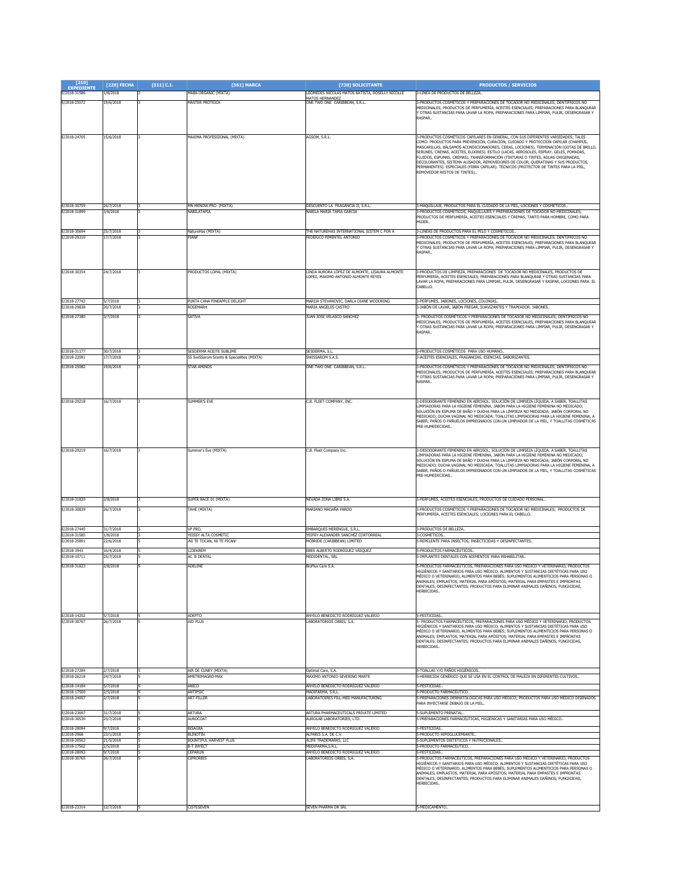| [210] EXPEDIENTE | [220] FECHA | [511] C.I. | [561] MARCA | [730] SOLICITANTE | PRODUCTOS / SERVICIOS |
|---|---|---|---|---|---|
| E/2018-31586 | 1/8/2018 | 3 | MABA ORGANIC (MIXTA) | LEOMEDES NICOLAS MATOS BATISTA, ROSELLY NICOLLE MATOS HERNANDEZ | 3-LINEA DE PRODUCTOS DE BELLEZA.. |
| E/2018-25072 | 19/6/2018 | 3 | MASTER PROTEICA | ONE TWO ONE CARIBBEAN, S.R.L. | 3-PRODUCTOS COSMÉTICOS Y PREPARACIONES DE TOCADOR NO MEDICINALES; DENTÍFRICOS NO MEDICINALES; PRODUCTOS DE PERFUMERÍA, ACEITES ESENCIALES; PREPARACIONES PARA BLANQUEAR Y OTRAS SUSTANCIAS PARA LAVAR LA ROPA; PREPARACIONES PARA LIMPIAR, PULIR, DESENGRASAR Y RASPAR.. |
| E/2018-24705 | 15/6/2018 | 3 | MAXIMA PROFESSIONAL (MIXTA) | AGSOM, S.R.L. | 3-PRODUCTOS COSMÉTICOS CAPILARES EN GENERAL, CON SUS DIFERENTES VARIEDADES; TALES COMO: PRODUCTOS PARA PREVENCIÓN, CURACIÓN, CUIDADO Y PROTECCIÓN CAPILAR (CHAMPÚS, MASCARILLAS, BÁLSAMOS ACONDICIONADORES, CERAS, LOCIONES). TERMINACIÓN (GOTAS DE BRILLO, SERUNES, CREMAS, ACEITES, ELIXIRES). ESTILO (LACAS, AEROSOLES, ESPRAY, GELES, POMADAS, FLUIDOS, ESPUMAS, CREMAS). TRANSFORMACIÓN (TINTURAS O TINTES, AGUAS OXIGENADAS, DECOLORANTES, SISTEMA ALISADOR, REMOVEDORES DE COLOR, QUERATINAS Y SUS PRODUCTOS, PERMANENTES). ESPECIALES (FIBRA CAPILAR). TÉCNICOS (PROTECTOR DE TINTES PARA LA PIEL, REMOVEDOR RESTOS DE TINTES).. |
| E/2018-30759 | 26/7/2018 | 3 | MN MENOW.PRO (MIXTA) | DESCUENTO LA FRAGANCIA II, S.R.L. | 3-MAQUILLAJE, PRODUCTOS PARA EL CUIDADO DE LA PIEL, LOCIONES Y COSMETICOS.. |
| E/2018-31899 | 3/8/2018 | 3 | NABILATAPIA | NABILA MARIA TAPIA GARCIA | 3-PRODUCTOS COSMÉTICOS, MAQUILLAJES Y PREPARACIONES DE TOCADOR NO MEDICINALES; PRODUCTOS DE PERFUMERÍA, ACEITES ESENCIALES Y CREMAS, TANTO PARA HOMBRE, COMO PARA MUJER.. |
| E/2018-30694 | 25/7/2018 | 3 | NatureHas (MIXTA) | THE NATUREHAS INTERNATIONAL SISTEM C POR A | 3-LINEAS DE PRODUCTOS PARA EL PELO Y COSMETICOS.. |
| E/2018-29310 | 17/7/2018 | 3 | PIANF | FEDERICO PIMENTEL ANTONIO | 3-PRODUCTOS COSMÉTICOS Y PREPARACIONES DE TOCADOR NO MEDICINALES; DENTÍFRICOS NO MEDICINALES; PRODUCTOS DE PERFUMERÍA, ACEITES ESENCIALES; PREPARACIONES PARA BLANQUEAR Y OTRAS SUSTANCIAS PARA LAVAR LA ROPA; PREPARACIONES PARA LIMPIAR, PULIR, DESENGRASAR Y RASPAR.. |
| E/2018-30354 | 24/7/2018 | 3 | PRODUCTOS LOPAL (MIXTA) | LINDA AURORA LÓPEZ DE ALMONTE, LISAURA ALMONTE LOPEZ, MAXIMO ANTONIO ALMONTE REYES | 3-PRODUCTOS DE LIMPIEZA, PREPARACIONES DE TOCADOR NO MEDICINALES, PRODUCTOS DE PERFUMERÍA, ACEITES ESENCIALES; PREPARACIONES PARA BLANQUEAR Y OTRAS SUSTANCIAS PARA LAVAR LA ROPA; PREPARACIONES PARA LIMPIAR, PULIR, DESENGRASAR Y RASPAR, LOCIONES PARA EL CABELLO. |
| E/2018-27742 | 5/7/2018 | 3 | PUNTA CANA PINEAPPLE DELIGHT | MARIJA STEVANOVIC, DARLA DIANE WOODRING | 3-PERFUMES, JABONES, LOCIONES, COLONIAS.. |
| E/2018-29838 | 20/7/2018 | 3 | ROSEMARH | MARIA ANGELES CASTRO | 3-JABÓN DE LAVAR, JABÓN FREGAR, SUAVIZANTES Y TRAPEADOR. JABONES.. |
| E/2018-27380 | 3/7/2018 | 3 | SATIVA | JUAN JOSE VELASCO SANCHEZ | 3- PRODUCTOS COSMÉTICOS Y PREPARACIONES DE TOCADOR NO MEDICINALES; DENTÍFRICOS NO MEDICINALES; PRODUCTOS DE PERFUMERÍA, ACEITES ESENCIALES; PREPARACIONES PARA BLANQUEAR Y OTRAS SUSTANCIAS PARA LAVAR LA ROPA; PREPARACIONES PARA LIMPIAR, PULIR, DESENGRASAR Y RASPAR.. |
| E/2018-31177 | 30/7/2018 | 3 | SESDERMA ACEITE SUBLIME | SESDERMA, S.L. | 3-PRODUCTOS COSMÉTICOS PARA USO HUMANO.. |
| E/2018-22091 | 17/7/2018 | 3 | SS SwiSSarom Scents & Specialities (MIXTA) | SWISSAROM S.A.S. | 3-ACEITES ESENCIALES, FRAGANCIAS, ESENCIAS, SABORIZANTES. |
| E/2018-25082 | 19/6/2018 | 3 | STAR AMINOS | ONE TWO ONE CARIBBEAN, S.R.L. | 3-PRODUCTOS COSMÉTICOS Y PREPARACIONES DE TOCADOR NO MEDICINALES; DENTÍFRICOS NO MEDICINALES; PRODUCTOS DE PERFUMERÍA, ACEITES ESENCIALES; PREPARACIONES PARA BLANQUEAR Y OTRAS SUSTANCIAS PARA LAVAR LA ROPA; PREPARACIONES PARA LIMPIAR, PULIR, DESENGRASAR Y RASPAR.. |
| E/2018-29218 | 16/7/2018 | 3 | SUMMER'S EVE | C.B. FLEET COMPANY, INC. | 3-DESODORANTE FEMENINO EN AEROSOL; SOLUCIÓN DE LIMPIEZA LÍQUIDA, A SABER, TOALLITAS LIMPIADORAS PARA LA HIGIENE FEMENINA, JABÓN PARA LA HIGIENE FEMENINA NO MEDICADO; SOLUCIÓN EN ESPUMA DE BAÑO Y DUCHA PARA LA LIMPIEZA NO MEDICADO; JABÓN CORPORAL NO MEDICADO; DUCHA VAGINAL NO MEDICADA; TOALLITAS LIMPIADORAS PARA LA HIGIENE FEMENINA, A SABER, PAÑOS O PAÑUELOS IMPREGNADOS CON UN LIMPIADOR DE LA PIEL, Y TOALLITAS COSMÉTICAS PRE-HUMEDECIDAS.. |
| E/2018-29219 | 16/7/2018 | 3 | Summer's Eve (MIXTA) | C.B. Fleet Company Inc. | 3-DESODORANTE FEMENINO EN AEROSOL; SOLUCIÓN DE LIMPIEZA LÍQUIDA, A SABER, TOALLITAS LIMPIADORAS PARA LA HIGIENE FEMENINA, JABÓN PARA LA HIGIENE FEMENINA NO MEDICADO; SOLUCIÓN EN ESPUMA DE BAÑO Y DUCHA PARA LA LIMPIEZA NO MEDICADO; JABÓN CORPORAL NO MEDICADO; DUCHA VAGINAL NO MEDICADA; TOALLITAS LIMPIADORAS PARA LA HIGIENE FEMENINA, A SABER, PAÑOS O PAÑUELOS IMPREGNADOS CON UN LIMPIADOR DE LA PIEL, Y TOALLITAS COSMÉTICAS PRE-HUMEDECIDAS.. |
| E/2018-31820 | 2/8/2018 | 3 | SUPER RACE 01 (MIXTA) | NEVADA ZONA LIBRE S.A. | 3-PERFUMES, ACEITES ESENCIALES, PRODUCTOS DE CUIDADO PERSONAL.. |
| E/2018-30839 | 26/7/2018 | 3 | TAHE (MIXTA) | MARIANO MAGAÑA PARDO | 3-PRODUCTOS COSMÉTICOS Y PREPARACIONES DE TOCADOR NO MEDICINALES; PRODUCTOS DE PERFUMERÍA, ACEITES ESENCIALES; LOCIONES PARA EL CABELLO. |
| E/2018-27445 | 31/7/2018 | 3 | VP PRO. | EMBARQUES MERENGUE, S.R.L. | 3-PRODUCTOS DE BELLEZA.. |
| E/2018-31585 | 1/8/2018 | 3 | YEISSY ALTA COSMETIC | YEIFRY ALEXANDER SANCHEZ CORTORREAL | 3-COSMETICOS.. |
| E/2018-25891 | 22/6/2018 | 5 | ¡NI TE TOCAN, NI TE PICAN! | MCBRIDE (CARIBBEAN) LIMITED | 5-REPELENTE PARA INSECTOS, INSECTICIDAS Y DESINFECTANTES.. |
| E/2018-3943 | 16/4/2018 | 5 | 123EKREM | EBER ALBERTO RODRÍGUEZ VÁSQUEZ | 5-PRODUCTOS FARMACEUTICOS.. |
| E/2018-10711 | 25/7/2018 | 5 | AC´B DENTAL | MEDIDENTAL, SRL | 5-IMPLANTES DENTALES CON ADIMENTOS PARA REHABILITAR.. |
| E/2018-31823 | 2/8/2018 | 5 | ADELINE | BioPlus Care S.A. | 5-PRODUCTOS FARMACÉUTICOS, PREPARACIONES PARA USO MÉDICO Y VETERINARIO; PRODUCTOS HIGIÉNICOS Y SANITARIOS PARA USO MÉDICO; ALIMENTOS Y SUSTANCIAS DIETÉTICAS PARA USO MÉDICO O VETERINARIO, ALIMENTOS PARA BEBÉS; SUPLEMENTOS ALIMENTICIOS PARA PERSONAS O ANIMALES; EMPLASTOS, MATERIAL PARA APÓSITOS; MATERIAL PARA EMPASTES E IMPRONTAS DENTALES; DESINFECTANTES; PRODUCTOS PARA ELIMINAR ANIMALES DAÑINOS; FUNGICIDAS, HERBICIDAS.. |
| E/2018-14202 | 5/7/2018 | 5 | ADEPTO | ANYELO BENEDICTO RODRÍGUEZ VALERIO | 5-PESTICIDAS.. |
| E/2018-30767 | 26/7/2018 | 5 | AID PLUS | LABORATORIOS ORBIS, S.A. | 5- PRODUCTOS FARMACÉUTICOS, PREPARACIONES PARA USO MÉDICO Y VETERINARIO; PRODUCTOS HIGIÉNICOS Y SANITARIOS PARA USO MÉDICO; ALIMENTOS Y SUSTANCIAS DIETÉTICAS PARA USO MÉDICO O VETERINARIO, ALIMENTOS PARA BEBÉS; SUPLEMENTOS ALIMENTICIOS PARA PERSONAS O ANIMALES; EMPLASTOS, MATERIAL PARA APÓSITOS; MATERIAL PARA EMPASTES E IMPRONTAS DENTALES; DESINFECTANTES; PRODUCTOS PARA ELIMINAR ANIMALES DAÑINOS; FUNGICIDAS, HERBICIDAS.. |
| E/2018-27284 | 2/7/2018 | 5 | AIR DE CUNEY (MIXTA) | Optimal Care, S.A. | 5-TOALLAS Y/O PAÑOS HIGIÉNICOS.. |
| E/2018-26218 | 24/7/2018 | 5 | AMETRIMAGRO-MAX | MAXIMO ANTONIO SEVERINO MARTE | 5-HERBICIDA GENÉRICO QUE SE USA EN EL CONTROL DE MALEZA EN DIFERENTES CULTIVOS.. |
| E/2018-14184 | 5/7/2018 | 5 | ANICO | ANYELO BENEDICTO RODRÍGUEZ VALERIO | 5-PESTICIDAS.. |
| E/2018-17500 | 2/5/2018 | 5 | ANTIPSIC | MADIFARMA, S.R.L. | 5-PRODUCTO FARMACÉUTICO.. |
| E/2018-24057 | 2/7/2018 | 5 | ART-FILLER | LABORATOIRES FILL-MED MANUFACTURING | 5-PREPARACIONES DERMATOLÓGICAS PARA USO MÉDICO; PRODUCTOS PARA USO MÉDICO DISEÑADOS PARA INYECTARSE DEBAJO DE LA PIEL.. |
| E/2018-23697 | 31/7/2018 | 5 | ARTURA | ARTURA PHARMACEUTICALS PRIVATE LIMITED | 5-SUPLEMENTO PRENATAL.. |
| E/2018-30539 | 25/7/2018 | 5 | AUROCOAT | AUROLAB LABORATORIES, LTD. | 5-PREPARACIONES FARMACÉUTICAS, HIGIÉNICAS Y SANITARIAS PARA USO MÉDICO.. |
| E/2018-28094 | 9/7/2018 | 5 | BISAGRA | ANYELO BENEDICTO RODRÍGUEZ VALERIO | 5-PESTICIDAS.. |
| E/2018-2968 | 23/1/2018 | 5 | BLINOTIN | ALPARIS S.A. DE C.V. | 5-PRODUCTO HIPOGLUCEMIANTE.. |
| E/2018-20563 | 21/5/2018 | 5 | BOUNTIFUL HARVEST PLUS | 4LIFE TRADEMARKS, LLC | 5-SUPLEMENTOS DIETETICOS Y NUTRICIONALES.. |
| E/2018-17502 | 2/5/2018 | 5 | B-T INVECT | MEDIFARMA,S.R.L. | 5-PRODUCTO FARMACÉUTICO. . |
| E/2018-28093 | 9/7/2018 | 5 | CEPARUN | ANYELO BENEDICTO RODRÍGUEZ VALERIO | 5-PESTICIDAS.. |
| E/2018-30765 | 26/7/2018 | 5 | CIPRORBIS | LABORATORIOS ORBIS, S.A. | 5-PRODUCTOS FARMACÉUTICOS, PREPARACIONES PARA USO MÉDICO Y VETERINARIO; PRODUCTOS HIGIÉNICOS Y SANITARIOS PARA USO MÉDICO; ALIMENTOS Y SUSTANCIAS DIETÉTICAS PARA USO MÉDICO O VETERINARIO, ALIMENTOS PARA BEBÉS; SUPLEMENTOS ALIMENTICIOS PARA PERSONAS O ANIMALES; EMPLASTOS, MATERIAL PARA APÓSITOS; MATERIAL PARA EMPASTES E IMPRONTAS DENTALES; DESINFECTANTES; PRODUCTOS PARA ELIMINAR ANIMALES DAÑINOS; FUNGICIDAS, HERBICIDAS.. |
| E/2018-23314 | 12/7/2018 | 5 | CISTESEVEN | SEVEN PHARMA DR SRL | 5-MEDICAMENTO.. |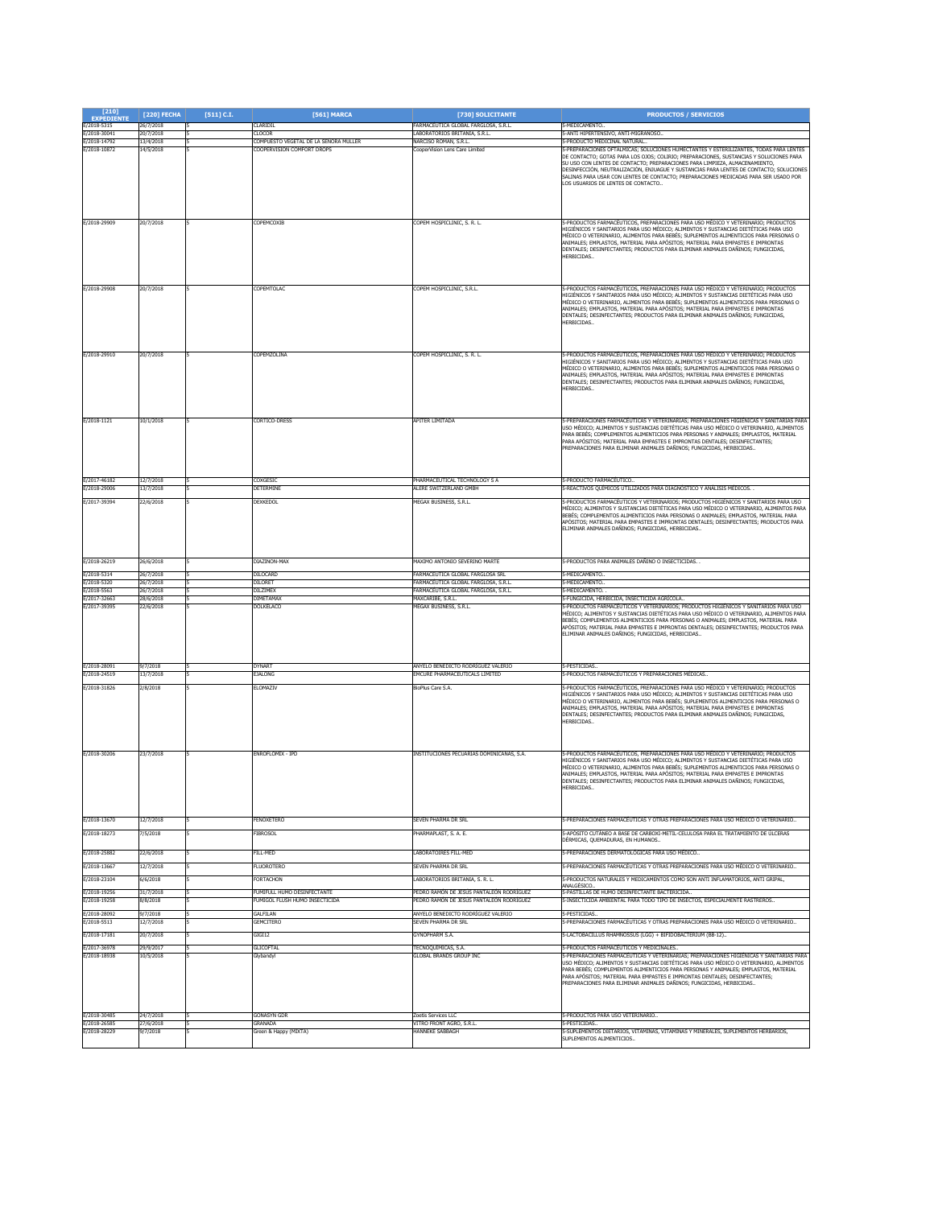| [210] EXPEDIENTE | [220] FECHA | [511] C.I. | [561] MARCA | [730] SOLICITANTE | PRODUCTOS / SERVICIOS |
|---|---|---|---|---|---|
| E/2018-5315 | 26/7/2018 | 5 | CLARIDIL | FARMACEUTICA GLOBAL FARGLOSA, S.R.L. | 5-MEDICAMENTO.. |
| E/2018-30041 | 20/7/2018 | 5 | CLOCOR | LABORATORIOS BRITANIA, S.R.L. | 5-ANTI HIPERTENSIVO, ANTI-MIGRANOSO.. |
| E/2018-14792 | 13/4/2018 | 5 | COMPUESTO VEGETAL DE LA SEÑORA MULLER | NARCISO ROMAN, S.R.L. | 5-PRODUCTO MEDICINAL NATURAL.. |
| E/2018-10872 | 14/5/2018 | 5 | COOPERVISION COMFORT DROPS | CooperVision Lens Care Limited | 5-PREPARACIONES OFTÁLMICAS; SOLUCIONES HUMECTANTES Y ESTERILIZANTES, TODAS PARA LENTES DE CONTACTO; GOTAS PARA LOS OJOS; COLIRIO; PREPARACIONES, SUSTANCIAS Y SOLUCIONES PARA SU USO CON LENTES DE CONTACTO; PREPARACIONES PARA LIMPIEZA, ALMACENAMIENTO, DESINFECCIÓN, NEUTRALIZACIÓN, ENJUAGUE Y SUSTANCIAS PARA LENTES DE CONTACTO; SOLUCIONES SALINAS PARA USAR CON LENTES DE CONTACTO; PREPARACIONES MEDICADAS PARA SER USADO POR LOS USUARIOS DE LENTES DE CONTACTO.. |
| E/2018-29909 | 20/7/2018 | 5 | COPEMCOXIB | COPEM HOSPICLINIC, S. R. L. | 5-PRODUCTOS FARMACÉUTICOS, PREPARACIONES PARA USO MÉDICO Y VETERINARIO; PRODUCTOS HIGIÉNICOS Y SANITARIOS PARA USO MÉDICO; ALIMENTOS Y SUSTANCIAS DIETÉTICAS PARA USO MÉDICO O VETERINARIO, ALIMENTOS PARA BEBÉS; SUPLEMENTOS ALIMENTICIOS PARA PERSONAS O ANIMALES; EMPLASTOS, MATERIAL PARA APÓSITOS; MATERIAL PARA EMPASTES E IMPRONTAS DENTALES; DESINFECTANTES; PRODUCTOS PARA ELIMINAR ANIMALES DAÑINOS; FUNGICIDAS, HERBICIDAS.. |
| E/2018-29908 | 20/7/2018 | 5 | COPEMTOLAC | COPEM HOSPICLINIC, S.R.L. | 5-PRODUCTOS FARMACÉUTICOS, PREPARACIONES PARA USO MÉDICO Y VETERINARIO; PRODUCTOS HIGIÉNICOS Y SANITARIOS PARA USO MÉDICO; ALIMENTOS Y SUSTANCIAS DIETÉTICAS PARA USO MÉDICO O VETERINARIO, ALIMENTOS PARA BEBÉS; SUPLEMENTOS ALIMENTICIOS PARA PERSONAS O ANIMALES; EMPLASTOS, MATERIAL PARA APÓSITOS; MATERIAL PARA EMPASTES E IMPRONTAS DENTALES; DESINFECTANTES; PRODUCTOS PARA ELIMINAR ANIMALES DAÑINOS; FUNGICIDAS, HERBICIDAS.. |
| E/2018-29910 | 20/7/2018 | 5 | COPEMZOLINA | COPEM HOSPICLINIC, S. R. L. | 5-PRODUCTOS FARMACÉUTICOS, PREPARACIONES PARA USO MÉDICO Y VETERINARIO; PRODUCTOS HIGIÉNICOS Y SANITARIOS PARA USO MÉDICO; ALIMENTOS Y SUSTANCIAS DIETÉTICAS PARA USO MÉDICO O VETERINARIO, ALIMENTOS PARA BEBÉS; SUPLEMENTOS ALIMENTICIOS PARA PERSONAS O ANIMALES; EMPLASTOS, MATERIAL PARA APÓSITOS; MATERIAL PARA EMPASTES E IMPRONTAS DENTALES; DESINFECTANTES; PRODUCTOS PARA ELIMINAR ANIMALES DAÑINOS; FUNGICIDAS, HERBICIDAS.. |
| E/2018-1121 | 10/1/2018 | 5 | CORTICO-DRESS | APITER LIMITADA | 5-PREPARACIONES FARMACÉUTICAS Y VETERINARIAS; PREPARACIONES HIGIÉNICAS Y SANITARIAS PARA USO MÉDICO; ALIMENTOS Y SUSTANCIAS DIETÉTICAS PARA USO MÉDICO O VETERINARIO, ALIMENTOS PARA BEBÉS; COMPLEMENTOS ALIMENTICIOS PARA PERSONAS Y ANIMALES; EMPLASTOS, MATERIAL PARA APÓSITOS; MATERIAL PARA EMPASTES E IMPRONTAS DENTALES; DESINFECTANTES; PREPARACIONES PARA ELIMINAR ANIMALES DAÑINOS; FUNGICIDAS, HERBICIDAS.. |
| E/2017-46182 | 12/7/2018 | 5 | COXGESIC | PHARMACEUTICAL TECHNOLOGY S A | 5-PRODUCTO FARMACÉUTICO.. |
| E/2018-29006 | 13/7/2018 | 5 | DETERMINE | ALERE SWITZERLAND GMBH | 5-REACTIVOS QUÍMICOS UTILIZADOS PARA DIAGNÓSTICO Y ANÁLISIS MÉDICOS. . |
| E/2017-39394 | 22/6/2018 | 5 | DEXKEDOL | MEGAX BUSINESS, S.R.L. | 5-PRODUCTOS FARMACÉUTICOS Y VETERINARIOS; PRODUCTOS HIGIÉNICOS Y SANITARIOS PARA USO MÉDICO; ALIMENTOS Y SUSTANCIAS DIETÉTICAS PARA USO MÉDICO O VETERINARIO, ALIMENTOS PARA BEBÉS; COMPLEMENTOS ALIMENTICIOS PARA PERSONAS O ANIMALES; EMPLASTOS, MATERIAL PARA APÓSITOS; MATERIAL PARA EMPASTES E IMPRONTAS DENTALES; DESINFECTANTES; PRODUCTOS PARA ELIMINAR ANIMALES DAÑINOS; FUNGICIDAS, HERBICIDAS.. |
| E/2018-26219 | 26/6/2018 | 5 | DIAZINON-MAX | MAXIMO ANTONIO SEVERINO MARTE | 5-PRODUCTOS PARA ANIMALES DAÑINO O INSECTICIDAS. . |
| E/2018-5314 | 26/7/2018 | 5 | DILOCARD | FARMACEUTICA GLOBAL FARGLOSA SRL | 5-MEDICAMENTO.. |
| E/2018-5320 | 26/7/2018 | 5 | DILORET | FARMACEUTICA GLOBAL FARGLOSA, S.R.L. | 5-MEDICAMENTO.. |
| E/2018-5563 | 26/7/2018 | 5 | DILZIMEX | FARMACEUTICA GLOBAL FARGLOSA, S.R.L. | 5-MEDICAMENTO. . |
| E/2017-32663 | 28/6/2018 | 5 | DIMETAMAX | MAXCARIBE, S.R.L. | 5-FUNGICIDA, HERBICIDA, INSECTICIDA AGRÍCOLA.. |
| E/2017-39395 | 22/6/2018 | 5 | DOLKELACO | MEGAX BUSINESS, S.R.L. | 5-PRODUCTOS FARMACÉUTICOS Y VETERINARIOS; PRODUCTOS HIGIÉNICOS Y SANITARIOS PARA USO MÉDICO; ALIMENTOS Y SUSTANCIAS DIETÉTICAS PARA USO MÉDICO O VETERINARIO, ALIMENTOS PARA BEBÉS; COMPLEMENTOS ALIMENTICIOS PARA PERSONAS O ANIMALES; EMPLASTOS, MATERIAL PARA APÓSITOS; MATERIAL PARA EMPASTES E IMPRONTAS DENTALES; DESINFECTANTES; PRODUCTOS PARA ELIMINAR ANIMALES DAÑINOS; FUNGICIDAS, HERBICIDAS.. |
| E/2018-28091 | 9/7/2018 | 5 | DYNART | ANYELO BENEDICTO RODRÍGUEZ VALERIO | 5-PESTICIDAS.. |
| E/2018-24519 | 13/7/2018 | 5 | EJALONG | EMCURE PHARMACEUTICALS LIMITED | 5-PRODUCTOS FARMACÉUTICOS Y PREPARACIONES MÉDICAS.. |
| E/2018-31826 | 2/8/2018 | 5 | ELOMAZIV | BioPlus Care S.A. | 5-PRODUCTOS FARMACÉUTICOS, PREPARACIONES PARA USO MÉDICO Y VETERINARIO; PRODUCTOS HIGIÉNICOS Y SANITARIOS PARA USO MÉDICO; ALIMENTOS Y SUSTANCIAS DIETÉTICAS PARA USO MÉDICO O VETERINARIO, ALIMENTOS PARA BEBÉS; SUPLEMENTOS ALIMENTICIOS PARA PERSONAS O ANIMALES; EMPLASTOS, MATERIAL PARA APÓSITOS; MATERIAL PARA EMPASTES E IMPRONTAS DENTALES; DESINFECTANTES; PRODUCTOS PARA ELIMINAR ANIMALES DAÑINOS; FUNGICIDAS, HERBICIDAS.. |
| E/2018-30206 | 23/7/2018 | 5 | ENROFLOMIX - IPO | INSTITUCIONES PECUARIAS DOMINICANAS, S.A. | 5-PRODUCTOS FARMACÉUTICOS, PREPARACIONES PARA USO MÉDICO Y VETERINARIO; PRODUCTOS HIGIÉNICOS Y SANITARIOS PARA USO MÉDICO; ALIMENTOS Y SUSTANCIAS DIETÉTICAS PARA USO MÉDICO O VETERINARIO, ALIMENTOS PARA BEBÉS; SUPLEMENTOS ALIMENTICIOS PARA PERSONAS O ANIMALES; EMPLASTOS, MATERIAL PARA APÓSITOS; MATERIAL PARA EMPASTES E IMPRONTAS DENTALES; DESINFECTANTES; PRODUCTOS PARA ELIMINAR ANIMALES DAÑINOS; FUNGICIDAS, HERBICIDAS.. |
| E/2018-13670 | 12/7/2018 | 5 | FENOXETERO | SEVEN PHARMA DR SRL | 5-PREPARACIONES FARMACÉUTICAS Y OTRAS PREPARACIONES PARA USO MÉDICO O VETERINARIO.. |
| E/2018-18273 | 7/5/2018 | 5 | FIBROSOL | PHARMAPLAST, S. A. E. | 5-APÓSITO CUTÁNEO A BASE DE CARBOXI-METIL-CELULOSA PARA EL TRATAMIENTO DE ÚLCERAS DÉRMICAS, QUEMADURAS, EN HUMANOS.. |
| E/2018-25882 | 22/6/2018 | 5 | FILL-MED | LABORATOIRES FILL-MED | 5-PREPARACIONES DERMATOLÓGICAS PARA USO MÉDICO.. |
| E/2018-13667 | 12/7/2018 | 5 | FLUOROTERO | SEVEN PHARMA DR SRL | 5-PREPARACIONES FARMACÉUTICAS Y OTRAS PREPARACIONES PARA USO MÉDICO O VETERINARIO.. |
| E/2018-23104 | 6/6/2018 | 5 | FORTACHON | LABORATORIOS BRITANIA, S. R. L. | 5-PRODUCTOS NATURALES Y MEDICAMENTOS COMO SON ANTI INFLAMATORIOS, ANTI GRIPAL, ANALGÉSICO.. |
| E/2018-19256 | 31/7/2018 | 5 | FUMIFULL HUMO DESINFECTANTE | PEDRO RAMÓN DE JESÚS PANTALEÓN RODRÍGUEZ | 5-PASTILLAS DE HUMO DESINFECTANTE BACTERICIDA.. |
| E/2018-19258 | 8/8/2018 | 5 | FUMIGOL FLUSH HUMO INSECTICIDA | PEDRO RAMÓN DE JESÚS PANTALEÓN RODRÍGUEZ | 5-INSECTICIDA AMBIENTAL PARA TODO TIPO DE INSECTOS, ESPECIALMENTE RASTREROS.. |
| E/2018-28092 | 9/7/2018 | 5 | GALFILAN | ANYELO BENEDICTO RODRÍGUEZ VALERIO | 5-PESTICIDAS.. |
| E/2018-5513 | 12/7/2018 | 5 | GEMCITERO | SEVEN PHARMA DR SRL | 5-PREPARACIONES FARMACÉUTICAS Y OTRAS PREPARACIONES PARA USO MÉDICO O VETERINARIO.. |
| E/2018-17181 | 20/7/2018 | 5 | GIGI12 | GYNOPHARM S.A. | 5-LACTOBACILLUS RHAMNOSSUS (LGG) + BIFIDOBACTERIUM (BB-12).. |
| E/2017-36978 | 29/9/2017 | 5 | GLICOFTAL | TECNOQUIMICAS, S.A. | 5-PRODUCTOS FARMACÉUTICOS Y MEDICINALES.. |
| E/2018-18938 | 10/5/2018 | 5 | Glybandyl | GLOBAL BRANDS GROUP INC | 5-PREPARACIONES FARMACÉUTICAS Y VETERINARIAS; PREPARACIONES HIGIÉNICAS Y SANITARIAS PARA USO MÉDICO; ALIMENTOS Y SUSTANCIAS DIETÉTICAS PARA USO MÉDICO O VETERINARIO, ALIMENTOS PARA BEBÉS; COMPLEMENTOS ALIMENTICIOS PARA PERSONAS Y ANIMALES; EMPLASTOS, MATERIAL PARA APÓSITOS; MATERIAL PARA EMPASTES E IMPRONTAS DENTALES; DESINFECTANTES; PREPARACIONES PARA ELIMINAR ANIMALES DAÑINOS; FUNGICIDAS, HERBICIDAS.. |
| E/2018-30485 | 24/7/2018 | 5 | GONASYN GDR | Zoetis Services LLC | 5-PRODUCTOS PARA USO VETERINARIO.. |
| E/2018-26585 | 27/6/2018 | 5 | GRANADA | VITRO FRONT AGRO, S.R.L. | 5-PESTICIDAS.. |
| E/2018-28229 | 9/7/2018 | 5 | Green & Happy (MIXTA) | HANNEKE SABBAGH | 5-SUPLEMENTOS DIETARIOS, VITAMINAS, VITAMINAS Y MINERALES, SUPLEMENTOS HERBARIOS, SUPLEMENTOS ALIMENTICIOS.. |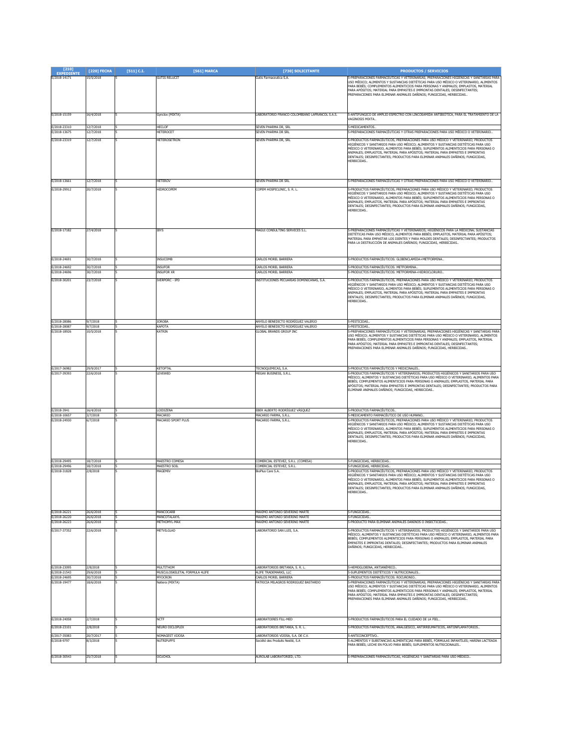| [210] EXPEDIENTE | [220] FECHA | [511] C.I. | [561] MARCA | [730] SOLICITANTE | PRODUCTOS / SERVICIOS |
|---|---|---|---|---|---|
| E/2018-14171 | 15/5/2018 | 5 | GUTIS RELUCIT | Gutis Farmaceutica S.A. | 5-PREPARACIONES FARMACÉUTICAS Y VETERINARIAS; PREPARACIONES HIGIÉNICAS Y SANITARIAS PARA USO MÉDICO; ALIMENTOS Y SUSTANCIAS DIETÉTICAS PARA USO MÉDICO O VETERINARIO, ALIMENTOS PARA BEBÉS; COMPLEMENTOS ALIMENTICIOS PARA PERSONAS Y ANIMALES; EMPLASTOS, MATERIAL PARA APÓSITOS; MATERIAL PARA EMPASTES E IMPRONTAS DENTALES; DESINFECTANTES; PREPARACIONES PARA ELIMINAR ANIMALES DAÑINOS; FUNGICIDAS, HERBICIDAS.. |
| E/2018-15159 | 16/4/2018 | 5 | Gynclox (MIXTA) | LABORATORIO FRANCO COLOMBIANO LAFRANCOL S.A.S. | 5-ANTIFÚNGICO DE AMPLIO ESPECTRO CON LINCOSAMIDA ANTIBIÓTICA, PARA EL TRATAMIENTO DE LA VAGINOSIS MIXTA.. |
| E/2018-23310 | 12/7/2018 | 5 | HECLOF | SEVEN PHARMA DR, SRL | 5-MEDICAMENTOS.. |
| E/2018-13675 | 12/7/2018 | 5 | HETEROCET | SEVEN PHARMA DR SRL | 5-PREPARACIONES FARMACÉUTICAS Y OTRAS PREPARACIONES PARA USO MÉDICO O VETERINARIO.. |
| E/2018-23319 | 12/7/2018 | 5 | HETEROSETRON | SEVEN PHARMA DR, SRL | 5-PRODUCTOS FARMACÉUTICOS, PREPARACIONES PARA USO MÉDICO Y VETERINARIO; PRODUCTOS HIGIÉNICOS Y SANITARIOS PARA USO MÉDICO; ALIMENTOS Y SUSTANCIAS DIETÉTICAS PARA USO MÉDICO O VETERINARIO, ALIMENTOS PARA BEBÉS; SUPLEMENTOS ALIMENTICIOS PARA PERSONAS O ANIMALES; EMPLASTOS, MATERIAL PARA APÓSITOS; MATERIAL PARA EMPASTES E IMPRONTAS DENTALES; DESINFECTANTES; PRODUCTOS PARA ELIMINAR ANIMALES DAÑINOS; FUNGICIDAS, HERBICIDAS.. |
| E/2018-13661 | 12/7/2018 | 5 | HETEROV | SEVEN PHARMA DR SRL | 5-PREPARACIONES FARMACÉUTICAS Y OTRAS PREPARACIONES PARA USO MÉDICO O VETERINARIO.. |
| E/2018-29912 | 20/7/2018 | 5 | HIDROCOPEM | COPEM HOSPICLINIC, S. R. L. | 5-PRODUCTOS FARMACÉUTICOS, PREPARACIONES PARA USO MÉDICO Y VETERINARIO; PRODUCTOS HIGIÉNICOS Y SANITARIOS PARA USO MÉDICO; ALIMENTOS Y SUSTANCIAS DIETÉTICAS PARA USO MÉDICO O VETERINARIO, ALIMENTOS PARA BEBÉS; SUPLEMENTOS ALIMENTICIOS PARA PERSONAS O ANIMALES; EMPLASTOS, MATERIAL PARA APÓSITOS; MATERIAL PARA EMPASTES E IMPRONTAS DENTALES; DESINFECTANTES; PRODUCTOS PARA ELIMINAR ANIMALES DAÑINOS; FUNGICIDAS, HERBICIDAS.. |
| E/2018-17182 | 27/4/2018 | 5 | IBYS | MAGUI CONSULTING SERVICES S.L. | 5-PREPARACIONES FARMACÉUTICAS Y VETERINARIOS; HIGIÉNICOS PARA LA MEDICINA; SUSTANCIAS DIETÉTICAS PARA USO MÉDICO, ALIMENTOS PARA BEBÉS; EMPLASTOS, MATERIAL PARA APÓSITOS; MATERIAL PARA EMPASTAR LOS DIENTES Y PARA MOLDES DENTALES; DESINFECTANTES; PRODUCTOS PARA LA DESTRUCCIÓN DE ANIMALES DAÑINOS; FUNGICIDAS, HERBICIDAS.. |
| E/2018-24691 | 30/7/2018 | 5 | INSUCOMB | CARLOS MOREL BARRERA | 5-PRODUCTOS FARMACÉUTICOS: GLIBENCLAMIDA+METFORMINA.. |
| E/2018-24692 | 30/7/2018 | 5 | INSUFOR | CARLOS MOREL BARRERA | 5-PRODUCTOS FARMACÉUTICOS: METFORMINA.. |
| E/2018-24696 | 30/7/2018 | 5 | INSUFOR XR | CARLOS MOREL BARRERA | 5-PRODUCTOS FARMACÉUTICOS: METFORMINA+HIDROCLORURO.. |
| E/2018-30201 | 23/7/2018 | 5 | IVERPORC - IPO | INSTITUCIONES PECUARIAS DOMINICANAS, S.A. | 5-PRODUCTOS FARMACÉUTICOS, PREPARACIONES PARA USO MÉDICO Y VETERINARIO; PRODUCTOS HIGIÉNICOS Y SANITARIOS PARA USO MÉDICO; ALIMENTOS Y SUSTANCIAS DIETÉTICAS PARA USO MÉDICO O VETERINARIO, ALIMENTOS PARA BEBÉS; SUPLEMENTOS ALIMENTICIOS PARA PERSONAS O ANIMALES; EMPLASTOS, MATERIAL PARA APÓSITOS; MATERIAL PARA EMPASTES E IMPRONTAS DENTALES; DESINFECTANTES; PRODUCTOS PARA ELIMINAR ANIMALES DAÑINOS; FUNGICIDAS, HERBICIDAS.. |
| E/2018-28086 | 9/7/2018 | 5 | JOROBA | ANYELO BENEDICTO RODRÍGUEZ VALERIO | 5-PESTICIDAS.. |
| E/2018-28087 | 9/7/2018 | 5 | KAPOTA | ANYELO BENEDICTO RODRÍGUEZ VALERIO | 5-PESTICIDAS.. |
| E/2018-18926 | 10/5/2018 | 5 | KATRIN | GLOBAL BRANDS GROUP INC | 5-PREPARACIONES FARMACÉUTICAS Y VETERINARIAS; PREPARACIONES HIGIÉNICAS Y SANITARIAS PARA USO MÉDICO; ALIMENTOS Y SUSTANCIAS DIETÉTICAS PARA USO MÉDICO O VETERINARIO, ALIMENTOS PARA BEBÉS; COMPLEMENTOS ALIMENTICIOS PARA PERSONAS Y ANIMALES; EMPLASTOS, MATERIAL PARA APÓSITOS; MATERIAL PARA EMPASTES E IMPRONTAS DENTALES; DESINFECTANTES; PREPARACIONES PARA ELIMINAR ANIMALES DAÑINOS; FUNGICIDAS, HERBICIDAS.. |
| E/2017-36982 | 29/9/2017 | 5 | KETOFTAL | TECNOQUIMICAS, S.A. | 5-PRODUCTOS FARMACÉUTICOS Y MEDICINALES.. |
| E/2017-39393 | 22/6/2018 | 5 | LEVEWED | MEGAX BUSINESS, S.R.L. | 5-PRODUCTOS FARMACÉUTICOS Y VETERINARIOS; PRODUCTOS HIGIÉNICOS Y SANITARIOS PARA USO MÉDICO; ALIMENTOS Y SUSTANCIAS DIETÉTICAS PARA USO MÉDICO O VETERINARIO, ALIMENTOS PARA BEBÉS; COMPLEMENTOS ALIMENTICIOS PARA PERSONAS O ANIMALES; EMPLASTOS, MATERIAL PARA APÓSITOS; MATERIAL PARA EMPASTES E IMPRONTAS DENTALES; DESINFECTANTES; PRODUCTOS PARA ELIMINAR ANIMALES DAÑINOS; FUNGICIDAS, HERBICIDAS.. |
| E/2018-3941 | 16/4/2018 | 5 | LOIDIZENA | EBER ALBERTO RODRÍGUEZ VÁSQUEZ | 5-PRODUCTOS FARMACÉUTICOS.. |
| E/2018-10657 | 3/7/2018 | 5 | MACARIO | MACARIO FARMA, S.R.L. | 5-MEDICAMENTO FARMACÉUTICO DE USO HUMANO.. |
| E/2018-24930 | 6/7/2018 | 5 | MACARIO SPORT PLUS | MACARIO FARMA, S.R.L. | 5-PRODUCTOS FARMACÉUTICOS, PREPARACIONES PARA USO MÉDICO Y VETERINARIO; PRODUCTOS HIGIÉNICOS Y SANITARIOS PARA USO MÉDICO; ALIMENTOS Y SUSTANCIAS DIETÉTICAS PARA USO MÉDICO O VETERINARIO, ALIMENTOS PARA BEBÉS; SUPLEMENTOS ALIMENTICIOS PARA PERSONAS O ANIMALES; EMPLASTOS, MATERIAL PARA APÓSITOS; MATERIAL PARA EMPASTES E IMPRONTAS DENTALES; DESINFECTANTES; PRODUCTOS PARA ELIMINAR ANIMALES DAÑINOS; FUNGICIDAS, HERBICIDAS.. |
| E/2018-29495 | 18/7/2018 | 5 | MAESTRO COMESA | COMERCIAL ESTEVEZ, S.R.L. (COMESA) | 5-FUNGICIDAS, HERBICIDAS.. |
| E/2018-29496 | 18/7/2018 | 5 | MAESTRO SOIL | COMERCIAL ESTEVEZ, S.R.L. | 5-FUNGICIDAS, HERBICIDAS.. |
| E/2018-31828 | 2/8/2018 | 5 | MAGEMIV | BioPlus Care S.A. | 5-PRODUCTOS FARMACÉUTICOS, PREPARACIONES PARA USO MÉDICO Y VETERINARIO; PRODUCTOS HIGIÉNICOS Y SANITARIOS PARA USO MÉDICO; ALIMENTOS Y SUSTANCIAS DIETÉTICAS PARA USO MÉDICO O VETERINARIO, ALIMENTOS PARA BEBÉS; SUPLEMENTOS ALIMENTICIOS PARA PERSONAS O ANIMALES; EMPLASTOS, MATERIAL PARA APÓSITOS; MATERIAL PARA EMPASTES E IMPRONTAS DENTALES; DESINFECTANTES; PRODUCTOS PARA ELIMINAR ANIMALES DAÑINOS; FUNGICIDAS, HERBICIDAS.. |
| E/2018-26221 | 26/6/2018 | 5 | MANCOCARB | MAXIMO ANTONIO SEVERINO MARTE | 5-FUNGICIDAS.. |
| E/2018-26220 | 26/6/2018 | 5 | MANCOTALAXYL | MAXIMO ANTONIO SEVERINO MARTE | 5-FUNGICIDAS.. |
| E/2018-26223 | 26/6/2018 | 5 | METHOMYL-MAX | MAXIMO ANTONIO SEVERINO MARTE | 5-PRODUCTO PARA ELIMINAR ANIMALES DAÑINOS O INSECTICIDAS.. |
| E/2017-37352 | 22/6/2018 | 5 | METVILGLAD | LABORATORIO SAN LUIS, S.A. | 5-PRODUCTOS FARMACÉUTICOS Y VETERINARIOS; PRODUCTOS HIGIÉNICOS Y SANITARIOS PARA USO MÉDICO; ALIMENTOS Y SUSTANCIAS DIETÉTICAS PARA USO MÉDICO O VETERINARIO, ALIMENTOS PARA BEBÉS; COMPLEMENTOS ALIMENTICIOS PARA PERSONAS O ANIMALES; EMPLASTOS, MATERIAL PARA APÓSITOS; MATERIAL PARA EMPASTES E IMPRONTAS DENTALES; DESINFECTANTES; PRODUCTOS PARA ELIMINAR ANIMALES DAÑINOS; FUNGICIDAS, HERBICIDAS.. |
| E/2018-23095 | 2/8/2018 | 5 | MULTITHOM | LABORATORIOS BRITANIA, S. R. L. | 5-HEMOGLOBINA, ANTIANÉMICO.. |
| E/2018-21543 | 29/6/2018 | 5 | MUSCULOSKELETAL FORMULA 4LIFE | 4LIFE TRADEMARKS, LLC | 5-SUPLEMENTOS DIETÉTICOS Y NUTRICIONALES.. |
| E/2018-24695 | 30/7/2018 | 5 | MYOCRON | CARLOS MOREL BARRERA | 5-PRODUCTOS FARMACÉUTICOS: ROCURONIO.. |
| E/2018-19477 | 18/6/2018 | 5 | Nattera (MIXTA) | PATRICIA MILAGROS RODRIGUEZ BASTARDO | 5-PREPARACIONES FARMACÉUTICAS Y VETERINARIAS; PREPARACIONES HIGIÉNICAS Y SANITARIAS PARA USO MÉDICO; ALIMENTOS Y SUSTANCIAS DIETÉTICAS PARA USO MÉDICO O VETERINARIO, ALIMENTOS PARA BEBÉS; COMPLEMENTOS ALIMENTICIOS PARA PERSONAS Y ANIMALES; EMPLASTOS, MATERIAL PARA APÓSITOS; MATERIAL PARA EMPASTES E IMPRONTAS DENTALES; DESINFECTANTES; PREPARACIONES PARA ELIMINAR ANIMALES DAÑINOS; FUNGICIDAS, HERBICIDAS.. |
| E/2018-24058 | 2/7/2018 | 5 | NCTF | LABORATOIRES FILL-MED | 5-PRODUCTOS FARMACÉUTICOS PARA EL CUIDADO DE LA PIEL.. |
| E/2018-23101 | 2/8/2018 | 5 | NEURO DICLOPLEX | LABORATORIOS BRITANIA, S. R. L. | 5-PRODUCTOS FARMACÉUTICOS, ANALGÉSICO, ANTIRREUMÁTICOS, ANTIINFLAMATORIOS.. |
| E/2017-35083 | 20/7/2017 | 5 | NOMAGEST VIJOSA | LABORATORIOS VIJOSA, S.A. DE C.V. | 5-ANTICONCEPTIVO.. |
| E/2018-9797 | 8/3/2018 | 5 | NUTRIPUFFS | Société des Produits Nestlé, S.A | 5-ALIMENTOS Y SUBSTANCIAS ALIMENTICIAS PARA BEBÉS, FÓRMULAS INFANTILES; HARINA LACTEADA PARA BEBÉS; LECHE EN POLVO PARA BEBÉS; SUPLEMENTOS NUTRICIONALES.. |
| E/2018-30543 | 25/7/2018 | 5 | OCUCHOL | AUROLAB LABORATORIED, LTD. | 5-PREPARACIONES FARMACÉUTICAS, HIGIÉNICAS Y SANITARIAS PARA USO MÉDICO.. |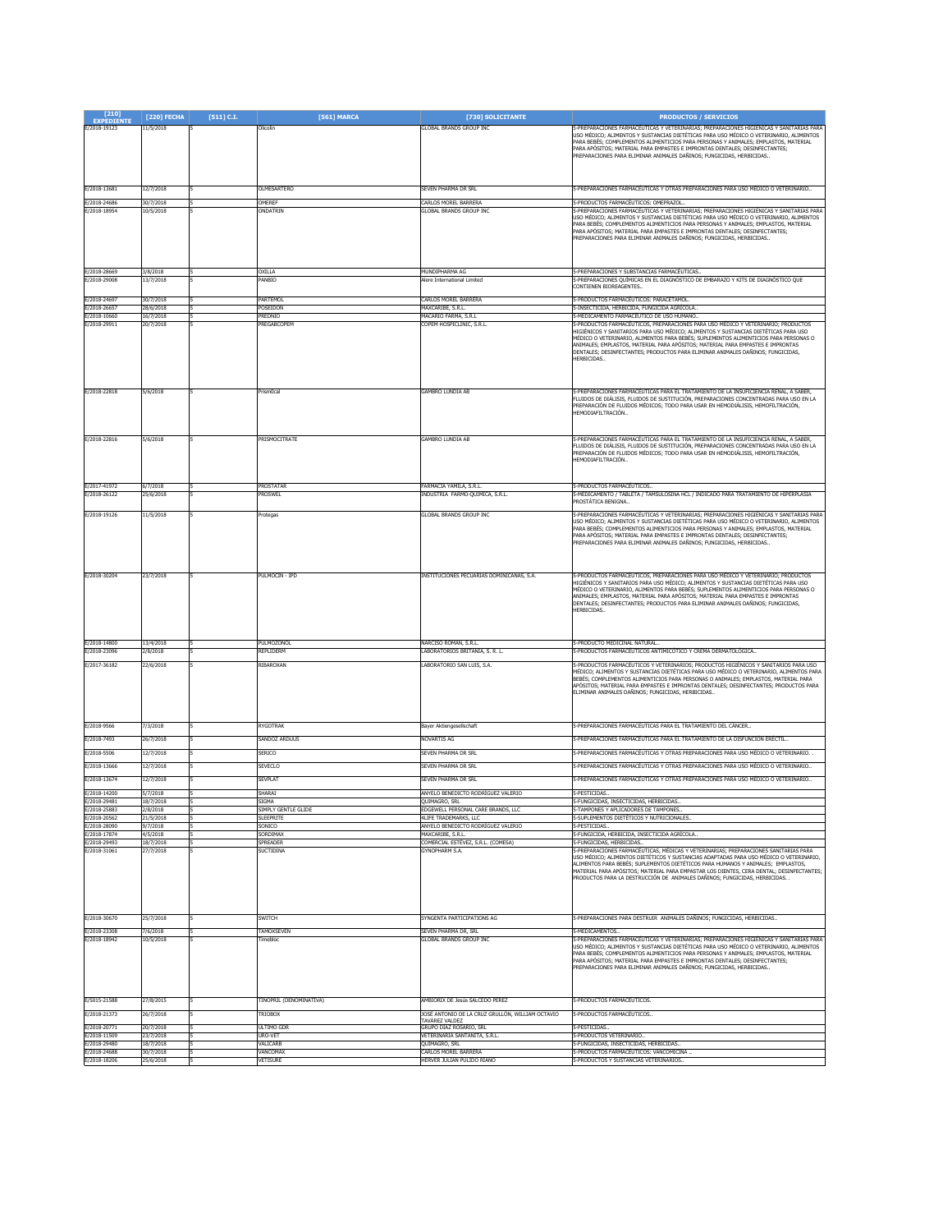| [210] EXPEDIENTE | [220] FECHA | [511] C.I. | [561] MARCA | [730] SOLICITANTE | PRODUCTOS / SERVICIOS |
|---|---|---|---|---|---|
| E/2018-19123 | 11/5/2018 | 5 | Olicolin | GLOBAL BRANDS GROUP INC | 5-PREPARACIONES FARMACÉUTICAS Y VETERINARIAS; PREPARACIONES HIGIÉNICAS Y SANITARIAS PARA USO MÉDICO; ALIMENTOS Y SUSTANCIAS DIETÉTICAS PARA USO MÉDICO O VETERINARIO, ALIMENTOS PARA BEBÉS; COMPLEMENTOS ALIMENTICIOS PARA PERSONAS Y ANIMALES; EMPLASTOS, MATERIAL PARA APÓSITOS; MATERIAL PARA EMPASTES E IMPRONTAS DENTALES; DESINFECTANTES; PREPARACIONES PARA ELIMINAR ANIMALES DAÑINOS; FUNGICIDAS, HERBICIDAS.. |
| E/2018-13681 | 12/7/2018 | 5 | OLMESARTERO | SEVEN PHARMA DR SRL | 5-PREPARACIONES FARMACEUTICAS Y OTRAS PREPARACIONES PARA USO MÉDICO O VETERINARIO.. |
| E/2018-24686 | 30/7/2018 | 5 | OMEREF | CARLOS MOREL BARRERA | 5-PRODUCTOS FARMACEUTICOS: OMEPRAZOL.. |
| E/2018-18954 | 10/5/2018 | 5 | ONDATRIN | GLOBAL BRANDS GROUP INC | 5-PREPARACIONES FARMACÉUTICAS Y VETERINARIAS; PREPARACIONES HIGIÉNICAS Y SANITARIAS PARA USO MÉDICO; ALIMENTOS Y SUSTANCIAS DIETÉTICAS PARA USO MÉDICO O VETERINARIO, ALIMENTOS PARA BEBÉS; COMPLEMENTOS ALIMENTICIOS PARA PERSONAS Y ANIMALES; EMPLASTOS, MATERIAL PARA APÓSITOS; MATERIAL PARA EMPASTES E IMPRONTAS DENTALES; DESINFECTANTES; PREPARACIONES PARA ELIMINAR ANIMALES DAÑINOS; FUNGICIDAS, HERBICIDAS.. |
| E/2018-28669 | 3/8/2018 | 5 | OXILLA | MUNDIPHARMA AG | 5-PREPARACIONES Y SUBSTANCIAS FARMACEUTICAS.. |
| E/2018-29008 | 13/7/2018 | 5 | PANBIO | Alere International Limited | 5-PREPARACIONES QUÍMICAS EN EL DIAGNÓSTICO DE EMBARAZO Y KITS DE DIAGNÓSTICO QUE CONTIENEN BIOREAGENTES.. |
| E/2018-24697 | 30/7/2018 | 5 | PARTEMOL | CARLOS MOREL BARRERA | 5-PRODUCTOS FARMACEUTICOS: PARACETAMOL. |
| E/2018-26657 | 28/6/2018 | 5 | POSEIDON | MAXCARIBE, S.R.L. | 5-INSECTICIDA, HERBICIDA, FUNGICIDA AGRÍCOLA.. |
| E/2018-10660 | 16/7/2018 | 5 | PREDNIO | MACARIO FARMA, S.R.L | 5-MEDICAMENTO FARMACEUTICO DE USO HUMANO.. |
| E/2018-29911 | 20/7/2018 | 5 | PREGABCOPEM | COPEM HOSPICLINIC, S.R.L. | 5-PRODUCTOS FARMACÉUTICOS, PREPARACIONES PARA USO MÉDICO Y VETERINARIO; PRODUCTOS HIGIÉNICOS Y SANITARIOS PARA USO MÉDICO; ALIMENTOS Y SUSTANCIAS DIETÉTICAS PARA USO MÉDICO O VETERINARIO, ALIMENTOS PARA BEBÉS; SUPLEMENTOS ALIMENTICIOS PARA PERSONAS O ANIMALES; EMPLASTOS, MATERIAL PARA APÓSITOS; MATERIAL PARA EMPASTES E IMPRONTAS DENTALES; DESINFECTANTES; PRODUCTOS PARA ELIMINAR ANIMALES DAÑINOS; FUNGICIDAS, HERBICIDAS.. |
| E/2018-22818 | 5/6/2018 | 5 | PrismOcal | GAMBRO LUNDIA AB | 5-PREPARACIONES FARMACÉUTICAS PARA EL TRATAMIENTO DE LA INSUFICIENCIA RENAL, A SABER, FLUIDOS DE DIÁLISIS, FLUIDOS DE SUSTITUCIÓN, PREPARACIONES CONCENTRADAS PARA USO EN LA PREPARACIÓN DE FLUIDOS MÉDICOS; TODO PARA USAR EN HEMODIÁLISIS, HEMOFILTRACIÓN, HEMODIAFILTRACIÓN.. |
| E/2018-22816 | 5/6/2018 | 5 | PRISMOCITRATE | GAMBRO LUNDIA AB | 5-PREPARACIONES FARMACÉUTICAS PARA EL TRATAMIENTO DE LA INSUFICIENCIA RENAL, A SABER, FLUIDOS DE DIÁLISIS, FLUIDOS DE SUSTITUCIÓN, PREPARACIONES CONCENTRADAS PARA USO EN LA PREPARACIÓN DE FLUIDOS MÉDICOS; TODO PARA USAR EN HEMODIÁLISIS, HEMOFILTRACIÓN, HEMODIAFILTRACIÓN.. |
| E/2017-41972 | 6/7/2018 | 5 | PROSTATAR | FARMACIA YAMILA, S.R.L. | 5-PRODUCTOS FARMACEUTICOS.. |
| E/2018-26122 | 25/6/2018 | 5 | PROSWEL | INDUSTRIA FARMO-QUIMICA, S.R.L. | 5-MEDICAMENTO / TABLETA / TAMSULOSINA HCL / INDICADO PARA TRATAMIENTO DE HIPERPLASIA PROSTÁTICA BENIGNA.. |
| E/2018-19126 | 11/5/2018 | 5 | Protegas | GLOBAL BRANDS GROUP INC | 5-PREPARACIONES FARMACÉUTICAS Y VETERINARIAS; PREPARACIONES HIGIÉNICAS Y SANITARIAS PARA USO MÉDICO; ALIMENTOS Y SUSTANCIAS DIETÉTICAS PARA USO MÉDICO O VETERINARIO, ALIMENTOS PARA BEBÉS; COMPLEMENTOS ALIMENTICIOS PARA PERSONAS Y ANIMALES; EMPLASTOS, MATERIAL PARA APÓSITOS; MATERIAL PARA EMPASTES E IMPRONTAS DENTALES; DESINFECTANTES; PREPARACIONES PARA ELIMINAR ANIMALES DAÑINOS; FUNGICIDAS, HERBICIDAS.. |
| E/2018-30204 | 23/7/2018 | 5 | PULMOCIN - IPD | INSTITUCIONES PECUARIAS DOMINICANAS, S.A. | 5-PRODUCTOS FARMACÉUTICOS, PREPARACIONES PARA USO MÉDICO Y VETERINARIO; PRODUCTOS HIGIÉNICOS Y SANITARIOS PARA USO MÉDICO; ALIMENTOS Y SUSTANCIAS DIETÉTICAS PARA USO MÉDICO O VETERINARIO, ALIMENTOS PARA BEBÉS; SUPLEMENTOS ALIMENTICIOS PARA PERSONAS O ANIMALES; EMPLASTOS, MATERIAL PARA APÓSITOS; MATERIAL PARA EMPASTES E IMPRONTAS DENTALES; DESINFECTANTES; PRODUCTOS PARA ELIMINAR ANIMALES DAÑINOS; FUNGICIDAS, HERBICIDAS.. |
| E/2018-14800 | 13/4/2018 | 5 | PULMOZONOL | NARCISO ROMAN, S.R.L. | 5-PRODUCTO MEDICINAL NATURAL.. |
| E/2018-23096 | 2/8/2018 | 5 | REPLIDERM | LABORATORIOS BRITANIA, S. R. L. | 5-PRODUCTOS FARMACEUTICOS ANTIMICOTICO Y CREMA DERMATOLOGICA.. |
| E/2017-36182 | 22/6/2018 | 5 | RIBAROXAN | LABORATORIO SAN LUIS, S.A. | 5-PRODUCTOS FARMACÉUTICOS Y VETERINARIOS; PRODUCTOS HIGIÉNICOS Y SANITARIOS PARA USO MÉDICO; ALIMENTOS Y SUSTANCIAS DIETÉTICAS PARA USO MÉDICO O VETERINARIO, ALIMENTOS PARA BEBÉS; COMPLEMENTOS ALIMENTICIOS PARA PERSONAS O ANIMALES; EMPLASTOS, MATERIAL PARA APÓSITOS; MATERIAL PARA EMPASTES E IMPRONTAS DENTALES; DESINFECTANTES; PRODUCTOS PARA ELIMINAR ANIMALES DAÑINOS; FUNGICIDAS, HERBICIDAS.. |
| E/2018-9566 | 7/3/2018 | 5 | RYGOTRAK | Bayer Aktiengesellschaft | 5-PREPARACIONES FARMACÉUTICAS PARA EL TRATAMIENTO DEL CÁNCER.. |
| E/2018-7493 | 26/7/2018 | 5 | SANDOZ ARDUUS | NOVARTIS AG | 5-PREPARACIONES FARMACÉUTICAS PARA EL TRATAMIENTO DE LA DISFUNCIÓN ERÉCTIL.. |
| E/2018-5506 | 12/7/2018 | 5 | SERICO | SEVEN PHARMA DR SRL | 5-PREPARACIONES FARMACEUTICAS Y OTRAS PREPARACIONES PARA USO MÉDICO O VETERINARIO. . |
| E/2018-13666 | 12/7/2018 | 5 | SEVECLO | SEVEN PHARMA DR SRL | 5-PREPARACIONES FARMACEUTICAS Y OTRAS PREPARACIONES PARA USO MÉDICO O VETERINARIO.. |
| E/2018-13674 | 12/7/2018 | 5 | SEVPLAT | SEVEN PHARMA DR SRL | 5-PREPARACIONES FARMACEUTICAS Y OTRAS PREPARACIONES PARA USO MÉDICO O VETERINARIO.. |
| E/2018-14200 | 5/7/2018 | 5 | SHARAI | ANYELO BENEDICTO RODRÍGUEZ VALERIO | 5-PESTICIDAS.. |
| E/2018-29481 | 18/7/2018 | 5 | SIGMA | QUIMAGRO, SRL. | 5-FUNGICIDAS, INSECTICIDAS, HERBICIDAS.. |
| E/2018-25883 | 2/8/2018 | 5 | SIMPLY GENTLE GLIDE | EDGEWELL PERSONAL CARE BRANDS, LLC | 5-TAMPONES Y APLICADORES DE TAMPONES.. |
| E/2018-20562 | 21/5/2018 | 5 | SLEEPRITE | 4LIFE TRADEMARKS, LLC | 5-SUPLEMENTOS DIETÉTICOS Y NUTRICIONALES.. |
| E/2018-28090 | 9/7/2018 | 5 | SONICO | ANYELO BENEDICTO RODRÍGUEZ VALERIO | 5-PESTICIDAS.. |
| E/2018-17874 | 4/5/2018 | 5 | SORDIMAX | MAXCARIBE, S.R.L. | 5-FUNGICIDA, HERBICIDA, INSECTICIDA AGRÍCOLA.. |
| E/2018-29493 | 18/7/2018 | 5 | SPREADER | COMERCIAL ESTÉVEZ, S.R.L. (COMESA) | 5-FUNGICIDAS, HERBICIDAS.. |
| E/2018-31061 | 27/7/2018 | 5 | SUCTIDINA | GYNOPHARM S.A. | 5-PREPARACIONES FARMACÉUTICAS, MÉDICAS Y VETERINARIAS; PREPARACIONES SANITARIAS PARA USO MÉDICO; ALIMENTOS DIETÉTICOS Y SUSTANCIAS ADAPTADAS PARA USO MÉDICO O VETERINARIO, ALIMENTOS PARA BEBÉS; SUPLEMENTOS DIETÉTICOS PARA HUMANOS Y ANIMALES; EMPLASTOS, MATERIAL PARA APÓSITOS; MATERIAL PARA EMPASTAR LOS DIENTES, CERA DENTAL; DESINFECTANTES; PRODUCTOS PARA LA DESTRUCCIÓN DE ANIMALES DAÑINOS; FUNGICIDAS, HERBICIDAS. . |
| E/2018-30670 | 25/7/2018 | 5 | SWITCH | SYNGENTA PARTICIPATIONS AG | 5-PREPARACIONES PARA DESTRUIR ANIMALES DAÑINOS; FUNGICIDAS, HERBICIDAS.. |
| E/2018-23308 | 7/6/2018 | 5 | TAMOXSEVEN | SEVEN PHARMA DR, SRL | 5-MEDICAMENTOS.. |
| E/2018-18942 | 10/5/2018 | 5 | Timobloc | GLOBAL BRANDS GROUP INC | 5-PREPARACIONES FARMACÉUTICAS Y VETERINARIAS; PREPARACIONES HIGIÉNICAS Y SANITARIAS PARA USO MÉDICO; ALIMENTOS Y SUSTANCIAS DIETÉTICAS PARA USO MÉDICO O VETERINARIO, ALIMENTOS PARA BEBÉS; COMPLEMENTOS ALIMENTICIOS PARA PERSONAS Y ANIMALES; EMPLASTOS, MATERIAL PARA APÓSITOS; MATERIAL PARA EMPASTES E IMPRONTAS DENTALES; DESINFECTANTES; PREPARACIONES PARA ELIMINAR ANIMALES DAÑINOS; FUNGICIDAS, HERBICIDAS.. |
| E/5015-21588 | 27/8/2015 | 5 | TINOPRIL (DENOMINATIVA) | AMBIORIX DE Jesús SALCEDO PEREZ | 5-PRODUCTOS FARMACEUTICOS. |
| E/2018-21373 | 26/7/2018 | 5 | TRIOBOX | JOSÉ ANTONIO DE LA CRUZ GRULLÓN, WILLIAM OCTAVIO TAVÁREZ VALDEZ | 5-PRODUCTOS FARMACEUTICOS.. |
| E/2018-20771 | 20/7/2018 | 5 | ULTIMO GDR | GRUPO DÍAZ ROSARIO, SRL | 5-PESTICIDAS.. |
| E/2018-11509 | 23/7/2018 | 5 | URO-VET | VETERINARIA SANTANITA, S.R.L. | 5-PRODUCTOS VETERINARIO.. |
| E/2018-29480 | 18/7/2018 | 5 | VALICARB | QUIMAGRO, SRL. | 5-FUNGICIDAS, INSECTICIDAS, HERBICIDAS.. |
| E/2018-24688 | 30/7/2018 | 5 | VANCOMAX | CARLOS MOREL BARRERA | 5-PRODUCTOS FARMACEUTICOS: VANCOMICINA .. |
| E/2018-18206 | 25/6/2018 | 5 | VETISURE | HERVER JULIAN PULIDO RIANO | 5-PRODUCTOS Y SUSTANCIAS VETERINARIOS.. |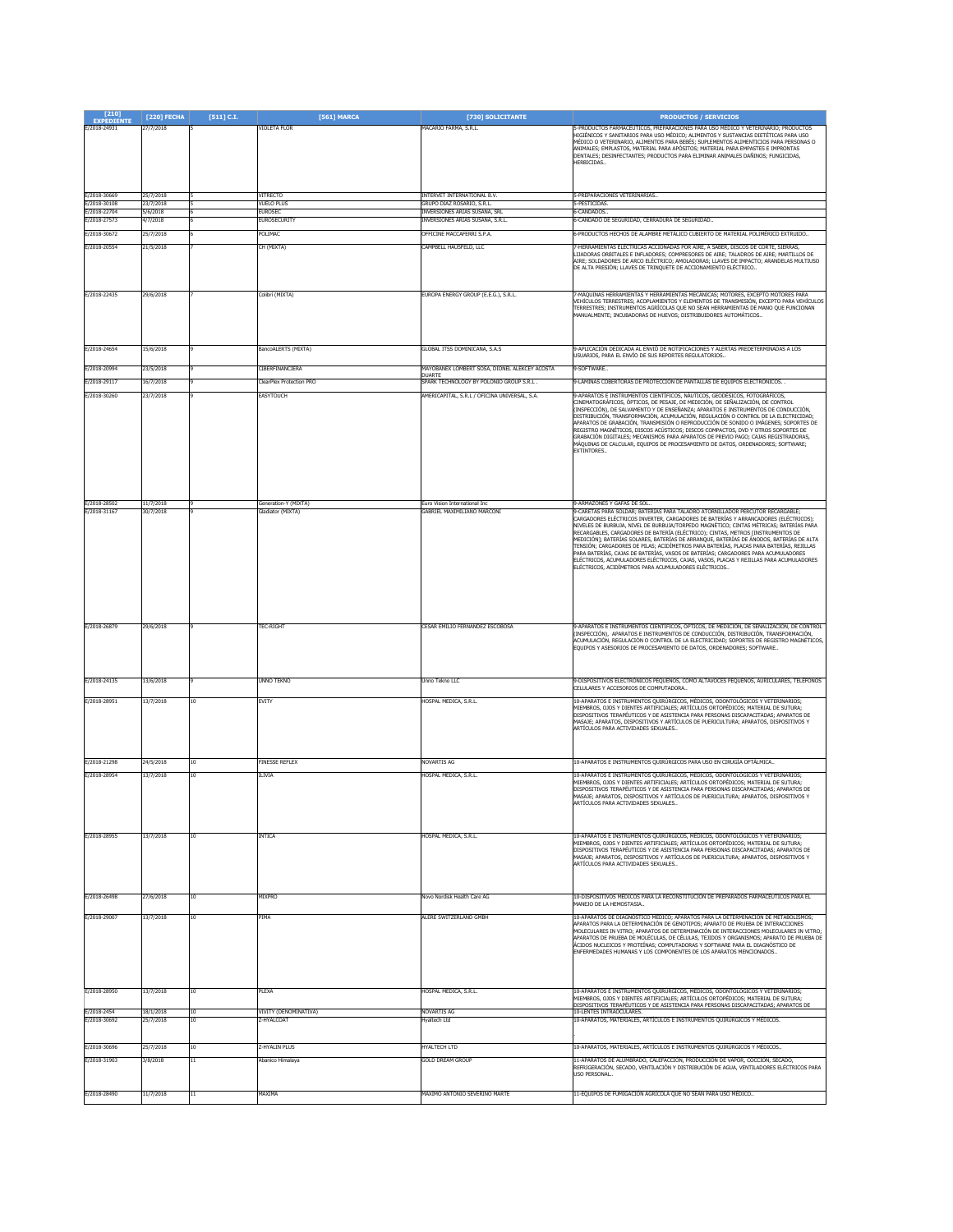| [210] EXPEDIENTE | [220] FECHA | [511] C.I. | [561] MARCA | [730] SOLICITANTE | PRODUCTOS / SERVICIOS |
|---|---|---|---|---|---|
| E/2018-24931 | 27/7/2018 | 5 | VIOLETA FLOR | MACARIO FARMA, S.R.L. | 5-PRODUCTOS FARMACÉUTICOS, PREPARACIONES PARA USO MÉDICO Y VETERINARIO; PRODUCTOS HIGIÉNICOS Y SANITARIOS PARA USO MÉDICO; ALIMENTOS Y SUSTANCIAS DIETÉTICAS PARA USO MÉDICO O VETERINARIO, ALIMENTOS PARA BEBÉS; SUPLEMENTOS ALIMENTICIOS PARA PERSONAS O ANIMALES; EMPLASTOS, MATERIAL PARA APÓSITOS; MATERIAL PARA EMPASTES E IMPRONTAS DENTALES; DESINFECTANTES; PRODUCTOS PARA ELIMINAR ANIMALES DAÑINOS; FUNGICIDAS, HERBICIDAS.. |
| E/2018-30669 | 25/7/2018 | 5 | VITRECTO | INTERVET INTERNATIONAL B.V. | 5-PREPARACIONES VETERINARIAS.. |
| E/2018-30108 | 23/7/2018 | 5 | VUELO PLUS | GRUPO DIAZ ROSARIO, S.R.L. | 5-PESTICIDAS. |
| E/2018-22704 | 5/6/2018 | 6 | EUROSEC | INVERSIONES ARIAS SUSANA, SRL | 6-CANDADOS.. |
| E/2018-27573 | 4/7/2018 | 6 | EUROSECURITY | INVERSIONES ARIAS SUSANA, S.R.L. | 6-CANDADO DE SEGURIDAD, CERRADURA DE SEGURIDAD.. |
| E/2018-30672 | 25/7/2018 | 6 | POLIMAC | OFFICINE MACCAFERRI S.P.A. | 6-PRODUCTOS HECHOS DE ALAMBRE METÁLICO CUBIERTO DE MATERIAL POLIMÉRICO EXTRUIDO.. |
| E/2018-20554 | 21/5/2018 | 7 | CH (MIXTA) | CAMPBELL HAUSFELD, LLC | 7-HERRAMIENTAS ELÉCTRICAS ACCIONADAS POR AIRE, A SABER, DISCOS DE CORTE, SIERRAS, LIJADORAS ORBITALES E INFLADORES; COMPRESORES DE AIRE; TALADROS DE AIRE; MARTILLOS DE AIRE; SOLDADORES DE ARCO ELÉCTRICO; AMOLADORAS; LLAVES DE IMPACTO; ARANDELAS MULTIUSO DE ALTA PRESIÓN; LLAVES DE TRINQUETE DE ACCIONAMIENTO ELÉCTRICO.. |
| E/2018-22435 | 29/6/2018 | 7 | Colibrí (MIXTA) | EUROPA ENERGY GROUP (E.E.G.), S.R.L. | 7-MÁQUINAS HERRAMIENTAS Y HERRAMIENTAS MECÁNICAS; MOTORES, EXCEPTO MOTORES PARA VEHÍCULOS TERRESTRES; ACOPLAMIENTOS Y ELEMENTOS DE TRANSMISIÓN, EXCEPTO PARA VEHÍCULOS TERRESTRES; INSTRUMENTOS AGRÍCOLAS QUE NO SEAN HERRAMIENTAS DE MANO QUE FUNCIONAN MANUALMENTE; INCUBADORAS DE HUEVOS; DISTRIBUIDORES AUTOMÁTICOS.. |
| E/2018-24654 | 15/6/2018 | 9 | BancoALERTS (MIXTA) | GLOBAL ITSS DOMINICANA, S.A.S | 9-APLICACIÓN DEDICADA AL ENVIÓ DE NOTIFICACIONES Y ALERTAS PREDETERMINADAS A LOS USUARIOS, PARA EL ENVÍO DE SUS REPORTES REGULATORIOS.. |
| E/2018-20994 | 23/5/2018 | 9 | CIBERFINANCIERA | MAYOBANEX LOMBERT SOSA, DIONEL ALEKCEY ACOSTA DUARTE | 9-SOFTWARE.. |
| E/2018-29117 | 16/7/2018 | 9 | ClearPlex Protection PRO | SPARK TECHNOLOGY BY POLONIO GROUP S.R.L . | 9-LAMINAS COBERTORAS DE PROTECCIÓN DE PANTALLAS DE EQUIPOS ELECTRÓNICOS. . |
| E/2018-30260 | 23/7/2018 | 9 | EASYTOUCH | AMERICAPITAL, S.R.L / OFICINA UNIVERSAL, S.A. | 9-APARATOS E INSTRUMENTOS CIENTÍFICOS, NÁUTICOS, GEODÉSICOS, FOTOGRÁFICOS, CINEMATOGRÁFICOS, ÓPTICOS, DE PESAJE, DE MEDICIÓN, DE SEÑALIZACIÓN, DE CONTROL (INSPECCIÓN), DE SALVAMENTO Y DE ENSEÑANZA; APARATOS E INSTRUMENTOS DE CONDUCCIÓN, DISTRIBUCIÓN, TRANSFORMACIÓN, ACUMULACIÓN, REGULACIÓN O CONTROL DE LA ELECTRICIDAD; APARATOS DE GRABACIÓN, TRANSMISIÓN O REPRODUCCIÓN DE SONIDO O IMÁGENES; SOPORTES DE REGISTRO MAGNÉTICOS, DISCOS ACÚSTICOS; DISCOS COMPACTOS, DVD Y OTROS SOPORTES DE GRABACIÓN DIGITALES; MECANISMOS PARA APARATOS DE PREVIO PAGO; CAJAS REGISTRADORAS, MÁQUINAS DE CALCULAR, EQUIPOS DE PROCESAMIENTO DE DATOS, ORDENADORES; SOFTWARE; EXTINTORES.. |
| E/2018-28502 | 11/7/2018 | 9 | Generation-Y (MIXTA) | Euro Vision International Inc | 9-ARMAZONES Y GAFAS DE SOL.. |
| E/2018-31167 | 30/7/2018 | 9 | Gladiator (MIXTA) | GABRIEL MAXIMILIANO MARCONI | 9-CARETAS PARA SOLDAR; BATERIAS PARA TALADRO ATORNILLADOR PERCUTOR RECARGABLE; CARGADORES ELÉCTRICOS INVERTER, CARGADORES DE BATERÍAS Y ARRANCADORES (ELÉCTRICOS); NIVELES DE BURBUJA, NIVEL DE BURBUJA/TORPEDO MAGNÉTICO; CINTAS MÉTRICAS; BATERÍAS PARA RECARGABLES, CARGADORES DE BATERÍA (ELÉCTRICO); CINTAS, METROS [INSTRUMENTOS DE MEDICIÓN]; BATERÍAS SOLARES, BATERÍAS DE ARRANQUE, BATERÍAS DE ÁNODOS, BATERÍAS DE ALTA TENSIÓN; CARGADORES DE PILAS; ACIDÍMETROS PARA BATERÍAS, PLACAS PARA BATERÍAS, REJILLAS PARA BATERÍAS, CAJAS DE BATERÍAS, VASOS DE BATERÍAS; CARGADORES PARA ACUMULADORES ELÉCTRICOS, ACUMULADORES ELÉCTRICOS, CAJAS, VASOS, PLACAS Y REJILLAS PARA ACUMULADORES ELÉCTRICOS, ACIDÍMETROS PARA ACUMULADORES ELÉCTRICOS.. |
| E/2018-26879 | 29/6/2018 | 9 | TEC-RIGHT | CESAR EMILIO FERNANDEZ ESCOBOSA | 9-APARATOS E INSTRUMENTOS CIENTÍFICOS, ÓPTICOS, DE MEDICIÓN, DE SEÑALIZACIÓN, DE CONTROL (INSPECCIÓN), APARATOS E INSTRUMENTOS DE CONDUCCIÓN, DISTRIBUCIÓN, TRANSFORMACIÓN, ACUMULACIÓN, REGULACIÓN O CONTROL DE LA ELECTRICIDAD; SOPORTES DE REGISTRO MAGNÉTICOS, EQUIPOS Y ASESORIOS DE PROCESAMIENTO DE DATOS, ORDENADORES; SOFTWARE.. |
| E/2018-24135 | 13/6/2018 | 9 | UNNO TEKNO | Unno Tekno LLC | 9-DISPOSITIVOS ELECTRÓNICOS PEQUEÑOS, COMO ALTAVOCES PEQUEÑOS, AURICULARES, TELÉFONOS CELULARES Y ACCESORIOS DE COMPUTADORA.. |
| E/2018-28951 | 13/7/2018 | 10 | EVITY | HOSPAL MEDICA, S.R.L. | 10-APARATOS E INSTRUMENTOS QUIRÚRGICOS, MÉDICOS, ODONTOLÓGICOS Y VETERINARIOS; MIEMBROS, OJOS Y DIENTES ARTIFICIALES; ARTÍCULOS ORTOPÉDICOS; MATERIAL DE SUTURA; DISPOSITIVOS TERAPÉUTICOS Y DE ASISTENCIA PARA PERSONAS DISCAPACITADAS; APARATOS DE MASAJE; APARATOS, DISPOSITIVOS Y ARTÍCULOS DE PUERICULTURA; APARATOS, DISPOSITIVOS Y ARTÍCULOS PARA ACTIVIDADES SEXUALES.. |
| E/2018-21298 | 24/5/2018 | 10 | FINESSE REFLEX | NOVARTIS AG | 10-APARATOS E INSTRUMENTOS QUIRÚRGICOS PARA USO EN CIRUGÍA OFTÁLMICA.. |
| E/2018-28954 | 13/7/2018 | 10 | ILIVIA | HOSPAL MEDICA, S.R.L. | 10-APARATOS E INSTRUMENTOS QUIRÚRGICOS, MÉDICOS, ODONTOLÓGICOS Y VETERINARIOS; MIEMBROS, OJOS Y DIENTES ARTIFICIALES; ARTÍCULOS ORTOPÉDICOS; MATERIAL DE SUTURA; DISPOSITIVOS TERAPÉUTICOS Y DE ASISTENCIA PARA PERSONAS DISCAPACITADAS; APARATOS DE MASAJE; APARATOS, DISPOSITIVOS Y ARTÍCULOS DE PUERICULTURA; APARATOS, DISPOSITIVOS Y ARTÍCULOS PARA ACTIVIDADES SEXUALES.. |
| E/2018-28955 | 13/7/2018 | 10 | INTICA | HOSPAL MEDICA, S.R.L. | 10-APARATOS E INSTRUMENTOS QUIRÚRGICOS, MÉDICOS, ODONTOLÓGICOS Y VETERINARIOS; MIEMBROS, OJOS Y DIENTES ARTIFICIALES; ARTÍCULOS ORTOPÉDICOS; MATERIAL DE SUTURA; DISPOSITIVOS TERAPÉUTICOS Y DE ASISTENCIA PARA PERSONAS DISCAPACITADAS; APARATOS DE MASAJE; APARATOS, DISPOSITIVOS Y ARTÍCULOS DE PUERICULTURA; APARATOS, DISPOSITIVOS Y ARTÍCULOS PARA ACTIVIDADES SEXUALES.. |
| E/2018-26498 | 27/6/2018 | 10 | MIXPRO | Novo Nordisk Health Care AG | 10-DISPOSITIVOS MÉDICOS PARA LA RECONSTITUCIÓN DE PREPARADOS FARMACÉUTICOS PARA EL MANEJO DE LA HEMOSTASIA.. |
| E/2018-29007 | 13/7/2018 | 10 | PIMA | ALERE SWITZERLAND GMBH | 10-APARATOS DE DIAGNÓSTICO MÉDICO; APARATOS PARA LA DETERMINACIÓN DE METABOLISMOS; APARATOS PARA LA DETERMINACIÓN DE GENOTIPOS; APARATO DE PRUEBA DE INTERACCIONES MOLECULARES IN VITRO; APARATOS DE DETERMINACIÓN DE INTERACCIONES MOLECULARES IN VITRO; APARATOS DE PRUEBA DE MOLÉCULAS, DE CÉLULAS, TEJIDOS Y ORGANISMOS; APARATO DE PRUEBA DE ÁCIDOS NUCLEICOS Y PROTEÍNAS; COMPUTADORAS Y SOFTWARE PARA EL DIAGNÓSTICO DE ENFERMEDADES HUMANAS Y LOS COMPONENTES DE LOS APARATOS MENCIONADOS.. |
| E/2018-28950 | 13/7/2018 | 10 | PLEXA | HOSPAL MEDICA, S.R.L. | 10-APARATOS E INSTRUMENTOS QUIRÚRGICOS, MÉDICOS, ODONTOLÓGICOS Y VETERINARIOS; MIEMBROS, OJOS Y DIENTES ARTIFICIALES; ARTÍCULOS ORTOPÉDICOS; MATERIAL DE SUTURA; DISPOSITIVOS TERAPÉUTICOS Y DE ASISTENCIA PARA PERSONAS DISCAPACITADAS; APARATOS DE |
| E/2018-2454 | 18/1/2018 | 10 | VIVITY (DENOMINATIVA) | NOVARTIS AG | 10-LENTES INTRAOCULARES. |
| E/2018-30692 | 25/7/2018 | 10 | Z-HYALCOAT | Hyaltech Ltd | 10-APARATOS, MATERIALES, ARTÍCULOS E INSTRUMENTOS QUIRÚRGICOS Y MÉDICOS. |
| E/2018-30696 | 25/7/2018 | 10 | Z-HYALIN PLUS | HYALTECH LTD | 10-APARATOS, MATERIALES, ARTÍCULOS E INSTRUMENTOS QUIRÚRGICOS Y MÉDICOS.. |
| E/2018-31903 | 3/8/2018 | 11 | Abanico Himalaya | GOLD DREAM GROUP | 11-APARATOS DE ALUMBRADO, CALEFACCIÓN, PRODUCCIÓN DE VAPOR, COCCIÓN, SECADO, REFRIGERACIÓN, SECADO, VENTILACIÓN Y DISTRIBUCIÓN DE AGUA, VENTILADORES ELÉCTRICOS PARA USO PERSONAL.. |
| E/2018-28490 | 11/7/2018 | 11 | MAXIMA | MAXIMO ANTONIO SEVERINO MARTE | 11-EQUIPOS DE FUMIGACIÓN AGRÍCOLA QUE NO SEAN PARA USO MÉDICO.. |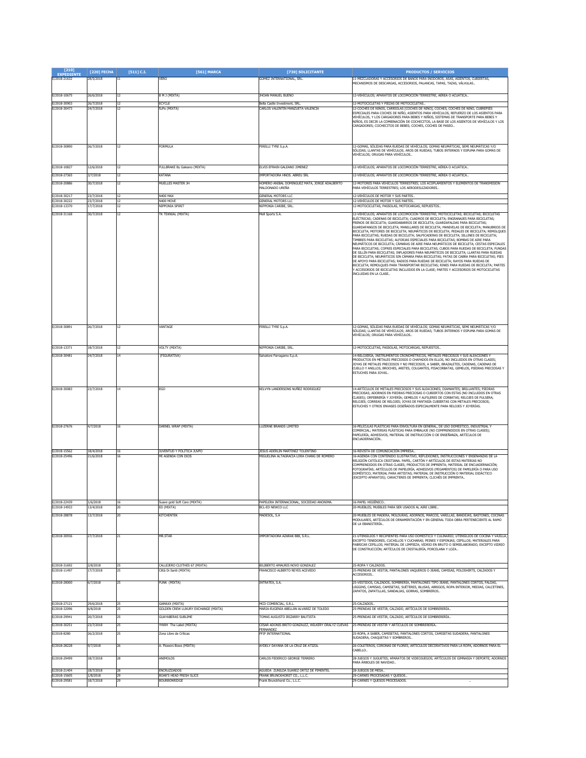| [210] EXPEDIENTE | [220] FECHA | [511] C.I. | [561] MARCA | [730] SOLICITANTE | PRODUCTOS / SERVICIOS |
|---|---|---|---|---|---|
| E/2018-21632 | 28/5/2018 | 11 | VERO | GOMEZ INTERNATIONAL, SRL. | 11-MEZCLADORAS Y ACCESORIOS DE BAÑOS PARA INODOROS, ASAS, ASIENTOS, CUBIERTAS, MECANISMOS DE DESCARGAS, ACCESORIOS, PALANCAS, TAPAS, TAZAS, VÁLVULAS.. |
| E/2018-10675 | 26/6/2018 | 12 | B M J (MIXTA) | JHOAN MANUEL BUENO | 12-VEHÍCULOS; APARATOS DE LOCOMOCIÓN TERRESTRE, AÉREA O ACUÁTICA.. |
| E/2018-30903 | 26/7/2018 | 12 | ECYCLE | Bella Castle Investment, SRL. | 12-MOTOCICLETAS Y PIEZAS DE MOTOCICLETAS.. |
| E/2018-30473 | 24/7/2018 | 12 | fLiPo (MIXTA) | CARLOS VALENTIN MANZUETA VALENCIA | 12-COCHES DE NIÑOS, CARRIOLAS [COCHES DE NIÑO], COCHES, COCHES DE NIÑO, CUBREPIES ESPECIALES PARA COCHES DE NIÑO, ASIENTOS PARA VEHÍCULOS, REFUERZO DE LOS ASIENTOS PARA VEHÍCULOS, Y LOS CARGADORES PARA BEBES Y NIÑOS, SISTEMAS DE TRANSPORTE PARA BEBES Y NIÑOS, ES DECIR LA COMBINACIÓN DE COCHECITOS, LA BASE DE LOS ASIENTOS DE VEHÍCULOS Y LOS CARGADORES; COCHECITOS DE BEBES; COCHES, COCHES DE PASEO.. |
| E/2018-30890 | 26/7/2018 | 12 | FORMULA | PIRELLI TYRE S.p.A. | 12-GOMAS, SÓLIDAS PARA RUEDAS DE VEHÍCULOS; GOMAS NEUMÁTICAS, SEMI NEUMÁTICAS Y/O SÓLIDAS; LLANTAS DE VEHÍCULOS; AROS DE RUEDAS; TUBOS INTERNOS Y ESPUMA PARA GOMAS DE VEHÍCULOS; ORUGAS PARA VEHÍCULOS.. |
| E/2018-10827 | 12/6/2018 | 12 | FULLBRAKE By Galeano (MIXTA) | ELVIS EFRAIN GALEANO JIMENEZ | 12-VEHÍCULOS; APARATOS DE LOCOMOCIÓN TERRESTRE, AÉREA O ACUÁTICA.. |
| E/2018-27365 | 3/7/2018 | 12 | KATANA | IMPORTADORA HNOS. ABREU SRL | 12-VEHÍCULOS; APARATOS DE LOCOMOCIÓN TERRESTRE, AÉREA O ACUÁTICA.. |
| E/2018-20886 | 30/7/2018 | 12 | MUELLES MASTER JH | HOMERO ANIBAL DOMINGUEZ MATA, JORGE ADALBERTO MALDONADO UREÑA | 12-MOTORES PARA VEHÍCULOS TERRESTRES; LOS ACOPLAMIENTOS Y ELEMENTOS DE TRANSMISIÓN PARA VEHÍCULOS TERRESTRES; LOS AERODESLIZADORES.. |
| E/2018-30217 | 23/7/2018 | 12 | N400 MAX | GENERAL MOTORS LLC | 12-VEHÍCULOS DE MOTOR Y SUS PARTES.. |
| E/2018-30222 | 23/7/2018 | 12 | N400 MOVE | GENERAL MOTORS LLC | 12-VEHÍCULOS DE MOTOR Y SUS PARTES.. |
| E/2018-13370 | 17/7/2018 | 12 | NIPPONIA SPIRIT | NIPPONIA CARIBE, SRL. | 12-MOTOCICLETAS, PASOLAS, MOTOCARGAS, REPUESTOS.. |
| E/2018-31168 | 30/7/2018 | 12 | TK TEKNIAL (MIXTA) | Moll Sports S.A. | 12-VEHÍCULOS; APARATOS DE LOCOMOCIÓN TERRESTRE; MOTOCICLETAS; BICICLETAS; BICICLETAS ELÉCTRICAS; CADENAS DE BICICLETA; CUADROS DE BICICLETA; ENGRANAJES PARA BICICLETAS; FRENOS DE BICICLETA; GUARDABARROS DE BICICLETA; GUARDAFALDAS PARA BICICLETAS; GUARDAFANGOS DE BICICLETA; MANILLARES DE BICICLETA; MANIVELAS DE BICICLETA; MANUBRIOS DE BICICLETA; MOTORES DE BICICLETA; NEUMÁTICOS DE BICICLETA; PEDALES DE BICICLETA; REMOLQUES PARA BICICLETAS; RUEDAS DE BICICLETA; SALPICADERAS DE BICICLETA; SILLINES DE BICICLETA; TIMBRES PARA BICICLETAS; ALFORJAS ESPECIALES PARA BICICLETAS; BOMBAS DE AIRE PARA NEUMÁTICOS DE BICICLETA; CÁMARAS DE AIRE PARA NEUMÁTICOS DE BICICLETA; CESTAS ESPECIALES PARA BICICLETAS; COFRES ESPECIALES PARA BICICLETAS; CUBOS PARA RUEDAS DE BICICLETA; FUNDAS DE SILLÍN PARA BICICLETAS; INFLADORES PARA NEUMÁTICOS DE BICICLETA; LLANTAS PARA RUEDAS DE BICICLETA; NEUMÁTICOS SIN CÁMARA PARA BICICLETAS; PATAS DE CABRA PARA BICICLETAS; PIES DE APOYO PARA BICICLETAS; RADIOS PARA RUEDAS DE BICICLETA; RAYOS PARA RUEDAS DE BICICLETA; REMOLQUES PARA TRANSPORTAR BICICLETAS; RINES PARA RUEDAS DE BICICLETA; PARTES Y ACCESORIOS DE BICICLETAS INCLUIDOS EN LA CLASE; PARTES Y ACCESORIOS DE MOTOCICLETAS INCLUIDAS EN LA CLASE.. |
| E/2018-30891 | 26/7/2018 | 12 | VANTAGE | PIRELLI TYRE S.p.A. | 12-GOMAS, SÓLIDAS PARA RUEDAS DE VEHÍCULOS; GOMAS NEUMÁTICAS, SEMI NEUMÁTICAS Y/O SÓLIDAS; LLANTAS DE VEHÍCULOS; AROS DE RUEDAS; TUBOS INTERNOS Y ESPUMA PARA GOMAS DE VEHÍCULOS; ORUGAS PARA VEHÍCULOS.. |
| E/2018-13371 | 18/7/2018 | 12 | VOLTY (MIXTA) | NIPPONIA CARIBE, SRL. | 12-MOTOCICLETAS, PASOLAS, MOTOCARGAS, REPUESTOS.. |
| E/2018-30481 | 24/7/2018 | 14 | (FIGURATIVA) | Salvatore Ferragamo S.p.A. | 14-RELOJERÍA, INSTRUMENTOS CRONOMÉTRICOS, METALES PRECIOSOS Y SUS ALEACIONES Y PRODUCTOS EN METALES PRECIOSOS O CHAPADOS EN ELLOS, NO INCLUIDOS EN OTRAS CLASES; JOYAS DE METALES PRECIOSOS Y NO PRECIOSOS, A SABER, BRAZALETES, CADENAS, CADENAS DE CUELLO Y ANILLOS, BROCHES, ARETES, COLGANTES, PISACORBATAS, GEMELOS, PIEDRAS PRECIOSAS Y ESTUCHES PARA JOYAS.. |
| E/2018-30083 | 23/7/2018 | 14 | EGO | KELVYN LANDERSONS NUÑEZ RODRIGUEZ | 14-ARTÍCULOS DE METALES PRECIOSOS Y SUS ALEACIONES; DIAMANTES; BRILLANTES; PIEDRAS PRECIOSAS; ADORNOS EN PIEDRAS PRECIOSAS O CUBIERTOS CON ESTAS (NO INCLUIDOS EN OTRAS CLASES); ORFEBRERÍA Y JOYERÍA; GEMELOS Y ALFILERES DE CORBATAS; RELOJES DE PULSERA; RELOJES; CORREAS DE RELOJES; JOYAS DE FANTASÍA CUBIERTAS CON METALES PRECIOSOS; ESTUCHES Y OTROS ENVASES DISEÑADOS ESPECIALMENTE PARA RELOJES Y JOYERÍAS. |
| E/2018-27676 | 4/7/2018 | 16 | DARNEL WRAP (MIXTA) | LUZERNE BRANDS LIMITED | 16-PELÍCULAS PLÁSTICAS PARA ENVOLTURA EN GENERAL, DE USO DOMÉSTICO, INDUSTRIAL Y COMERCIAL; MATERIAS PLÁSTICAS PARA EMBALAJE (NO COMPRENDIDOS EN OTRAS CLASES); PAPELERÍA, ADHESIVOS, MATERIAL DE INSTRUCCIÓN O DE ENSEÑANZA, ARTÍCULOS DE ENCUADERNACIÓN.. |
| E/2018-15562 | 18/4/2018 | 16 | JUVENTUD Y POLITICA JUVPO | JESUS ADERLIN MARTINEZ TOLENTINO | 16-REVISTA DE COMUNICACIÓN IMPRESA.. |
| E/2018-25496 | 21/6/2018 | 16 | MI AGENDA CON DIOS | MIGUELINA ALTAGRACIA LORA CHANG DE ROMERO | 16-AGENDA CON CONTENIDO ILUSTRATIVO, REFLEXIONES, INSTRUCCIONES Y ENSEÑANZAS DE LA RELIGIÓN CATÓLICA CRISTIANA. PAPEL, CARTÓN Y ARTÍCULOS DE ESTAS MATERIAS NO COMPRENDIDOS EN OTRAS CLASES; PRODUCTOS DE IMPRENTA; MATERIAL DE ENCUADERNACIÓN; FOTOGRAFÍAS; ARTÍCULOS DE PAPELERÍA; ADHESIVOS (PEGAMENTOS) DE PAPELERÍA O PARA USO DOMÉSTICO; MATERIAL PARA ARTISTAS; MATERIAL DE INSTRUCCIÓN O MATERIAL DIDÁCTICO (EXCEPTO APARATOS); CARACTERES DE IMPRENTA; CLICHÉS DE IMPRENTA.. |
| E/2018-22439 | 1/6/2018 | 16 | Suave gold Soft Care (MIXTA) | PAPELERA INTERNACIONAL, SOCIEDAD ANONIMA. | 16-PAPEL HIGIÉNICO.. |
| E/2018-14933 | 13/4/2018 | 20 | ED (MIXTA) | BCL-ED NEWCO LLC | 20-MUEBLES; MUEBLES PARA SER USADOS AL AIRE LIBRE.. |
| E/2018-28878 | 13/7/2018 | 20 | KITCHENTEK | MADESOL, S.A | 20-MUEBLES DE MADERA, MOLDURAS, ADORNOS, MARCOS, VARILLAS, BANDEJAS, BASTONES, COCINAS MODULARES, ARTÍCULOS DE ORNAMENTACIÓN Y EN GENERAL TODA OBRA PERTENECIENTE AL RAMO DE LA EBANISTERÍA.. |
| E/2018-30936 | 27/7/2018 | 21 | MR.STAR | IMPORTADORA AZARAK 888, S.R.L. | 21-UTENSILIOS Y RECIPIENTES PARA USO DOMÉSTICO Y CULINARIO; UTENSILIOS DE COCINA Y VAJILLA, EXCEPTO TENEDORES, CUCHILLOS Y CUCHARAS; PEINES Y ESPONJAS; CEPILLOS; MATERIALES PARA FABRICAR CEPILLOS; MATERIAL DE LIMPIEZA; VIDRIO EN BRUTO O SEMIELABORADO, EXCEPTO VIDRIO DE CONSTRUCCIÓN; ARTÍCULOS DE CRISTALERÍA, PORCELANA Y LOZA.. |
| E/2018-31692 | 2/8/2018 | 25 | CALLEJERO CLOTHES 67 (MIXTA) | BILIBERTO AMAURIS NOVO GONZALEZ | 25-ROPA Y CALZADOS. |
| E/2018-11497 | 17/7/2018 | 25 | Città Di Santi (MIXTA) | FRANCISCO ALBERTO REYES ACEVEDO | 25-PRENDAS DE VESTIR, PANTALONES VAQUEROS O JEANS, CAMISAS, POLOSHIRTS, CALZADOS Y ACCESORIOS.. |
| E/2018-28000 | 6/7/2018 | 25 | FUNK (MIXTA) | INTRATEX, S.A. | 25-VESTIDOS, CALZADOS, SOMBRERÍA, PANTALONES TIPO JEANS, PANTALONES CORTOS, FALDAS, LEGGINS, CAMISAS, CAMISETAS, SUÉTERES, BLUSAS, ABRIGOS, ROPA INTERIOR, MEDIAS, CALCETINES, ZAPATOS, ZAPATILLAS, SANDALIAS, GORRAS, SOMBREROS.. |
| E/2018-27121 | 29/6/2018 | 25 | GAMAXX (MIXTA) | MCD COMERCIAL, S.R.L. | 25-CALZADOS.. |
| E/2018-32096 | 6/8/2018 | 25 | GOLDEN CREW LUXURY EXCHANGE (MIXTA) | MARIA EUGENIA ABELLAN ALVAREZ DE TOLEDO | 25-PRENDAS DE VESTIR, CALZADO, ARTÍCULOS DE SOMBRERERÍA.. |
| E/2018-29941 | 20/7/2018 | 25 | GUAYABERAS SUBLIME | TOMAS AUGUSTO IRIZARRY BAUTISTA | 25-PRENDAS DE VESTIR, CALZADO, ARTÍCULOS DE SOMBRERERÍA.. |
| E/2018-30251 | 23/7/2018 | 25 | YHWH The Label (MIXTA) | CESAR ADONIS BRITO GONZALEZ, WILKERY ORALYZ CUEVAS FERNANDEZ | 25-PRENDAS DE VESTIR Y ARTÍCULOS DE SOMBRERERÍA.. |
| E/2018-8280 | 26/2/2018 | 25 | Zona Libre de Críticas | PFIP INTERNATIONAL | 25-ROPA, A SABER, CAMISETAS, PANTALONES CORTOS, CAMISETAS SUDADERA, PANTALONES SUDADERA, CHAQUETAS Y SOMBREROS.. |
| E/2018-28228 | 9/7/2018 | 26 | A. Flowers Bows (MIXTA) | AYDELY DAYANA DE LA CRUZ DE ATIZOL | 26-COLETEROS, CORONAS DE FLORES, ARTÍCULOS DECORATIVOS PARA LA ROPA, ADORNOS PARA EL CABELLO.. |
| E/2018-29499 | 18/7/2018 | 28 | ANIMOLDS | CARLOS FEDERICO GEORGE TERRERO | 28-JUEGOS Y JUGUETES; APARATOS DE VIDEOJUEGOS; ARTÍCULOS DE GIMNASIA Y DEPORTE; ADORNOS PARA ÁRBOLES DE NAVIDAD.. |
| E/2018-21404 | 18/7/2018 | 28 | ENCRUZIJADOS | AGUEDA ZUNILDA SUAREZ ORTIZ DE PIMENTEL | 28-JUEGOS DE MESA.. |
| E/2018-15605 | 1/8/2018 | 29 | BOAR'S HEAD FRESH SLICE | FRANK BRUNCKHORST CO., L.L.C. | 29-CARNES PROCESADAS Y QUESOS.. |
| E/2018-29581 | 18/7/2018 | 29 | BOURBONRIDGE | Frank Brunckhorst Co., L.L.C. | 29-CARNES Y QUESOS PROCESADOS. .. |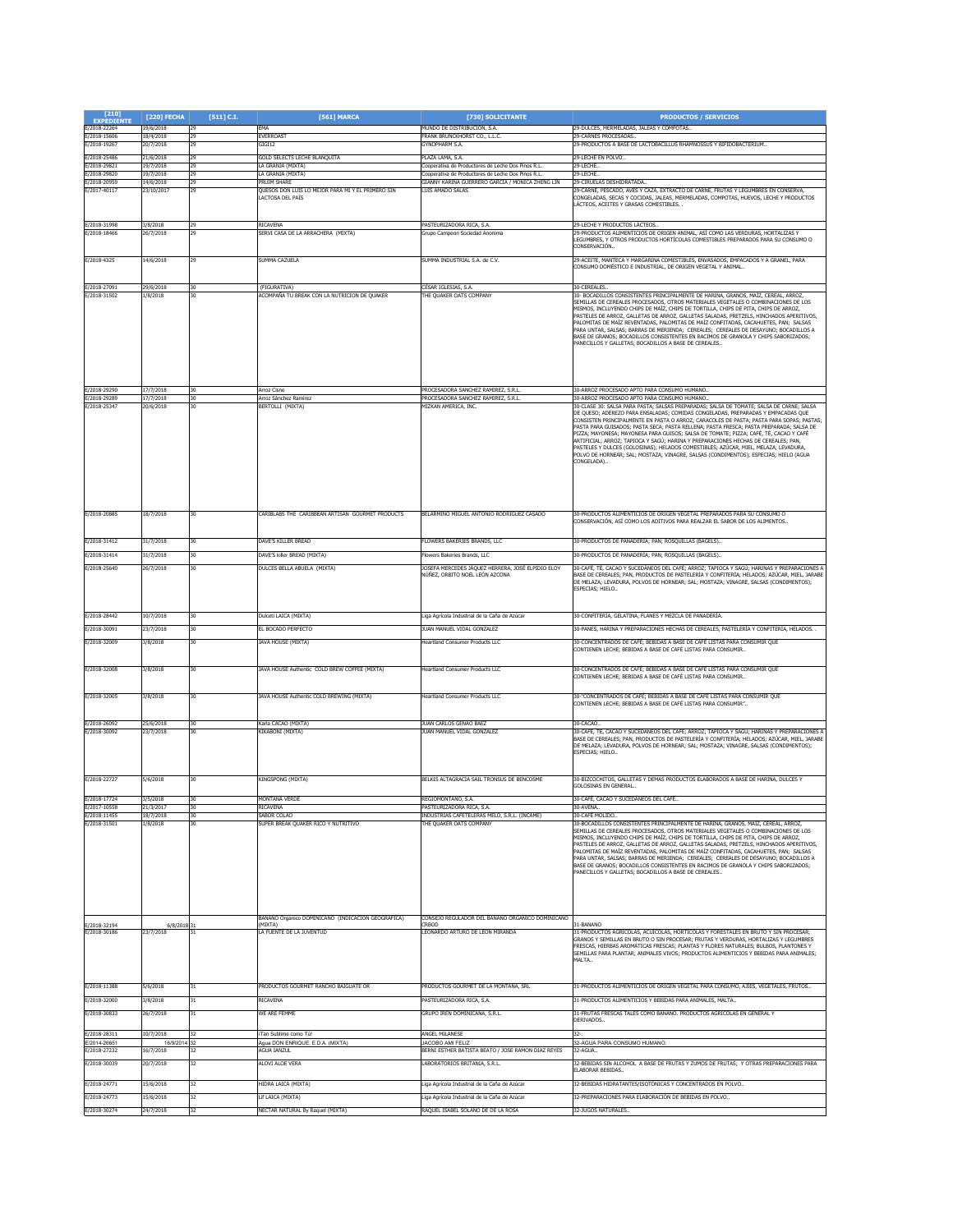| [210] EXPEDIENTE | [220] FECHA | [511] C.I. | [561] MARCA | [730] SOLICITANTE | PRODUCTOS / SERVICIOS |
|---|---|---|---|---|---|
| E/2018-22264 | 19/6/2018 | 29 | EMA | MUNDO DE DISTRIBUCION, S.A. | 29-DULCES, MERMELADAS, JALEAS Y COMPOTAS.. |
| E/2018-15606 | 18/4/2018 | 29 | EVERROAST | FRANK BRUNCKHORST CO., L.L.C. | 29-CARNES PROCESADAS.. |
| E/2018-19267 | 20/7/2018 | 29 | GIGI12 | GYNOPHARM S.A. | 29-PRODUCTOS A BASE DE LACTOBACILLUS RHAMNOSSUS Y BIFIDOBACTERIUM.. |
| E/2018-25486 | 21/6/2018 | 29 | GOLD SELECTS LECHE BLANQUITA | PLAZA LAMA, S.A. | 29-LECHE EN POLVO.. |
| E/2018-29821 | 19/7/2018 | 29 | LA GRANJA (MIXTA) | Cooperativa de Productores de Leche Dos Pinos R.L. | 29-LECHE.. |
| E/2018-29820 | 19/7/2018 | 29 | LA GRANJA (MIXTA) | Cooperativa de Productores de Leche Dos Pinos R.L. | 29-LECHE.. |
| E/2018-20959 | 14/6/2018 | 29 | PRUIM SHARE | GIANNY KARINA GUERRERO GARCIA / MONICA ZHENG LIN | 29-CIRUELAS DESHIDRATADA.. |
| E/2017-40117 | 23/10/2017 | 29 | QUESOS DON LUIS LO MEJOR PARA MI Y EL PRIMERO SIN LACTOSA DEL PAÍS | LUIS AMADO SALAS | 29-CARNE, PESCADO, AVES Y CAZA, EXTRACTO DE CARNE, FRUTAS Y LEGUMBRES EN CONSERVA, CONGELADAS, SECAS Y COCIDAS, JALEAS, MERMELADAS, COMPOTAS, HUEVOS, LECHE Y PRODUCTOS LÁCTEOS, ACEITES Y GRASAS COMESTIBLES. . |
| E/2018-31998 | 3/8/2018 | 29 | RICAVENA | PASTEURIZADORA RICA, S.A. | 29-LECHE Y PRODUCTOS LÁCTEOS.. |
| E/2018-18466 | 26/7/2018 | 29 | SERVI CASA DE LA ARRACHERA (MIXTA) | Grupo Campeon Sociedad Anonima | 29-PRODUCTOS ALIMENTICIOS DE ORIGEN ANIMAL, ASÍ COMO LAS VERDURAS, HORTALIZAS Y LEGUMBRES, Y OTROS PRODUCTOS HORTÍCOLAS COMESTIBLES PREPARADOS PARA SU CONSUMO O CONSERVACIÓN.. |
| E/2018-4325 | 14/6/2018 | 29 | SUMMA CAZUELA | SUMMA INDUSTRIAL S.A. de C.V. | 29-ACEITE, MANTECA Y MARGARINA COMESTIBLES, ENVASADOS, EMPACADOS Y A GRANEL, PARA CONSUMO DOMÉSTICO E INDUSTRIAL, DE ORIGEN VEGETAL Y ANIMAL.. |
| E/2018-27091 | 29/6/2018 | 30 | (FIGURATIVA) | CÉSAR IGLESIAS, S.A. | 30-CEREALES.. |
| E/2018-31502 | 1/8/2018 | 30 | ACOMPAÑA TU BREAK CON LA NUTRICION DE QUAKER | THE QUAKER OATS COMPANY | 30- BOCADILLOS CONSISTENTES PRINCIPALMENTE DE HARINA, GRANOS, MAÍZ, CEREAL, ARROZ, SEMILLAS DE CEREALES PROCESADOS, OTROS MATERIALES VEGETALES O COMBINACIONES DE LOS MISMOS, INCLUYENDO CHIPS DE MAÍZ, CHIPS DE TORTILLA, CHIPS DE PITA, CHIPS DE ARROZ, PASTELES DE ARROZ, GALLETAS DE ARROZ, GALLETAS SALADAS, PRETZELS, HINCHADOS APERITIVOS, PALOMITAS DE MAÍZ REVENTADAS, PALOMITAS DE MAÍZ CONFITADAS, CACAHUETES, PAN; SALSAS PARA UNTAR, SALSAS; BARRAS DE MERIENDA; CEREALES; CEREALES DE DESAYUNO; BOCADILLOS A BASE DE GRANOS; BOCADILLOS CONSISTENTES EN RACIMOS DE GRANOLA Y CHIPS SABORIZADOS; PANECILLOS Y GALLETAS; BOCADILLOS A BASE DE CEREALES.. |
| E/2018-29290 | 17/7/2018 | 30 | Arroz Cisne | PROCESADORA SANCHEZ RAMIREZ, S.R.L. | 30-ARROZ PROCESADO APTO PARA CONSUMO HUMANO.. |
| E/2018-29289 | 17/7/2018 | 30 | Arroz Sánchez Ramírez | PROCESADORA SANCHEZ RAMIREZ, S.R.L. | 30-ARROZ PROCESADO APTO PARA CONSUMO HUMANO.. |
| E/2018-25347 | 20/6/2018 | 30 | BERTOLLI (MIXTA) | MIZKAN AMERICA, INC. | 30-CLASE 30: SALSA PARA PASTA; SALSAS PREPARADAS; SALSA DE TOMATE; SALSA DE CARNE; SALSA DE QUESO; ADEREZO PARA ENSALADAS; COMIDAS CONGELADAS, PREPARADAS Y EMPACADAS QUE CONSISTEN PRINCIPALMENTE EN PASTA O ARROZ; CARACOLES DE PASTA; PASTA PARA SOPAS; PASTAS; PASTA PARA GUISADOS; PASTA SECA; PASTA RELLENA; PASTA FRESCA; PASTA PREPARADA; SALSA DE PIZZA; MAYONESA; MAYONESA PARA GUISOS; SALSA DE TOMATE; PIZZA; CAFÉ, TÉ, CACAO Y CAFÉ ARTIFICIAL; ARROZ; TAPIOCA Y SAGÚ; HARINA Y PREPARACIONES HECHAS DE CEREALES, PAN, PASTELES Y DULCES (GOLOSINAS); HELADOS COMESTIBLES; AZÚCAR, MIEL, MELAZA; LEVADURA, POLVO DE HORNEAR; SAL; MOSTAZA; VINAGRE, SALSAS (CONDIMENTOS); ESPECIAS; HIELO (AGUA CONGELADA).. |
| E/2018-20885 | 18/7/2018 | 30 | CARIBLABS THE CARIBBEAN ARTISAN GOURMET PRODUCTS | BELARMINO MIGUEL ANTONIO RODRIGUEZ CASADO | 30-PRODUCTOS ALIMENTICIOS DE ORIGEN VEGETAL PREPARADOS PARA SU CONSUMO O CONSERVACIÓN, ASÍ COMO LOS ADITIVOS PARA REALZAR EL SABOR DE LOS ALIMENTOS.. |
| E/2018-31412 | 31/7/2018 | 30 | DAVE'S KILLER BREAD | FLOWERS BAKERIES BRANDS, LLC | 30-PRODUCTOS DE PANADERÍA; PAN; ROSQUILLAS (BAGELS).. |
| E/2018-31414 | 31/7/2018 | 30 | DAVE'S killer BREAD (MIXTA) | Flowers Bakeries Brands, LLC | 30-PRODUCTOS DE PANADERÍA; PAN; ROSQUILLAS (BAGELS).. |
| E/2018-25640 | 26/7/2018 | 30 | DULCES BELLA ABUELA (MIXTA) | JOSEFA MERCEDES JÁQUEZ HERRERA, JOSÉ ELPIDIO ELOY NÚÑEZ, ORBITO NOEL LEÓN AZCONA | 30-CAFÉ, TÉ, CACAO Y SUCEDÁNEOS DEL CAFÉ; ARROZ; TAPIOCA Y SAGÚ; HARINAS Y PREPARACIONES A BASE DE CEREALES; PAN, PRODUCTOS DE PASTELERÍA Y CONFITERÍA; HELADOS; AZÚCAR, MIEL, JARABE DE MELAZA; LEVADURA, POLVOS DE HORNEAR; SAL; MOSTAZA; VINAGRE, SALSAS (CONDIMENTOS); ESPECIAS; HIELO.. |
| E/2018-28442 | 10/7/2018 | 30 | Dulceti LAICA (MIXTA) | Liga Agrícola Industrial de la Caña de Azúcar | 30-CONFITERÍA, GELATINA, FLANES Y MEZCLA DE PANADERÍA. |
| E/2018-30091 | 23/7/2018 | 30 | EL BOCADO PERFECTO | JUAN MANUEL VIDAL GONZALEZ | 30-PANES, HARINA Y PREPARACIONES HECHAS DE CEREALES, PASTELERÍA Y CONFITERÍA, HELADOS. . |
| E/2018-32009 | 3/8/2018 | 30 | JAVA HOUSE (MIXTA) | Heartland Consumer Products LLC | 30-CONCENTRADOS DE CAFÉ; BEBIDAS A BASE DE CAFÉ LISTAS PARA CONSUMIR QUE CONTIENEN LECHE; BEBIDAS A BASE DE CAFÉ LISTAS PARA CONSUMIR.. |
| E/2018-32008 | 3/8/2018 | 30 | JAVA HOUSE Authentic COLD BREW COFFEE (MIXTA) | Heartland Consumer Products LLC | 30-CONCENTRADOS DE CAFÉ; BEBIDAS A BASE DE CAFÉ LISTAS PARA CONSUMIR QUE CONTIENEN LECHE; BEBIDAS A BASE DE CAFÉ LISTAS PARA CONSUMIR.. |
| E/2018-32005 | 3/8/2018 | 30 | JAVA HOUSE Authentic COLD BREWING (MIXTA) | Heartland Consumer Products LLC | 30-"CONCENTRADOS DE CAFÉ; BEBIDAS A BASE DE CAFÉ LISTAS PARA CONSUMIR QUE CONTIENEN LECHE; BEBIDAS A BASE DE CAFÉ LISTAS PARA CONSUMIR".. |
| E/2018-26092 | 25/6/2018 | 30 | Karla CACAO (MIXTA) | JUAN CARLOS GENAO BAEZ | 30-CACAO.. |
| E/2018-30092 | 23/7/2018 | 30 | KIKABONI (MIXTA) | JUAN MANUEL VIDAL GONZALEZ | 30-CAFÉ, TÉ, CACAO Y SUCEDÁNEOS DEL CAFÉ; ARROZ; TAPIOCA Y SAGÚ; HARINAS Y PREPARACIONES A BASE DE CEREALES; PAN, PRODUCTOS DE PASTELERÍA Y CONFITERÍA; HELADOS; AZÚCAR, MIEL, JARABE DE MELAZA; LEVADURA, POLVOS DE HORNEAR; SAL; MOSTAZA; VINAGRE, SALSAS (CONDIMENTOS); ESPECIAS; HIELO.. |
| E/2018-22727 | 5/6/2018 | 30 | KINGSPONG (MIXTA) | BELKIS ALTAGRACIA SAIL TRONSUS DE BENCOSME | 30-BIZCOCHITOS, GALLETAS Y DEMAS PRODUCTOS ELABORADOS A BASE DE HARINA, DULCES Y GOLOSINAS EN GENERAL.. |
| E/2018-17724 | 3/5/2018 | 30 | MONTANA VERDE | REGIOMONTANO, S.A. | 30-CAFÉ, CACAO Y SUCEDÁNEOS DEL CAFÉ.. |
| E/2017-10558 | 21/3/2017 | 30 | RICAVENA | PASTEURIZADORA RICA, S.A. | 30-AVENA.. |
| E/2018-11455 | 18/7/2018 | 30 | SABOR COLAO | INDUSTRIAS CAFETELERAS MELO, S.R.L. (INCAME) | 30-CAFÉ MOLIDO.. |
| E/2018-31501 | 1/8/2018 | 30 | SUPER BREAK QUAKER RICO Y NUTRITIVO | THE QUAKER OATS COMPANY | 30-BOCADILLOS CONSISTENTES PRINCIPALMENTE DE HARINA, GRANOS, MAÍZ, CEREAL, ARROZ, SEMILLAS DE CEREALES PROCESADOS, OTROS MATERIALES VEGETALES O COMBINACIONES DE LOS MISMOS, INCLUYENDO CHIPS DE MAÍZ, CHIPS DE TORTILLA, CHIPS DE PITA, CHIPS DE ARROZ, PASTELES DE ARROZ, GALLETAS DE ARROZ, GALLETAS SALADAS, PRETZELS, HINCHADOS APERITIVOS, PALOMITAS DE MAÍZ REVENTADAS, PALOMITAS DE MAÍZ CONFITADAS, CACAHUETES, PAN; SALSAS PARA UNTAR, SALSAS; BARRAS DE MERIENDA; CEREALES; CEREALES DE DESAYUNO; BOCADILLOS A BASE DE GRANOS; BOCADILLOS CONSISTENTES EN RACIMOS DE GRANOLA Y CHIPS SABORIZADOS; PANECILLOS Y GALLETAS; BOCADILLOS A BASE DE CEREALES.. |
| E/2018-32194 | 6/8/2018 | 31 | BANANO Organico DOMINICANO (INDICACION GEOGRAFICA) (MIXTA) | CONSEJO REGULADOR DEL BANANO ORGANICO DOMINICANO CRBOD | 31-BANANO |
| E/2018-30186 | 23/7/2018 | 31 | LA FUENTE DE LA JUVENTUD | LEONARDO ARTURO DE LEON MIRANDA | 31-PRODUCTOS AGRÍCOLAS, ACUÍCOLAS, HORTÍCOLAS Y FORESTALES EN BRUTO Y SIN PROCESAR; GRANOS Y SEMILLAS EN BRUTO O SIN PROCESAR; FRUTAS Y VERDURAS, HORTALIZAS Y LEGUMBRES FRESCAS, HIERBAS AROMÁTICAS FRESCAS; PLANTAS Y FLORES NATURALES; BULBOS, PLANTONES Y SEMILLAS PARA PLANTAR; ANIMALES VIVOS; PRODUCTOS ALIMENTICIOS Y BEBIDAS PARA ANIMALES; MALTA.. |
| E/2018-11388 | 5/6/2018 | 31 | PRODUCTOS GOURMET RANCHO BAIGUATE OR | PRODUCTOS GOURMET DE LA MONTANA, SRL | 31-PRODUCTOS ALIMENTICIOS DE ORIGEN VEGETAL PARA CONSUMO, AJÍES, VEGETALES, FRUTOS.. |
| E/2018-32000 | 3/8/2018 | 31 | RICAVENA | PASTEURIZADORA RICA, S.A. | 31-PRODUCTOS ALIMENTICIOS Y BEBIDAS PARA ANIMALES, MALTA.. |
| E/2018-30833 | 26/7/2018 | 31 | WE ARE FEMME | GRUPO IREN DOMINICANA, S.R.L. | 31-FRUTAS FRESCAS TALES COMO BANANO. PRODUCTOS AGRÍCOLAS EN GENERAL Y DERIVADOS.. |
| E/2018-28311 | 10/7/2018 | 32 | ¡Tan Sublime como Tú! | ANGEL MILANESE | 32-. |
| E/2014-26651 | 16/9/2014 | 32 | Agua DON ENRIQUE. E.D.A. (MIXTA) | JACOBO AMI FELIZ | 32-AGUA PARA CONSUMO HUMANO. |
| E/2018-27232 | 16/7/2018 | 32 | AGUA IANZUL | BERNI ESTHER BATISTA BEATO / JOSE RAMON DIAZ REYES | 32-AGUA.. |
| E/2018-30039 | 20/7/2018 | 32 | ALOVI ALOE VERA | LABORATORIOS BRITANIA, S.R.L. | 32-BEBIDAS SIN ALCOHOL A BASE DE FRUTAS Y ZUMOS DE FRUTAS; Y OTRAS PREPARACIONES PARA ELABORAR BEBIDAS.. |
| E/2018-24771 | 15/6/2018 | 32 | HIDRA LAICA (MIXTA) | Liga Agrícola Industrial de la Caña de Azúcar | 32-BEBIDAS HIDRATANTES/ISOTÓNICAS Y CONCENTRADOS EN POLVO.. |
| E/2018-24773 | 15/6/2018 | 32 | Lif LAICA (MIXTA) | Liga Agrícola Industrial de la Caña de Azúcar | 32-PREPARACIONES PARA ELABORACIÓN DE BEBIDAS EN POLVO.. |
| E/2018-30274 | 24/7/2018 | 32 | NECTAR NATURAL By Raquel (MIXTA) | RAQUEL ISABEL SOLANO DE LA ROSA | 32-JUGOS NATURALES.. |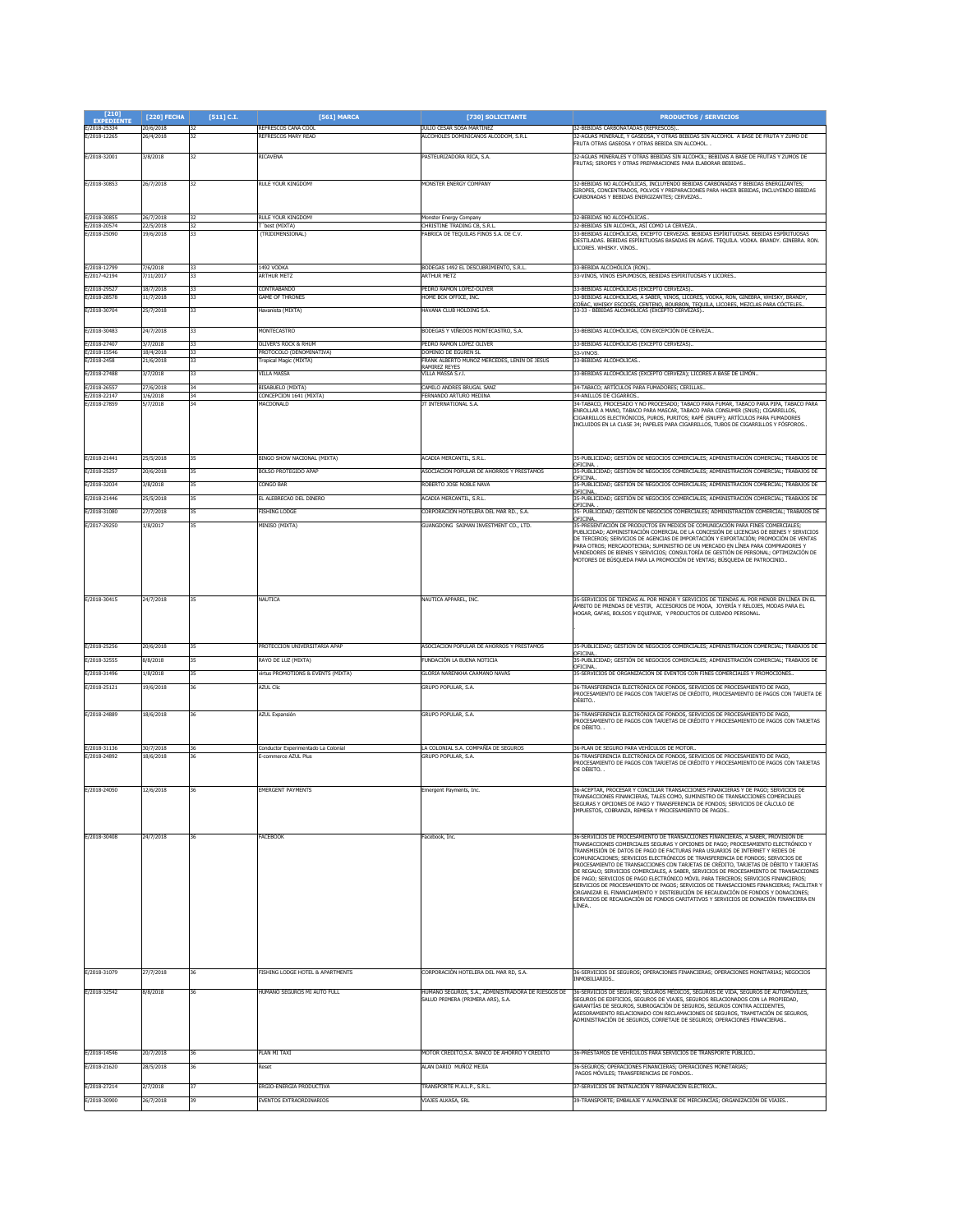| [210] EXPEDIENTE | [220] FECHA | [511] C.I. | [561] MARCA | [730] SOLICITANTE | PRODUCTOS / SERVICIOS |
|---|---|---|---|---|---|
| E/2018-25334 | 20/6/2018 | 32 | REFRESCOS CANA COOL | JULIO CESAR SOSA MARTINEZ | 32-BEBIDAS CARBONATADAS (REFRESCOS).. |
| E/2018-12265 | 26/4/2018 | 32 | REFRESCOS MARY READ | ALCOHOLES DOMINICANOS ALCODOM, S.R.L | 32-AGUAS MINERALE, Y GASEOSA, Y OTRAS BEBIDAS SIN ALCOHOL A BASE DE FRUTA Y ZUMO DE FRUTA OTRAS GASEOSA Y OTRAS BEBIDA SIN ALCOHOL. . |
| E/2018-32001 | 3/8/2018 | 32 | RICAVENA | PASTEURIZADORA RICA, S.A. | 32-AGUAS MINERALES Y OTRAS BEBIDAS SIN ALCOHOL; BEBIDAS A BASE DE FRUTAS Y ZUMOS DE FRUTAS; SIROPES Y OTRAS PREPARACIONES PARA ELABORAR BEBIDAS.. |
| E/2018-30853 | 26/7/2018 | 32 | RULE YOUR KINGDOM! | MONSTER ENERGY COMPANY | 32-BEBIDAS NO ALCOHÓLICAS, INCLUYENDO BEBIDAS CARBONADAS Y BEBIDAS ENERGIZANTES; SIROPES, CONCENTRADOS, POLVOS Y PREPARACIONES PARA HACER BEBIDAS, INCLUYENDO BEBIDAS CARBONADAS Y BEBIDAS ENERGIZANTES; CERVEZAS.. |
| E/2018-30855 | 26/7/2018 | 32 | RULE YOUR KINGDOM! | Monster Energy Company | 32-BEBIDAS NO ALCOHÓLICAS.. |
| E/2018-20574 | 22/5/2018 | 32 | T´best (MIXTA) | CHRISTINE TRADING CB, S.R.L. | 32-BEBIDAS SIN ALCOHOL, ASÍ COMO LA CERVEZA.. |
| E/2018-25090 | 19/6/2018 | 33 | (TRIDIMENSIONAL) | FABRICA DE TEQUILAS FINOS S.A. DE C.V. | 33-BEBIDAS ALCOHÓLICAS, EXCEPTO CERVEZAS. BEBIDAS ESPÍRITUOSAS. BEBIDAS ESPÍRITUOSAS DESTILADAS. BEBIDAS ESPÍRITUOSAS BASADAS EN AGAVE. TEQUILA. VODKA. BRANDY. GINEBRA. RON. LICORES. WHISKY. VINOS.. |
| E/2018-12799 | 7/6/2018 | 33 | 1492 VODKA | BODEGAS 1492 EL DESCUBRIMIENTO, S.R.L. | 33-BEBIDA ALCOHÓLICA (RON).. |
| E/2017-42194 | 7/11/2017 | 33 | ARTHUR METZ | ARTHUR METZ | 33-VINOS, VINOS ESPUMOSOS, BEBIDAS ESPIRITUOSAS Y LICORES.. |
| E/2018-29527 | 18/7/2018 | 33 | CONTRABANDO | PEDRO RAMON LOPEZ-OLIVER | 33-BEBIDAS ALCOHÓLICAS (EXCEPTO CERVEZAS).. |
| E/2018-28578 | 11/7/2018 | 33 | GAME OF THRONES | HOME BOX OFFICE, INC. | 33-BEBIDAS ALCOHÓLICAS, A SABER, VINOS, LICORES, VODKA, RON, GINEBRA, WHISKY, BRANDY, COÑAC, WHISKY ESCOCÉS, CENTENO, BOURBON, TEQUILA, LICORES, MEZCLAS PARA CÓCTELES.. |
| E/2018-30704 | 25/7/2018 | 33 | Havanista (MIXTA) | HAVANA CLUB HOLDING S.A. | 33-33 - BEBIDAS ALCOHÓLICAS (EXCEPTO CERVEZAS).. |
| E/2018-30483 | 24/7/2018 | 33 | MONTECASTRO | BODEGAS Y VIÑEDOS MONTECASTRO, S.A. | 33-BEBIDAS ALCOHÓLICAS, CON EXCEPCIÓN DE CERVEZA.. |
| E/2018-27407 | 3/7/2018 | 33 | OLIVER'S ROCK & RHUM | PEDRO RAMON LOPEZ OLIVER | 33-BEBIDAS ALCOHÓLICAS (EXCEPTO CERVEZAS).. |
| E/2018-15546 | 18/4/2018 | 33 | PROTOCOLO (DENOMINATIVA) | DOMINIO DE EGUREN SL | 33-VINOS. |
| E/2018-2458 | 21/6/2018 | 33 | Tropical Magic (MIXTA) | FRANK ALBERTO MUNOZ MERCEDES, LENIN DE JESUS RAMIREZ REYES | 33-BEBIDAS ALCOHÓLICAS.. |
| E/2018-27488 | 3/7/2018 | 33 | VILLA MASSA | VILLA MASSA S.r.l. | 33-BEBIDAS ALCOHÓLICAS (EXCEPTO CERVEZA); LICORES A BASE DE LIMÓN.. |
| E/2018-26557 | 27/6/2018 | 34 | BISABUELO (MIXTA) | CAMILO ANDRES BRUGAL SANZ | 34-TABACO; ARTÍCULOS PARA FUMADORES; CERILLAS.. |
| E/2018-22147 | 1/6/2018 | 34 | CONCEPCION 1641 (MIXTA) | FERNANDO ARTURO MEDINA | 34-ANILLOS DE CIGARROS.. |
| E/2018-27859 | 5/7/2018 | 34 | MACDONALD | JT INTERNATIONAL S.A. | 34-TABACO, PROCESADO Y NO PROCESADO; TABACO PARA FUMAR, TABACO PARA PIPA, TABACO PARA ENROLLAR A MANO, TABACO PARA MASCAR, TABACO PARA CONSUMIR (SNUS); CIGARRILLOS, CIGARRILLOS ELECTRÓNICOS, PUROS, PURITOS; RAPÉ (SNUFF); ARTÍCULOS PARA FUMADORES INCLUIDOS EN LA CLASE 34; PAPELES PARA CIGARRILLOS, TUBOS DE CIGARRILLOS Y FÓSFOROS.. |
| E/2018-21441 | 25/5/2018 | 35 | BINGO SHOW NACIONAL (MIXTA) | ACADIA MERCANTIL, S.R.L. | 35-PUBLICIDAD; GESTIÓN DE NEGOCIOS COMERCIALES; ADMINISTRACIÓN COMERCIAL; TRABAJOS DE OFICINA. . |
| E/2018-25257 | 20/6/2018 | 35 | BOLSO PROTEGIDO APAP | ASOCIACION POPULAR DE AHORROS Y PRESTAMOS | 35-PUBLICIDAD; GESTIÓN DE NEGOCIOS COMERCIALES; ADMINISTRACIÓN COMERCIAL; TRABAJOS DE OFICINA.. |
| E/2018-32034 | 3/8/2018 | 35 | CONGO BAR | ROBERTO JOSE NOBLE NAVA | 35-PUBLICIDAD; GESTIÓN DE NEGOCIOS COMERCIALES; ADMINISTRACIÓN COMERCIAL; TRABAJOS DE OFICINA.. |
| E/2018-21446 | 25/5/2018 | 35 | EL ALEBRECAO DEL DINERO | ACADIA MERCANTIL, S.R.L. | 35-PUBLICIDAD; GESTIÓN DE NEGOCIOS COMERCIALES; ADMINISTRACIÓN COMERCIAL; TRABAJOS DE OFICINA. |
| E/2018-31080 | 27/7/2018 | 35 | FISHING LODGE | CORPORACIÓN HOTELERA DEL MAR RD., S.A. | 35- PUBLICIDAD; GESTIÓN DE NEGOCIOS COMERCIALES; ADMINISTRACIÓN COMERCIAL; TRABAJOS DE OFICINA.. |
| E/2017-29250 | 1/8/2017 | 35 | MINISO (MIXTA) | GUANGDONG SAIMAN INVESTMENT CO., LTD. | 35-PRESENTACIÓN DE PRODUCTOS EN MEDIOS DE COMUNICACIÓN PARA FINES COMERCIALES; PUBLICIDAD; ADMINISTRACIÓN COMERCIAL DE LA CONCESIÓN DE LICENCIAS DE BIENES Y SERVICIOS DE TERCEROS; SERVICIOS DE AGENCIAS DE IMPORTACIÓN Y EXPORTACIÓN; PROMOCIÓN DE VENTAS PARA OTROS; MERCADOTECNIA; SUMINISTRO DE UN MERCADO EN LÍNEA PARA COMPRADORES Y VENDEDORES DE BIENES Y SERVICIOS; CONSULTORÍA DE GESTIÓN DE PERSONAL; OPTIMIZACIÓN DE MOTORES DE BÚSQUEDA PARA LA PROMOCIÓN DE VENTAS; BÚSQUEDA DE PATROCINIO.. |
| E/2018-30415 | 24/7/2018 | 35 | NAUTICA | NAUTICA APPAREL, INC. | 35-SERVICIOS DE TIENDAS AL POR MENOR Y SERVICIOS DE TIENDAS AL POR MENOR EN LÍNEA EN EL ÁMBITO DE PRENDAS DE VESTIR, ACCESORIOS DE MODA, JOYERÍA Y RELOJES, MODAS PARA EL HOGAR, GAFAS, BOLSOS Y EQUIPAJE, Y PRODUCTOS DE CUIDADO PERSONAL. . |
| E/2018-25256 | 20/6/2018 | 35 | PROTECCION UNIVERSITARIA APAP | ASOCIACION POPULAR DE AHORROS Y PRESTAMOS | 35-PUBLICIDAD; GESTIÓN DE NEGOCIOS COMERCIALES; ADMINISTRACIÓN COMERCIAL; TRABAJOS DE OFICINA.. |
| E/2018-32555 | 8/8/2018 | 35 | RAYO DE LUZ (MIXTA) | FUNDACIÓN LA BUENA NOTICIA | 35-PUBLICIDAD; GESTIÓN DE NEGOCIOS COMERCIALES; ADMINISTRACIÓN COMERCIAL; TRABAJOS DE OFICINA.. |
| E/2018-31496 | 1/8/2018 | 35 | virtus PROMOTIONS & EVENTS (MIXTA) | GLORIA NARENKHA CAAMANO NAVAS | 35-SERVICIOS DE ORGANIZACIÓN DE EVENTOS CON FINES COMERCIALES Y PROMOCIONES.. |
| E/2018-25121 | 19/6/2018 | 36 | AZUL Clic | GRUPO POPULAR, S.A. | 36-TRANSFERENCIA ELECTRÓNICA DE FONDOS, SERVICIOS DE PROCESAMIENTO DE PAGO, PROCESAMIENTO DE PAGOS CON TARJETAS DE CRÉDITO, PROCESAMIENTO DE PAGOS CON TARJETA DE DÉBITO.. |
| E/2018-24889 | 18/6/2018 | 36 | AZUL Expansión | GRUPO POPULAR, S.A. | 36-TRANSFERENCIA ELECTRÓNICA DE FONDOS, SERVICIOS DE PROCESAMIENTO DE PAGO, PROCESAMIENTO DE PAGOS CON TARJETAS DE CRÉDITO Y PROCESAMIENTO DE PAGOS CON TARJETAS DE DÉBITO. . |
| E/2018-31136 | 30/7/2018 | 36 | Conductor Experimentado La Colonial | LA COLONIAL S.A. COMPAÑÍA DE SEGUROS | 36-PLAN DE SEGURO PARA VEHÍCULOS DE MOTOR.. |
| E/2018-24892 | 18/6/2018 | 36 | E-commerce AZUL Plus | GRUPO POPULAR, S.A. | 36-TRANSFERENCIA ELECTRÓNICA DE FONDOS, SERVICIOS DE PROCESAMIENTO DE PAGO, PROCESAMIENTO DE PAGOS CON TARJETAS DE CRÉDITO Y PROCESAMIENTO DE PAGOS CON TARJETAS DE DÉBITO. . |
| E/2018-24050 | 12/6/2018 | 36 | EMERGENT PAYMENTS | Emergent Payments, Inc. | 36-ACEPTAR, PROCESAR Y CONCILIAR TRANSACCIONES FINANCIERAS Y DE PAGO; SERVICIOS DE TRANSACCIONES FINANCIERAS, TALES COMO, SUMINISTRO DE TRANSACCIONES COMERCIALES SEGURAS Y OPCIONES DE PAGO Y TRANSFERENCIA DE FONDOS; SERVICIOS DE CÁLCULO DE IMPUESTOS, COBRANZA, REMESA Y PROCESAMIENTO DE PAGOS.. |
| E/2018-30408 | 24/7/2018 | 36 | FACEBOOK | Facebook, Inc. | 36-SERVICIOS DE PROCESAMIENTO DE TRANSACCIONES FINANCIERAS, A SABER, PROVISIÓN DE TRANSACCIONES COMERCIALES SEGURAS Y OPCIONES DE PAGO; PROCESAMIENTO ELECTRÓNICO Y TRANSMISIÓN DE DATOS DE PAGO DE FACTURAS PARA USUARIOS DE INTERNET Y REDES DE COMUNICACIONES; SERVICIOS ELECTRÓNICOS DE TRANSFERENCIA DE FONDOS; SERVICIOS DE PROCESAMIENTO DE TRANSACCIONES CON TARJETAS DE CRÉDITO, TARJETAS DE DÉBITO Y TARJETAS DE REGALO; SERVICIOS COMERCIALES, A SABER, SERVICIOS DE PROCESAMIENTO DE TRANSACCIONES DE PAGO; SERVICIOS DE PAGO ELECTRÓNICO MÓVIL PARA TERCEROS; SERVICIOS FINANCIEROS; SERVICIOS DE PROCESAMIENTO DE PAGOS; SERVICIOS DE TRANSACCIONES FINANCIERAS; FACILITAR Y ORGANIZAR EL FINANCIAMIENTO Y DISTRIBUCIÓN DE RECAUDACIÓN DE FONDOS Y DONACIONES; SERVICIOS DE RECAUDACIÓN DE FONDOS CARITATIVOS Y SERVICIOS DE DONACIÓN FINANCIERA EN LÍNEA.. |
| E/2018-31079 | 27/7/2018 | 36 | FISHING LODGE HOTEL & APARTMENTS | CORPORACIÓN HOTELERA DEL MAR RD, S.A. | 36-SERVICIOS DE SEGUROS; OPERACIONES FINANCIERAS; OPERACIONES MONETARIAS; NEGOCIOS INMOBILIARIOS.. |
| E/2018-32542 | 8/8/2018 | 36 | HUMANO SEGUROS MI AUTO FULL | HUMANO SEGUROS, S.A., ADMINISTRADORA DE RIESGOS DE SALUD PRIMERA (PRIMERA ARS), S.A. | 36-SERVICIOS DE SEGUROS; SEGUROS MÉDICOS, SEGUROS DE VIDA, SEGUROS DE AUTOMÓVILES, SEGUROS DE EDIFICIOS, SEGUROS DE VIAJES, SEGUROS RELACIONADOS CON LA PROPIEDAD, GARANTÍAS DE SEGUROS, SUBROGACIÓN DE SEGUROS, SEGUROS CONTRA ACCIDENTES, ASESORAMIENTO RELACIONADO CON RECLAMACIONES DE SEGUROS, TRAMITACIÓN DE SEGUROS, ADMINISTRACIÓN DE SEGUROS, CORRETAJE DE SEGUROS; OPERACIONES FINANCIERAS.. |
| E/2018-14546 | 20/7/2018 | 36 | PLAN MI TAXI | MOTOR CREDITO,S.A. BANCO DE AHORRO Y CREDITO | 36-PRESTAMOS DE VEHÍCULOS PARA SERVICIOS DE TRANSPORTE PUBLICO.. |
| E/2018-21620 | 28/5/2018 | 36 | Reset | ALAN DARIO MUÑOZ MEJIA | 36-SEGUROS; OPERACIONES FINANCIERAS; OPERACIONES MONETARIAS; PAGOS MÓVILES; TRANSFERENCIAS DE FONDOS.. |
| E/2018-27214 | 2/7/2018 | 37 | ERGIO-ENERGIA PRODUCTIVA | TRANSPORTE M.A.L.P., S.R.L. | 37-SERVICIOS DE INSTALACIÓN Y REPARACIÓN ELECTRICA.. |
| E/2018-30900 | 26/7/2018 | 39 | EVENTOS EXTRAORDINARIOS | VIAJES ALKASA, SRL | 39-TRANSPORTE; EMBALAJE Y ALMACENAJE DE MERCANCÍAS; ORGANIZACIÓN DE VIAJES.. |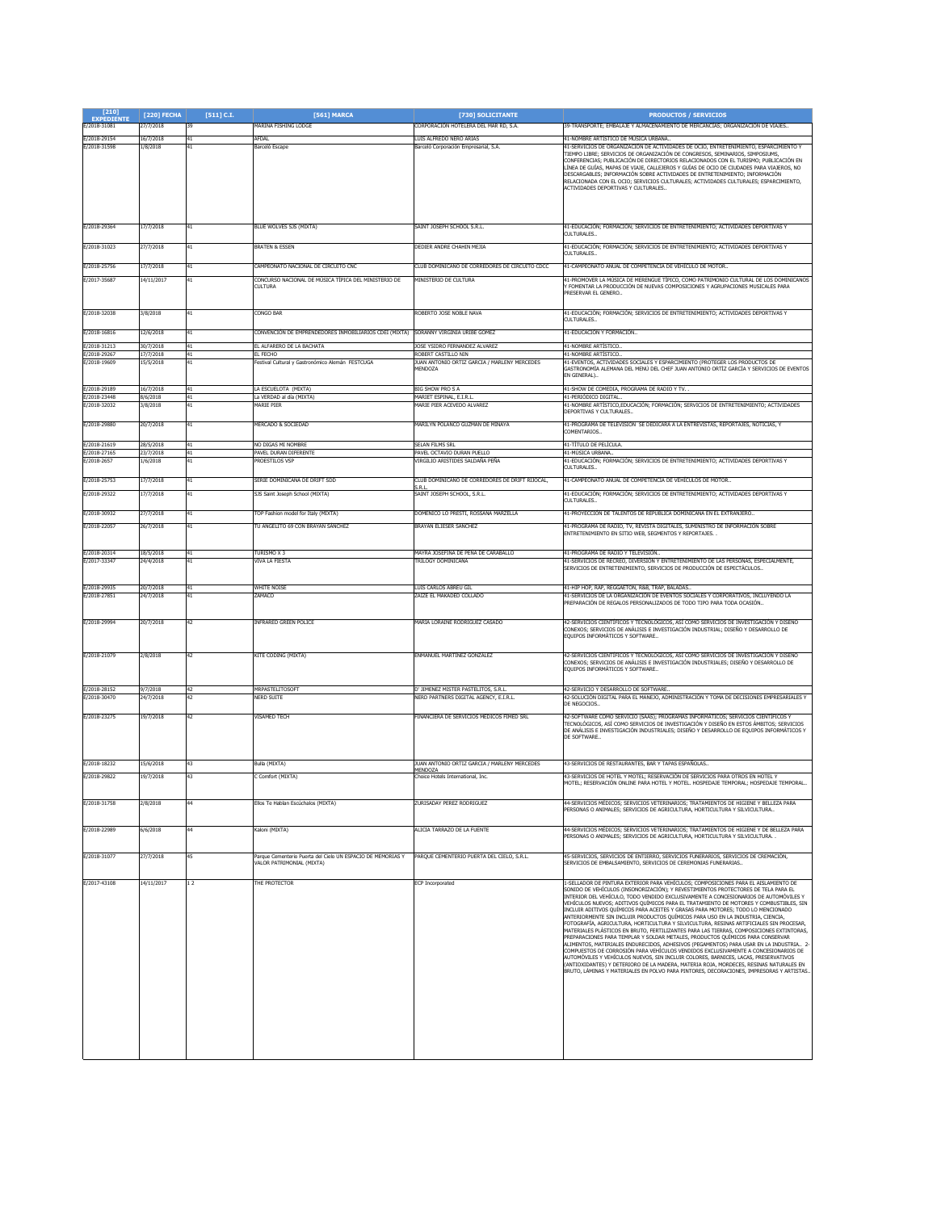| [210] EXPEDIENTE | [220] FECHA | [511] C.I. | [561] MARCA | [730] SOLICITANTE | PRODUCTOS / SERVICIOS |
|---|---|---|---|---|---|
| E/2018-31081 | 27/7/2018 | 39 | MARINA FISHING LODGE | CORPORACION HOTELERA DEL MAR RD, S.A. | 39-TRANSPORTE; EMBALAJE Y ALMACENAMIENTO DE MERCANCÍAS; ORGANIZACIÓN DE VIAJES.. |
| E/2018-29154 | 16/7/2018 | 41 | AFDAL | LUIS ALFREDO NERO ARIAS | 41-NOMBRE ARTÍSTICO DE MÚSICA URBANA.. |
| E/2018-31598 | 1/8/2018 | 41 | Barceló Escape | Barceló Corporación Empresarial, S.A. | 41-SERVICIOS DE ORGANIZACIÓN DE ACTIVIDADES DE OCIO, ENTRETENIMIENTO, ESPARCIMIENTO Y TIEMPO LIBRE; SERVICIOS DE ORGANIZACIÓN DE CONGRESOS, SEMINARIOS, SIMPOSIUMS, CONFERENCIAS; PUBLICACIÓN DE DIRECTORIOS RELACIONADOS CON EL TURISMO; PUBLICACIÓN EN LÍNEA DE GUÍAS, MAPAS DE VIAJE, CALLEJEROS Y GUÍAS DE OCIO DE CIUDADES PARA VIAJEROS, NO DESCARGABLES; INFORMACIÓN SOBRE ACTIVIDADES DE ENTRETENIMIENTO; INFORMACIÓN RELACIONADA CON EL OCIO; SERVICIOS CULTURALES; ACTIVIDADES CULTURALES; ESPARCIMIENTO, ACTIVIDADES DEPORTIVAS Y CULTURALES.. |
| E/2018-29364 | 17/7/2018 | 41 | BLUE WOLVES SJS (MIXTA) | SAINT JOSEPH SCHOOL S.R.L. | 41-EDUCACIÓN; FORMACIÓN; SERVICIOS DE ENTRETENIMIENTO; ACTIVIDADES DEPORTIVAS Y CULTURALES.. |
| E/2018-31023 | 27/7/2018 | 41 | BRATEN & ESSEN | DEDIER ANDRE CHAHIN MEJIA | 41-EDUCACIÓN; FORMACIÓN; SERVICIOS DE ENTRETENIMIENTO; ACTIVIDADES DEPORTIVAS Y CULTURALES.. |
| E/2018-25756 | 17/7/2018 | 41 | CAMPEONATO NACIONAL DE CIRCUITO CNC | CLUB DOMINICANO DE CORREDORES DE CIRCUITO CDCC | 41-CAMPEONATO ANUAL DE COMPETENCIA DE VEHÍCULO DE MOTOR.. |
| E/2017-35687 | 14/11/2017 | 41 | CONCURSO NACIONAL DE MÚSICA TÍPICA DEL MINISTERIO DE CULTURA | MINISTERIO DE CULTURA | 41-PROMOVER LA MÚSICA DE MERENGUE TÍPICO, COMO PATRIMONIO CULTURAL DE LOS DOMINICANOS Y FOMENTAR LA PRODUCCIÓN DE NUEVAS COMPOSICIONES Y AGRUPACIONES MUSICALES PARA PRESERVAR EL GENERO.. |
| E/2018-32038 | 3/8/2018 | 41 | CONGO BAR | ROBERTO JOSE NOBLE NAVA | 41-EDUCACIÓN; FORMACIÓN; SERVICIOS DE ENTRETENIMIENTO; ACTIVIDADES DEPORTIVAS Y CULTURALES.. |
| E/2018-16816 | 12/6/2018 | 41 | CONVENCIÓN DE EMPRENDEDORES INMOBILIARIOS CDEI (MIXTA) | SORANNY VIRGINIA URIBE GOMEZ | 41-EDUCACION Y FORMACION.. |
| E/2018-31213 | 30/7/2018 | 41 | EL ALFARERO DE LA BACHATA | JOSE YSIDRO FERNANDEZ ALVAREZ | 41-NOMBRE ARTÍSTICO.. |
| E/2018-29267 | 17/7/2018 | 41 | EL FECHO | ROBERT CASTILLO NIN | 41-NOMBRE ARTÍSTICO.. |
| E/2018-19609 | 15/5/2018 | 41 | Festival Cultural y Gastronómico Alemán FESTCUGA | JUAN ANTONIO ORTIZ GARCIA / MARLENY MERCEDES MENDOZA | 41-EVENTOS, ACTIVIDADES SOCIALES Y ESPARCIMIENTO (PROTEGER LOS PRODUCTOS DE GASTRONOMÍA ALEMANA DEL MENÚ DEL CHEF JUAN ANTONIO ORTIZ GARCÍA Y SERVICIOS DE EVENTOS EN GENERAL).. |
| E/2018-29189 | 16/7/2018 | 41 | LA ESCUELOTA (MIXTA) | BIG SHOW PRO S A | 41-SHOW DE COMEDIA, PROGRAMA DE RADIO Y TV. . |
| E/2018-23448 | 8/6/2018 | 41 | La VERDAD al día (MIXTA) | MARIET ESPINAL, E.I.R.L. | 41-PERIÓDICO DIGITAL.. |
| E/2018-32032 | 3/8/2018 | 41 | MARIE PIER | MARIE PIER ACEVEDO ALVAREZ | 41-NOMBRE ARTÍSTICO,EDUCACIÓN; FORMACIÓN; SERVICIOS DE ENTRETENIMIENTO; ACTIVIDADES DEPORTIVAS Y CULTURALES.. |
| E/2018-29880 | 20/7/2018 | 41 | MERCADO & SOCIEDAD | MARILYN POLANCO GUZMAN DE MINAYA | 41-PROGRAMA DE TELEVISIÓN SE DEDICARÁ A LA ENTREVISTAS, REPORTAJES, NOTICIAS, Y COMENTARIOS.. |
| E/2018-21619 | 28/5/2018 | 41 | NO DIGAS MI NOMBRE | SELAN FILMS SRL | 41-TÍTULO DE PELÍCULA. |
| E/2018-27165 | 23/7/2018 | 41 | PAVEL DURAN DIFERENTE | PAVEL OCTAVIO DURAN PUELLO | 41-MÚSICA URBANA.. |
| E/2018-2657 | 1/6/2018 | 41 | PROESTILOS VSP | VIRGILIO ARISTIDES SALDAÑA PEÑA | 41-EDUCACIÓN; FORMACIÓN; SERVICIOS DE ENTRETENIMIENTO; ACTIVIDADES DEPORTIVAS Y CULTURALES.. |
| E/2018-25753 | 17/7/2018 | 41 | SERIE DOMINICANA DE DRIFT SDD | CLUB DOMINICANO DE CORREDORES DE DRIFT RIJOCAL, S.R.L. | 41-CAMPEONATO ANUAL DE COMPETENCIA DE VEHÍCULOS DE MOTOR.. |
| E/2018-29322 | 17/7/2018 | 41 | SJS Saint Joseph School (MIXTA) | SAINT JOSEPH SCHOOL, S.R.L. | 41-EDUCACIÓN; FORMACIÓN; SERVICIOS DE ENTRETENIMIENTO; ACTIVIDADES DEPORTIVAS Y CULTURALES.. |
| E/2018-30932 | 27/7/2018 | 41 | TOP Fashion model for Italy (MIXTA) | DOMENICO LO PRESTI, ROSSANA MARZELLA | 41-PROYECCIÓN DE TALENTOS DE REPÚBLICA DOMINICANA EN EL EXTRANJERO.. |
| E/2018-22057 | 26/7/2018 | 41 | TU ANGELITO 69 CON BRAYAN SANCHEZ | BRAYAN ELIESER SANCHEZ | 41-PROGRAMA DE RADIO, TV, REVISTA DIGITALES, SUMINISTRO DE INFORMACIÓN SOBRE ENTRETENIMIENTO EN SITIO WEB, SEGMENTOS Y REPORTAJES. . |
| E/2018-20314 | 18/5/2018 | 41 | TURISMO X 3 | MAYRA JOSEFINA DE PEÑA DE CARABALLO | 41-PROGRAMA DE RADIO Y TELEVISIÓN.. |
| E/2017-33347 | 24/4/2018 | 41 | VIVA LA FIESTA | TRILOGY DOMINICANA | 41-SERVICIOS DE RECREO, DIVERSIÓN Y ENTRETENIMIENTO DE LAS PERSONAS, ESPECIALMENTE, SERVICIOS DE ENTRETENIMIENTO, SERVICIOS DE PRODUCCIÓN DE ESPECTÁCULOS.. |
| E/2018-29935 | 20/7/2018 | 41 | WHITE NOISE | LUIS CARLOS ABREU GIL | 41-HIP HOP, RAP, REGGAETON, R&B, TRAP, BALADAS.. |
| E/2018-27851 | 24/7/2018 | 41 | ZAMACO | ZAIZE EL MAKADEO COLLADO | 41-SERVICIOS DE LA ORGANIZACIÓN DE EVENTOS SOCIALES Y CORPORATIVOS, INCLUYENDO LA PREPARACIÓN DE REGALOS PERSONALIZADOS DE TODO TIPO PARA TODA OCASIÓN.. |
| E/2018-29994 | 20/7/2018 | 42 | INFRARED GREEN POLICE | MARIA LORAINE RODRIGUEZ CASADO | 42-SERVICIOS CIENTÍFICOS Y TECNOLÓGICOS, ASÍ COMO SERVICIOS DE INVESTIGACIÓN Y DISEÑO CONEXOS; SERVICIOS DE ANÁLISIS E INVESTIGACIÓN INDUSTRIAL; DISEÑO Y DESARROLLO DE EQUIPOS INFORMÁTICOS Y SOFTWARE.. |
| E/2018-21079 | 2/8/2018 | 42 | KITE CODING (MIXTA) | ENMANUEL MARTINEZ GONZALEZ | 42-SERVICIOS CIENTÍFICOS Y TECNOLÓGICOS, ASÍ COMO SERVICIOS DE INVESTIGACIÓN Y DISEÑO CONEXOS; SERVICIOS DE ANÁLISIS E INVESTIGACIÓN INDUSTRIALES; DISEÑO Y DESARROLLO DE EQUIPOS INFORMÁTICOS Y SOFTWARE.. |
| E/2018-28152 | 9/7/2018 | 42 | MRPASTELITOSOFT | D' JIMENEZ MISTER PASTELITOS, S.R.L. | 42-SERVICIO Y DESARROLLO DE SOFTWARE.. |
| E/2018-30470 | 24/7/2018 | 42 | NERD SUITE | NERD PARTNERS DIGITAL AGENCY, E.I.R.L. | 42-SOLUCIÓN DIGITAL PARA EL MANEJO, ADMINISTRACIÓN Y TOMA DE DECISIONES EMPRESARIALES Y DE NEGOCIOS.. |
| E/2018-23275 | 19/7/2018 | 42 | VISAMED TECH | FINANCIERA DE SERVICIOS MEDICOS FIMED SRL | 42-SOFTWARE COMO SERVICIO (SAAS); PROGRAMAS INFORMÁTICOS; SERVICIOS CIENTÍFICOS Y TECNOLÓGICOS, ASÍ COMO SERVICIOS DE INVESTIGACIÓN Y DISEÑO EN ESTOS ÁMBITOS; SERVICIOS DE ANÁLISIS E INVESTIGACIÓN INDUSTRIALES; DISEÑO Y DESARROLLO DE EQUIPOS INFORMÁTICOS Y DE SOFTWARE.. |
| E/2018-18232 | 15/6/2018 | 43 | Bulla (MIXTA) | JUAN ANTONIO ORTIZ GARCIA / MARLENY MERCEDES MENDOZA | 43-SERVICIOS DE RESTAURANTES, BAR Y TAPAS ESPAÑOLAS.. |
| E/2018-29822 | 19/7/2018 | 43 | C Comfort (MIXTA) | Choice Hotels International, Inc. | 43-SERVICIOS DE HOTEL Y MOTEL; RESERVACIÓN DE SERVICIOS PARA OTROS EN HOTEL Y MOTEL; RESERVACIÓN ONLINE PARA HOTEL Y MOTEL. HOSPEDAJE TEMPORAL; HOSPEDAJE TEMPORAL.. |
| E/2018-31758 | 2/8/2018 | 44 | Ellos Te Hablan Escúchalos (MIXTA) | ZURISADAY PEREZ RODRIGUEZ | 44-SERVICIOS MÉDICOS; SERVICIOS VETERINARIOS; TRATAMIENTOS DE HIGIENE Y BELLEZA PARA PERSONAS O ANIMALES; SERVICIOS DE AGRICULTURA, HORTICULTURA Y SILVICULTURA.. |
| E/2018-22989 | 6/6/2018 | 44 | Kaloni (MIXTA) | ALICIA TARRAZO DE LA FUENTE | 44-SERVICIOS MÉDICOS; SERVICIOS VETERINARIOS; TRATAMIENTOS DE HIGIENE Y DE BELLEZA PARA PERSONAS O ANIMALES; SERVICIOS DE AGRICULTURA, HORTICULTURA Y SILVICULTURA. . |
| E/2018-31077 | 27/7/2018 | 45 | Parque Cementerio Puerta del Cielo UN ESPACIO DE MEMORIAS Y VALOR PATRIMONIAL (MIXTA) | PARQUE CEMENTERIO PUERTA DEL CIELO, S.R.L. | 45-SERVICIOS, SERVICIOS DE ENTIERRO, SERVICIOS FUNERARIOS, SERVICIOS DE CREMACIÓN, SERVICIOS DE EMBALSAMIENTO, SERVICIOS DE CEREMONIAS FUNERARIAS.. |
| E/2017-43108 | 14/11/2017 | 1 2 | THE PROTECTOR | ECP Incorporated | 1-SELLADOR DE PINTURA EXTERIOR PARA VEHÍCULOS; COMPOSICIONES PARA EL AISLAMIENTO DE SONIDO DE VEHÍCULOS (INSONORIZACIÓN); Y REVESTIMIENTOS PROTECTORES DE TELA PARA EL INTERIOR DEL VEHÍCULO, TODO VENDIDO EXCLUSIVAMENTE A CONCESIONARIOS DE AUTOMÓVILES Y VEHÍCULOS NUEVOS; ADITIVOS QUÍMICOS PARA EL TRATAMIENTO DE MOTORES Y COMBUSTIBLES, SIN INCLUIR ADITIVOS QUÍMICOS PARA ACEITES Y GRASAS PARA MOTORES; TODO LO MENCIONADO ANTERIORMENTE SIN INCLUIR PRODUCTOS QUÍMICOS PARA USO EN LA INDUSTRIA, CIENCIA, FOTOGRAFÍA, AGRICULTURA, HORTICULTURA Y SILVICULTURA, RESINAS ARTIFICIALES SIN PROCESAR, MATERIALES PLÁSTICOS EN BRUTO, FERTILIZANTES PARA LAS TIERRAS, COMPOSICIONES EXTINTORAS, PREPARACIONES PARA TEMPLAR Y SOLDAR METALES, PRODUCTOS QUÍMICOS PARA CONSERVAR ALIMENTOS, MATERIALES ENDURECIDOS, ADHESIVOS (PEGAMENTOS) PARA USAR EN LA INDUSTRIA.. 2-COMPUESTOS DE CORROSIÓN PARA VEHÍCULOS VENDIDOS EXCLUSIVAMENTE A CONCESIONARIOS DE AUTOMÓVILES Y VEHÍCULOS NUEVOS, SIN INCLUIR COLORES, BARNICES, LACAS, PRESERVATIVOS (ANTIOXIDANTES) Y DETERIORO DE LA MADERA, MATERIA ROJA, MORDECES, RESINAS NATURALES EN BRUTO, LÁMINAS Y MATERIALES EN POLVO PARA PINTORES, DECORACIONES, IMPRESORAS Y ARTISTAS.. |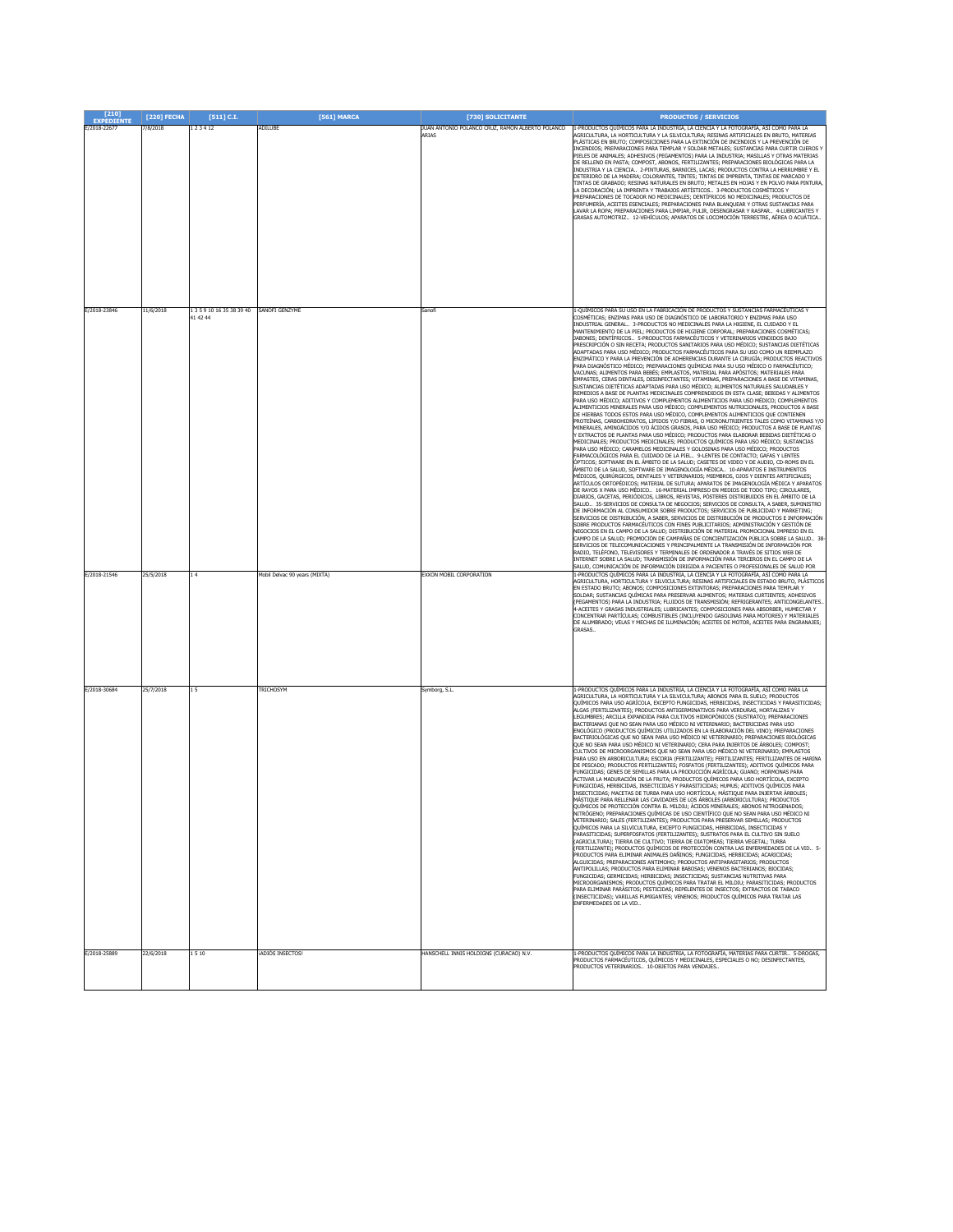| [210] EXPEDIENTE | [220] FECHA | [511] C.I. | [561] MARCA | [730] SOLICITANTE | PRODUCTOS / SERVICIOS |
|---|---|---|---|---|---|
| E/2018-22677 | 7/8/2018 | 1 2 3 4 12 | ADILUBE | JUAN ANTONIO POLANCO CRUZ, RAMON ALBERTO POLANCO ARIAS | 1-PRODUCTOS QUÍMICOS PARA LA INDUSTRIA, LA CIENCIA Y LA FOTOGRAFÍA, ASÍ COMO PARA LA AGRICULTURA, LA HORTICULTURA Y LA SILVICULTURA; RESINAS ARTIFICIALES EN BRUTO, MATERIAS PLÁSTICAS EN BRUTO; COMPOSICIONES PARA LA EXTINCIÓN DE INCENDIOS Y LA PREVENCIÓN DE INCENDIOS; PREPARACIONES PARA TEMPLAR Y SOLDAR METALES; SUSTANCIAS PARA CURTIR CUEROS Y PIELES DE ANIMALES; ADHESIVOS (PEGAMENTOS) PARA LA INDUSTRIA; MASILLAS Y OTRAS MATERIAS DE RELLENO EN PASTA; COMPOST, ABONOS, FERTILIZANTES; PREPARACIONES BIOLÓGICAS PARA LA INDUSTRIA Y LA CIENCIA.. 2-PINTURAS, BARNICES, LACAS; PRODUCTOS CONTRA LA HERRUMBRE Y EL DETERIORO DE LA MADERA; COLORANTES, TINTES; TINTAS DE IMPRENTA, TINTAS DE MARCADO Y TINTAS DE GRABADO; RESINAS NATURALES EN BRUTO; METALES EN HOJAS Y EN POLVO PARA PINTURA, LA DECORACIÓN; LA IMPRENTA Y TRABAJOS ARTÍSTICOS.. 3-PRODUCTOS COSMÉTICOS Y PREPARACIONES DE TOCADOR NO MEDICINALES; DENTÍFRICOS NO MEDICINALES; PRODUCTOS DE PERFUMERÍA, ACEITES ESENCIALES; PREPARACIONES PARA BLANQUEAR Y OTRAS SUSTANCIAS PARA LAVAR LA ROPA; PREPARACIONES PARA LIMPIAR, PULIR, DESENGRASAR Y RASPAR.. 4-LUBRICANTES Y GRASAS AUTOMOTRIZ.. 12-VEHÍCULOS; APARATOS DE LOCOMOCIÓN TERRESTRE, AÉREA O ACUÁTICA.. |
| E/2018-23846 | 11/6/2018 | 1 3 5 9 10 16 35 38 39 40 41 42 44 | SANOFI GENZYME | Sanofi | 1-QUÍMICOS PARA SU USO EN LA FABRICACIÓN DE PRODUCTOS Y SUSTANCIAS FARMACÉUTICAS Y COSMÉTICAS; ENZIMAS PARA USO DE DIAGNÓSTICO DE LABORATORIO Y ENZIMAS PARA USO INDUSTRIAL GENERAL.. 3-PRODUCTOS NO MEDICINALES PARA LA HIGIENE, EL CUIDADO Y EL MANTENIMIENTO DE LA PIEL; PRODUCTOS DE HIGIENE CORPORAL; PREPARACIONES COSMÉTICAS; JABONES; DENTÍFRICOS.. 5-PRODUCTOS FARMACÉUTICOS Y VETERINARIOS VENDIDOS BAJO PRESCRIPCIÓN O SIN RECETA; PRODUCTOS SANITARIOS PARA USO MÉDICO; SUSTANCIAS DIETÉTICAS ADAPTADAS PARA USO MÉDICO; PRODUCTOS FARMACÉUTICOS PARA SU USO COMO UN REEMPLAZO ENZIMÁTICO Y PARA LA PREVENCIÓN DE ADHERENCIAS DURANTE LA CIRUGÍA; PRODUCTOS REACTIVOS PARA DIAGNÓSTICO MÉDICO; PREPARACIONES QUÍMICAS PARA SU USO MÉDICO O FARMACÉUTICO; VACUNAS; ALIMENTOS PARA BEBÉS; EMPLASTOS, MATERIAL PARA APÓSITOS; MATERIALES PARA EMPASTES, CERAS DENTALES, DESINFECTANTES; VITAMINAS, PREPARACIONES A BASE DE VITAMINAS, SUSTANCIAS DIETÉTICAS ADAPTADAS PARA USO MÉDICO; ALIMENTOS NATURALES SALUDABLES Y REMEDIOS A BASE DE PLANTAS MEDICINALES COMPRENDIDOS EN ESTA CLASE; BEBIDAS Y ALIMENTOS PARA USO MÉDICO; ADITIVOS Y COMPLEMENTOS ALIMENTICIOS PARA USO MÉDICO; COMPLEMENTOS ALIMENTICIOS MINERALES PARA USO MÉDICO; COMPLEMENTOS NUTRICIONALES, PRODUCTOS A BASE DE HIERBAS TODOS ESTOS PARA USO MÉDICO, COMPLEMENTOS ALIMENTICIOS QUE CONTIENEN PROTEÍNAS, CARBOHIDRATOS, LÍPIDOS Y/O FIBRAS, O MICRONUTRIENTES TALES COMO VITAMINAS Y/O MINERALES, AMINOÁCIDOS Y/O ÁCIDOS GRASOS, PARA USO MÉDICO; PRODUCTOS A BASE DE PLANTAS Y EXTRACTOS DE PLANTAS PARA USO MÉDICO; PRODUCTOS PARA ELABORAR BEBIDAS DIETÉTICAS O MEDICINALES; PRODUCTOS MEDICINALES; PRODUCTOS QUÍMICOS PARA USO MÉDICO; SUSTANCIAS PARA USO MÉDICO; CARAMELOS MEDICINALES Y GOLOSINAS PARA USO MÉDICO; PRODUCTOS FARMACOLÓGICOS PARA EL CUIDADO DE LA PIEL.. 9-LENTES DE CONTACTO; GAFAS Y LENTES ÓPTICOS; SOFTWARE EN EL ÁMBITO DE LA SALUD; CASETES DE VIDEO Y DE AUDIO, CD-ROMS EN EL ÁMBITO DE LA SALUD, SOFTWARE DE IMAGENOLOGÍA MÉDICA.. 10-APARATOS E INSTRUMENTOS MÉDICOS, QUIRÚRGICOS, DENTALES Y VETERINARIOS; MIEMBROS, OJOS Y DIENTES ARTIFICIALES; ARTÍCULOS ORTOPÉDICOS; MATERIAL DE SUTURA; APARATOS DE IMAGENOLOGÍA MÉDICA Y APARATOS DE RAYOS X PARA USO MÉDICO.. 16-MATERIAL IMPRESO EN MEDIOS DE TODO TIPO; CIRCULARES, DIARIOS, GACETAS, PERIÓDICOS, LIBROS, REVISTAS, PÓSTERES DISTRIBUIDOS EN EL ÁMBITO DE LA SALUD.. 35-SERVICIOS DE CONSULTA DE NEGOCIOS; SERVICIOS DE CONSULTA, A SABER, SUMINISTRO DE INFORMACIÓN AL CONSUMIDOR SOBRE PRODUCTOS; SERVICIOS DE PUBLICIDAD Y MARKETING; SERVICIOS DE DISTRIBUCIÓN, A SABER, SERVICIOS DE DISTRIBUCIÓN DE PRODUCTOS E INFORMACIÓN SOBRE PRODUCTOS FARMACÉUTICOS CON FINES PUBLICITARIOS; ADMINISTRACIÓN Y GESTIÓN DE NEGOCIOS EN EL CAMPO DE LA SALUD; DISTRIBUCIÓN DE MATERIAL PROMOCIONAL IMPRESO EN EL CAMPO DE LA SALUD; PROMOCIÓN DE CAMPAÑAS DE CONCIENTIZACIÓN PÚBLICA SOBRE LA SALUD.. 38-SERVICIOS DE TELECOMUNICACIONES Y PRINCIPALMENTE LA TRANSMISIÓN DE INFORMACIÓN POR RADIO, TELÉFONO, TELEVISORES Y TERMINALES DE ORDENADOR A TRAVÉS DE SITIOS WEB DE INTERNET SOBRE LA SALUD; TRANSMISIÓN DE INFORMACIÓN PARA TERCEROS EN EL CAMPO DE LA SALUD, COMUNICACIÓN DE INFORMACIÓN DIRIGIDA A PACIENTES O PROFESIONALES DE SALUD POR |
| E/2018-21546 | 25/5/2018 | 1 4 | Mobil Delvac 90 years (MIXTA) | EXXON MOBIL CORPORATION | 1-PRODUCTOS QUÍMICOS PARA LA INDUSTRIA, LA CIENCIA Y LA FOTOGRAFÍA, ASÍ COMO PARA LA AGRICULTURA, HORTICULTURA Y SILVICULTURA; RESINAS ARTIFICIALES EN ESTADO BRUTO, PLÁSTICOS EN ESTADO BRUTO; ABONOS; COMPOSICIONES EXTINTORAS; PREPARACIONES PARA TEMPLAR Y SOLDAR; SUSTANCIAS QUÍMICAS PARA PRESERVAR ALIMENTOS; MATERIAS CURTIENTES; ADHESIVOS (PEGAMENTOS) PARA LA INDUSTRIA; FLUIDOS DE TRANSMISIÓN; REFRIGERANTES; ANTICONGELANTES.. 4-ACEITES Y GRASAS INDUSTRIALES; LUBRICANTES; COMPOSICIONES PARA ABSORBER, HUMECTAR Y CONCENTRAR PARTÍCULAS; COMBUSTIBLES (INCLUYENDO GASOLINAS PARA MOTORES) Y MATERIALES DE ALUMBRADO; VELAS Y MECHAS DE ILUMINACIÓN; ACEITES DE MOTOR, ACEITES PARA ENGRANAJES; GRASAS.. |
| E/2018-30684 | 25/7/2018 | 1 5 | TRICHOSYM | Symborg, S.L. | 1-PRODUCTOS QUÍMICOS PARA LA INDUSTRIA, LA CIENCIA Y LA FOTOGRAFÍA, ASÍ COMO PARA LA AGRICULTURA, LA HORTICULTURA Y LA SILVICULTURA; ABONOS PARA EL SUELO; PRODUCTOS QUÍMICOS PARA USO AGRÍCOLA, EXCEPTO FUNGICIDAS, HERBICIDAS, INSECTICIDAS Y PARASITICIDAS; ALGAS (FERTILIZANTES); PRODUCTOS ANTIGERMINATIVOS PARA VERDURAS, HORTALIZAS Y LEGUMBRES; ARCILLA EXPANDIDA PARA CULTIVOS HIDROPÓNICOS (SUSTRATO); PREPARACIONES BACTERIANAS QUE NO SEAN PARA USO MÉDICO NI VETERINARIO; BACTERICIDAS PARA USO ENOLÓGICO (PRODUCTOS QUÍMICOS UTILIZADOS EN LA ELABORACIÓN DEL VINO); PREPARACIONES BACTERIOLÓGICAS QUE NO SEAN PARA USO MÉDICO NI VETERINARIO; PREPARACIONES BIOLÓGICAS QUE NO SEAN PARA USO MÉDICO NI VETERINARIO; CERA PARA INJERTOS DE ÁRBOLES; COMPOST; CULTIVOS DE MICROORGANISMOS QUE NO SEAN PARA USO MÉDICO NI VETERINARIO; EMPLASTOS PARA USO EN ARBORICULTURA; ESCORIA (FERTILIZANTE); FERTILIZANTES; FERTILIZANTES DE HARINA DE PESCADO; PRODUCTOS FERTILIZANTES; FOSFATOS (FERTILIZANTES); ADITIVOS QUÍMICOS PARA FUNGICIDAS; GENES DE SEMILLAS PARA LA PRODUCCIÓN AGRÍCOLA; GUANO; HORMONAS PARA ACTIVAR LA MADURACIÓN DE LA FRUTA; PRODUCTOS QUÍMICOS PARA USO HORTÍCOLA, EXCEPTO FUNGICIDAS, HERBICIDAS, INSECTICIDAS Y PARASITICIDAS; HUMUS; ADITIVOS QUÍMICOS PARA INSECTICIDAS; MACETAS DE TURBA PARA USO HORTÍCOLA; MÁSTIQUE PARA INJERTAR ÁRBOLES; MÁSTIQUE PARA RELLENAR LAS CAVIDADES DE LOS ÁRBOLES (ARBORICULTURA); PRODUCTOS QUÍMICOS DE PROTECCIÓN CONTRA EL MILDIU; ÁCIDOS MINERALES; ABONOS NITROGENADOS; NITRÓGENO; PREPARACIONES QUÍMICAS DE USO CIENTÍFICO QUE NO SEAN PARA USO MÉDICO NI VETERINARIO; SALES (FERTILIZANTES); PRODUCTOS PARA PRESERVAR SEMILLAS; PRODUCTOS QUÍMICOS PARA LA SILVICULTURA, EXCEPTO FUNGICIDAS, HERBICIDAS, INSECTICIDAS Y PARASITICIDAS; SUPERFOSFATOS (FERTILIZANTES); SUSTRATOS PARA EL CULTIVO SIN SUELO (AGRICULTURA); TIERRA DE CULTIVO; TIERRA DE DIATOMEAS; TIERRA VEGETAL; TURBA (FERTILIZANTE); PRODUCTOS QUÍMICOS DE PROTECCIÓN CONTRA LAS ENFERMEDADES DE LA VID.. 5-PRODUCTOS PARA ELIMINAR ANIMALES DAÑINOS; FUNGICIDAS, HERBICIDAS; ACARICIDAS; ALGUICIDAS; PREPARACIONES ANTIMOHO; PRODUCTOS ANTIPARASITARIOS; PRODUCTOS ANTIPOLILLAS; PRODUCTOS PARA ELIMINAR BABOSAS; VENENOS BACTERIANOS; BIOCIDAS; FUNGICIDAS; GERMICIDAS; HERBICIDAS; INSECTICIDAS; SUSTANCIAS NUTRITIVAS PARA MICROORGANISMOS; PRODUCTOS QUÍMICOS PARA TRATAR EL MILDIU; PARASITICIDAS; PRODUCTOS PARA ELIMINAR PARÁSITOS; PESTICIDAS; REPELENTES DE INSECTOS; EXTRACTOS DE TABACO (INSECTICIDAS); VARILLAS FUMIGANTES; VENENOS; PRODUCTOS QUÍMICOS PARA TRATAR LAS ENFERMEDADES DE LA VID.. |
| E/2018-25889 | 22/6/2018 | 1 5 10 | ¡ADIOS INSECTOS! | HANSCHELL INNIS HOLDIGNS (CURACAO) N.V. | 1-PRODUCTOS QUÍMICOS PARA LA INDUSTRIA, LA FOTOGRAFÍA, MATERIAS PARA CURTIR.. 5-DROGAS, PRODUCTOS FARMACÉUTICOS, QUÍMICOS Y MEDICINALES, ESPECIALES O NO; DESINFECTANTES, PRODUCTOS VETERINARIOS.. 10-OBJETOS PARA VENDAJES.. |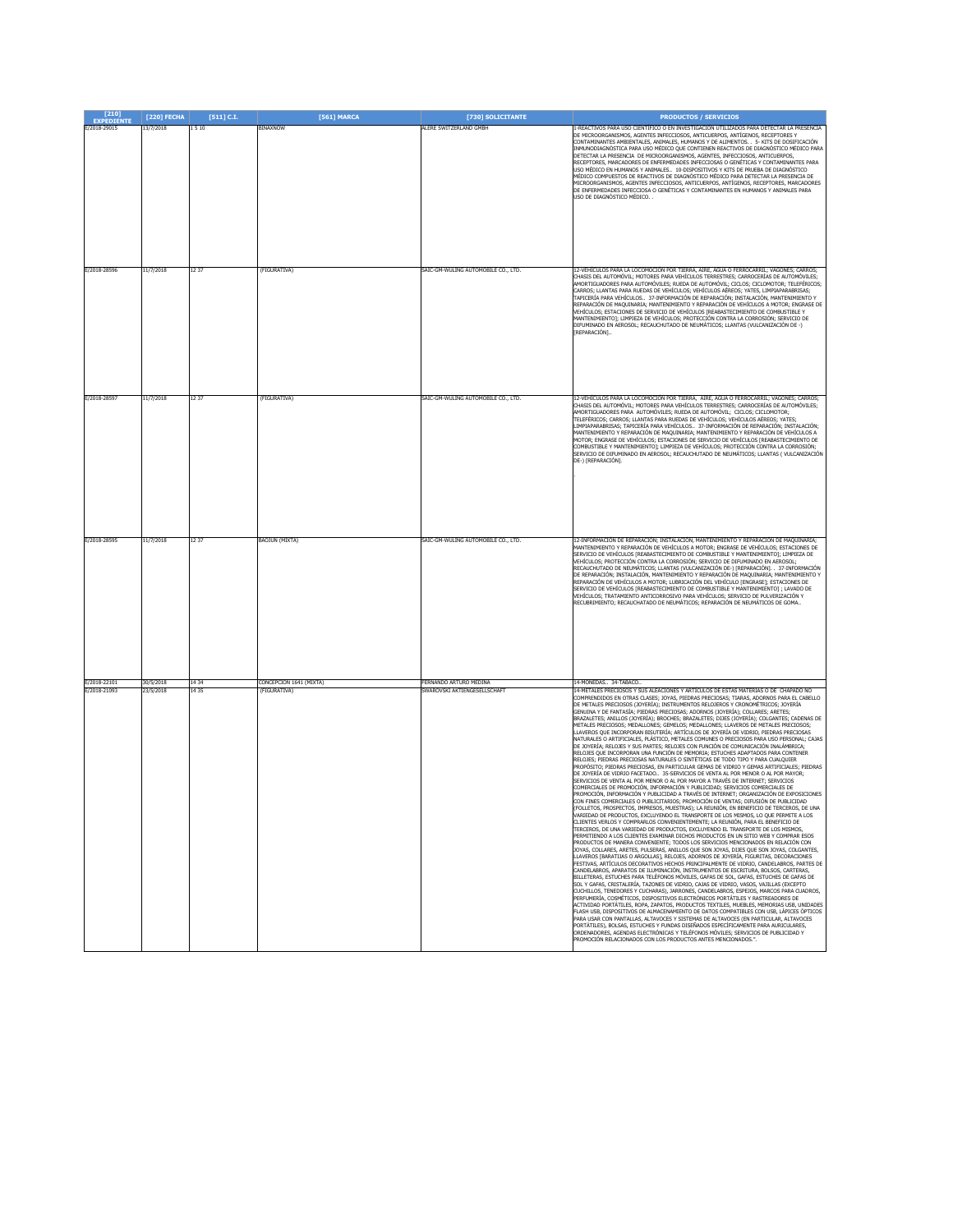| [210] EXPEDIENTE | [220] FECHA | [511] C.I. | [561] MARCA | [730] SOLICITANTE | PRODUCTOS / SERVICIOS |
|---|---|---|---|---|---|
| E/2018-29015 | 13/7/2018 | 1 5 10 | BINAXNOW | ALERE SWITZERLAND GMBH | 1-REACTIVOS PARA USO CIENTÍFICO O EN INVESTIGACIÓN UTILIZADOS PARA DETECTAR LA PRESENCIA DE MICROORGANISMOS, AGENTES INFECCIOSOS, ANTICUERPOS, ANTÍGENOS, RECEPTORES Y CONTAMINANTES AMBIENTALES, ANIMALES, HUMANOS Y DE ALIMENTOS. . 5- KITS DE DOSIFICACIÓN INMUNODIAGNÓSTICA PARA USO MÉDICO QUE CONTIENEN REACTIVOS DE DIAGNÓSTICO MÉDICO PARA DETECTAR LA PRESENCIA DE MICROORGANISMOS, AGENTES, INFECCIOSOS, ANTICUERPOS, RECEPTORES, MARCADORES DE ENFERMEDADES INFECCIOSAS O GENÉTICAS Y CONTAMINANTES PARA USO MÉDICO EN HUMANOS Y ANIMALES.. 10-DISPOSITIVOS Y KITS DE PRUEBA DE DIAGNÓSTICO MÉDICO COMPUESTOS DE REACTIVOS DE DIAGNÓSTICO MÉDICO PARA DETECTAR LA PRESENCIA DE MICROORGANISMOS, AGENTES INFECCIOSOS, ANTICUERPOS, ANTÍGENOS, RECEPTORES, MARCADORES DE ENFERMEDADES INFECCIOSA O GENÉTICAS Y CONTAMINANTES EN HUMANOS Y ANIMALES PARA USO DE DIAGNÓSTICO MÉDICO. . |
| E/2018-28596 | 11/7/2018 | 12 37 | (FIGURATIVA) | SAIC-GM-WULING AUTOMOBILE CO., LTD. | 12-VEHÍCULOS PARA LA LOCOMOCIÓN POR TIERRA, AIRE, AGUA O FERROCARRIL; VAGONES; CARROS; CHASIS DEL AUTOMÓVIL; MOTORES PARA VEHÍCULOS TERRESTRES; CARROCERÍAS DE AUTOMÓVILES; AMORTIGUADORES PARA AUTOMÓVILES; RUEDA DE AUTOMÓVIL; CICLOS; CICLOMOTOR; TELEFÉRICOS; CARROS; LLANTAS PARA RUEDAS DE VEHÍCULOS; VEHÍCULOS AÉREOS; YATES, LIMPIAPARABRISAS; TAPICERÍA PARA VEHÍCULOS.. 37-INFORMACIÓN DE REPARACIÓN; INSTALACIÓN, MANTENIMIENTO Y REPARACIÓN DE MAQUINARIA; MANTENIMIENTO Y REPARACIÓN DE VEHÍCULOS A MOTOR; ENGRASE DE VEHÍCULOS; ESTACIONES DE SERVICIO DE VEHÍCULOS [REABASTECIMIENTO DE COMBUSTIBLE Y MANTENIMIENTO]; LIMPIEZA DE VEHÍCULOS; PROTECCIÓN CONTRA LA CORROSIÓN; SERVICIO DE DIFUMINADO EN AEROSOL; RECAUCHUTADO DE NEUMÁTICOS; LLANTAS (VULCANIZACIÓN DE -) [REPARACIÓN].. |
| E/2018-28597 | 11/7/2018 | 12 37 | (FIGURATIVA) | SAIC-GM-WULING AUTOMOBILE CO., LTD. | 12-VEHÍCULOS PARA LA LOCOMOCIÓN POR TIERRA, AIRE, AGUA O FERROCARRIL; VAGONES; CARROS; CHASIS DEL AUTOMÓVIL; MOTORES PARA VEHÍCULOS TERRESTRES; CARROCERÍAS DE AUTOMÓVILES; AMORTIGUADORES PARA AUTOMÓVILES; RUEDA DE AUTOMÓVIL; CICLOS; CICLOMOTOR; TELEFÉRICOS; CARROS; LLANTAS PARA RUEDAS DE VEHÍCULOS; VEHÍCULOS AÉREOS; YATES; LIMPIAPARABRISAS; TAPICERÍA PARA VEHÍCULOS.. 37-INFORMACIÓN DE REPARACIÓN; INSTALACIÓN; MANTENIMIENTO Y REPARACIÓN DE MAQUINARIA; MANTENIMIENTO Y REPARACIÓN DE VEHÍCULOS A MOTOR; ENGRASE DE VEHÍCULOS; ESTACIONES DE SERVICIO DE VEHÍCULOS [REABASTECIMIENTO DE COMBUSTIBLE Y MANTENIMIENTO]; LIMPIEZA DE VEHÍCULOS; PROTECCIÓN CONTRA LA CORROSIÓN; SERVICIO DE DIFUMINADO EN AEROSOL; RECAUCHUTADO DE NEUMÁTICOS; LLANTAS ( VULCANIZACIÓN DE-) [REPARACIÓN]. |
| E/2018-28595 | 11/7/2018 | 12 37 | BAOJUN (MIXTA) | SAIC-GM-WULING AUTOMOBILE CO., LTD. | 12-INFORMACIÓN DE REPARACIÓN; INSTALACIÓN, MANTENIMIENTO Y REPARACIÓN DE MAQUINARIA; MANTENIMIENTO Y REPARACIÓN DE VEHÍCULOS A MOTOR; ENGRASE DE VEHÍCULOS; ESTACIONES DE SERVICIO DE VEHÍCULOS [REABASTECIMIENTO DE COMBUSTIBLE Y MANTENIMIENTO]; LIMPIEZA DE VEHÍCULOS; PROTECCIÓN CONTRA LA CORROSIÓN; SERVICIO DE DIFUMINADO EN AEROSOL; RECAUCHUTADO DE NEUMÁTICOS; LLANTAS (VULCANIZACIÓN DE-) [REPARACIÓN]. . 37-INFORMACIÓN DE REPARACIÓN; INSTALACIÓN, MANTENIMIENTO Y REPARACIÓN DE MAQUINARIA; MANTENIMIENTO Y REPARACIÓN DE VEHÍCULOS A MOTOR; LUBRICACIÓN DEL VEHÍCULO [ENGRASE]; ESTACIONES DE SERVICIO DE VEHÍCULOS [REABASTECIMIENTO DE COMBUSTIBLE Y MANTENIMIENTO] ; LAVADO DE VEHÍCULOS; TRATAMIENTO ANTICORROSIVO PARA VEHÍCULOS; SERVICIO DE PULVERIZACIÓN Y RECUBRIMIENTO; RECAUCHUTADO DE NEUMÁTICOS; REPARACIÓN DE NEUMÁTICOS DE GOMA.. |
| E/2018-22101 | 30/5/2018 | 14 34 | CONCEPCION 1641 (MIXTA) | FERNANDO ARTURO MEDINA | 14-MONEDAS.. 34-TABACO.. |
| E/2018-21093 | 23/5/2018 | 14 35 | (FIGURATIVA) | SWAROVSKI AKTIENGESELLSCHAFT | 14-METALES PRECIOSOS Y SUS ALEACIONES Y ARTÍCULOS DE ESTAS MATERIAS O DE CHAPADO NO COMPRENDIDOS EN OTRAS CLASES; JOYAS, PIEDRAS PRECIOSAS; TIARAS, ADORNOS PARA EL CABELLO DE METALES PRECIOSOS (JOYERÍA); INSTRUMENTOS RELOJEROS Y CRONOMÉTRICOS; JOYERÍA GENUINA Y DE FANTASÍA; PIEDRAS PRECIOSAS; ADORNOS (JOYERÍA); COLLARES; ARETES; BRAZALETES; ANILLOS (JOYERÍA); BROCHES; BRAZALETES, DIJES (JOYERÍA); COLGANTES; CADENAS DE METALES PRECIOSOS; MEDALLONES; GEMELOS; MEDALLONES; LLAVEROS DE METALES PRECIOSOS; LLAVEROS QUE INCORPORAN BISUTERÍA; ARTÍCULOS DE JOYERÍA DE VIDRIO, PIEDRAS PRECIOSAS NATURALES O ARTIFICIALES, PLÁSTICO, METALES COMUNES O PRECIOSOS PARA USO PERSONAL; CAJAS DE JOYERÍA; RELOJES Y SUS PARTES; RELOJES CON FUNCIÓN DE COMUNICACIÓN INALÁMBRICA; RELOJES QUE INCORPORAN UNA FUNCIÓN DE MEMORIA; ESTUCHES ADAPTADOS PARA CONTENER RELOJES; PIEDRAS PRECIOSAS NATURALES O SINTÉTICAS DE TODO TIPO Y PARA CUALQUIER PROPÓSITO; PIEDRAS PRECIOSAS, EN PARTICULAR GEMAS DE VIDRIO Y GEMAS ARTIFICIALES; PIEDRAS DE JOYERÍA DE VIDRIO FACETADO.. 35-SERVICIOS DE VENTA AL POR MENOR O AL POR MAYOR; SERVICIOS DE VENTA AL POR MENOR O AL POR MAYOR A TRAVÉS DE INTERNET; SERVICIOS COMERCIALES DE PROMOCIÓN, INFORMACIÓN Y PUBLICIDAD; SERVICIOS COMERCIALES DE PROMOCIÓN, INFORMACIÓN Y PUBLICIDAD A TRAVÉS DE INTERNET; ORGANIZACIÓN DE EXPOSICIONES CON FINES COMERCIALES O PUBLICITARIOS; PROMOCIÓN DE VENTAS; DIFUSIÓN DE PUBLICIDAD (FOLLETOS, PROSPECTOS, IMPRESOS, MUESTRAS); LA REUNIÓN, EN BENEFICIO DE TERCEROS, DE UNA VARIEDAD DE PRODUCTOS, EXCLUYENDO EL TRANSPORTE DE LOS MISMOS, LO QUE PERMITE A LOS CLIENTES VERLOS Y COMPRARLOS CONVENIENTEMENTE; LA REUNIÓN, PARA EL BENEFICIO DE TERCEROS, DE UNA VARIEDAD DE PRODUCTOS, EXCLUYENDO EL TRANSPORTE DE LOS MISMOS, PERMITIENDO A LOS CLIENTES EXAMINAR DICHOS PRODUCTOS EN UN SITIO WEB Y COMPRAR ESOS PRODUCTOS DE MANERA CONVENIENTE; TODOS LOS SERVICIOS MENCIONADOS EN RELACIÓN CON JOYAS, COLLARES, ARETES, PULSERAS, ANILLOS QUE SON JOYAS, DIJES QUE SON JOYAS, COLGANTES, LLAVEROS [BARATIJAS O ARGOLLAS], RELOJES, ADORNOS DE JOYERÍA, FIGURITAS, DECORACIONES FESTIVAS, ARTÍCULOS DECORATIVOS HECHOS PRINCIPALMENTE DE VIDRIO, CANDELABROS, PARTES DE CANDELABROS, APARATOS DE ILUMINACIÓN, INSTRUMENTOS DE ESCRITURA, BOLSOS, CARTERAS, BILLETERAS, ESTUCHES PARA TELÉFONOS MÓVILES, GAFAS DE SOL, GAFAS, ESTUCHES DE GAFAS DE SOL Y GAFAS, CRISTALERÍA, TAZONES DE VIDRIO, CAJAS DE VIDRIO, VASOS, VAJILLAS (EXCEPTO CUCHILLOS, TENEDORES Y CUCHARAS), JARRONES, CANDELABROS, ESPEJOS, MARCOS PARA CUADROS, PERFUMERÍA, COSMÉTICOS, DISPOSITIVOS ELECTRÓNICOS PORTÁTILES Y RASTREADORES DE ACTIVIDAD PORTÁTILES, ROPA, ZAPATOS, PRODUCTOS TEXTILES, MUEBLES, MEMORIAS USB, UNIDADES FLASH USB, DISPOSITIVOS DE ALMACENAMIENTO DE DATOS COMPATIBLES CON USB, LÁPICES ÓPTICOS PARA USAR CON PANTALLAS, ALTAVOCES Y SISTEMAS DE ALTAVOCES (EN PARTICULAR, ALTAVOCES PORTÁTILES), BOLSAS, ESTUCHES Y FUNDAS DISEÑADOS ESPECÍFICAMENTE PARA AURICULARES, ORDENADORES, AGENDAS ELECTRÓNICAS Y TELÉFONOS MÓVILES; SERVICIOS DE PUBLICIDAD Y PROMOCIÓN RELACIONADOS CON LOS PRODUCTOS ANTES MENCIONADOS.". |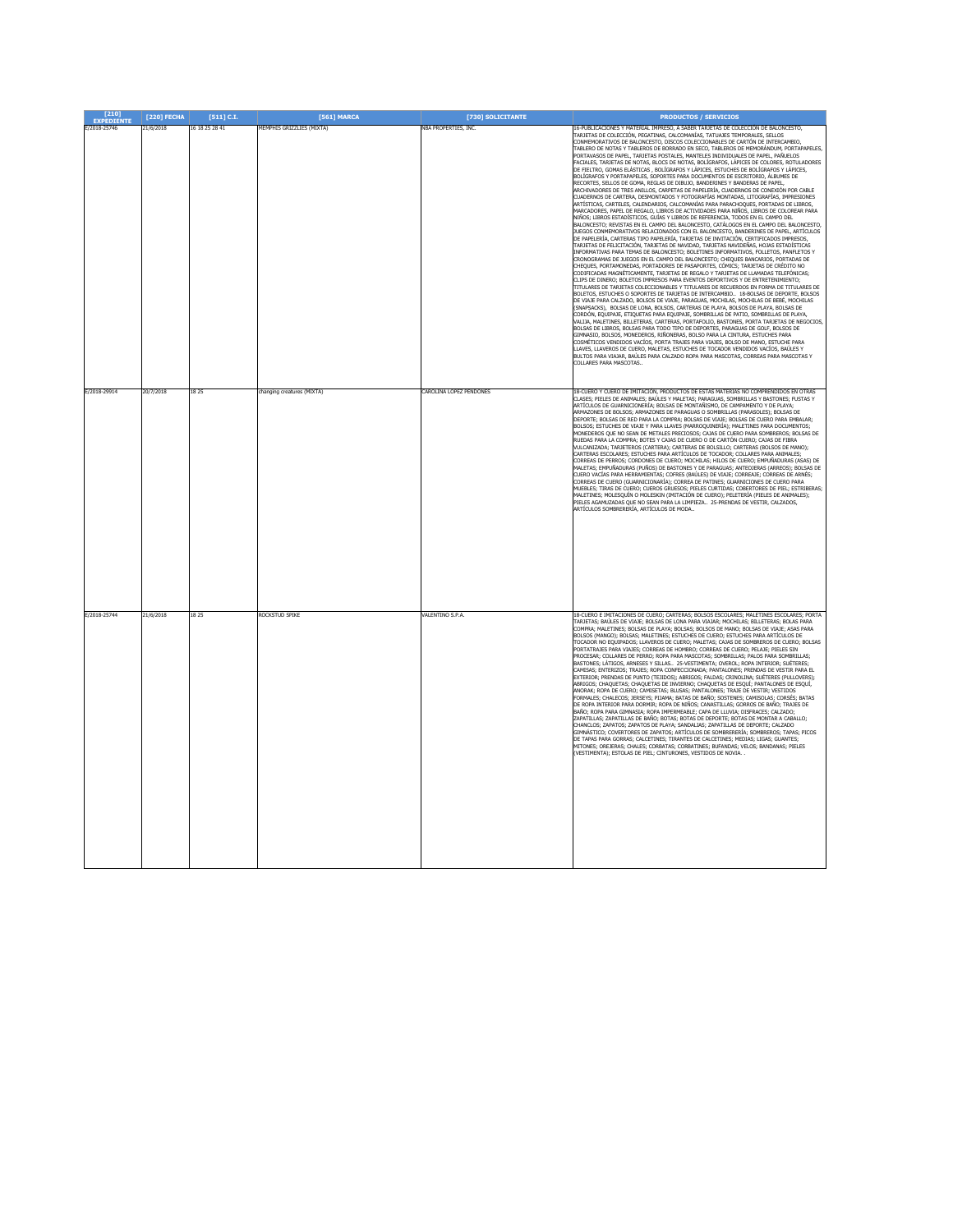| [210] EXPEDIENTE | [220] FECHA | [511] C.I. | [561] MARCA | [730] SOLICITANTE | PRODUCTOS / SERVICIOS |
|---|---|---|---|---|---|
| E/2018-25746 | 21/6/2018 | 16 18 25 28 41 | MEMPHIS GRIZZLIES (MIXTA) | NBA PROPERTIES, INC. | 16-PUBLICACIONES Y MATERIAL IMPRESO, A SABER TARJETAS DE COLECCIÓN DE BALONCESTO, TARJETAS DE COLECCIÓN, PEGATINAS, CALCOMANÍAS, TATUAJES TEMPORALES, SELLOS CONMEMORATIVOS DE BALONCESTO, DISCOS COLECCIONABLES DE CARTÓN DE INTERCAMBIO, TABLERO DE NOTAS Y TABLEROS DE BORRADO EN SECO, TABLEROS DE MEMORÁNDUM, PORTAPAPELES, PORTAVASOS DE PAPEL, TARJETAS POSTALES, MANTELES INDIVIDUALES DE PAPEL, PAÑUELOS FACIALES, TARJETAS DE NOTAS, BLOCS DE NOTAS, BOLÍGRAFOS, LÁPICES DE COLORES, ROTULADORES DE FIELTRO, GOMAS ELÁSTICAS , BOLÍGRAFOS Y LÁPICES, ESTUCHES DE BOLÍGRAFOS Y LÁPICES, BOLÍGRAFOS Y PORTAPAPELES, SOPORTES PARA DOCUMENTOS DE ESCRITORIO, ÁLBUMES DE RECORTES, SELLOS DE GOMA, REGLAS DE DIBUJO, BANDERINES Y BANDERAS DE PAPEL, ARCHIVADORES DE TRES ANILLOS, CARPETAS DE PAPELERÍA, CUADERNOS DE CONEXIÓN POR CABLE CUADERNOS DE CARTERA, DESMONTADOS Y FOTOGRAFÍAS MONTADAS, LITOGRAFÍAS, IMPRESIONES ARTÍSTICAS, CARTELES, CALENDARIOS, CALCOMANÍAS PARA PARACHOQUES, PORTADAS DE LIBROS, MARCADORES, PAPEL DE REGALO, LIBROS DE ACTIVIDADES PARA NIÑOS, LIBROS DE COLOREAR PARA NIÑOS; LIBROS ESTADÍSTICOS, GUÍAS Y LIBROS DE REFERENCIA, TODOS EN EL CAMPO DEL BALONCESTO; REVISTAS EN EL CAMPO DEL BALONCESTO, CATÁLOGOS EN EL CAMPO DEL BALONCESTO, JUEGOS CONMEMORATIVOS RELACIONADOS CON EL BALONCESTO, BANDERINES DE PAPEL, ARTÍCULOS DE PAPELERÍA, CARTERAS TIPO PAPELERÍA, TARJETAS DE INVITACIÓN, CERTIFICADOS IMPRESOS, TARJETAS DE FELICITACIÓN, TARJETAS DE NAVIDAD, TARJETAS NAVIDEÑAS, HOJAS ESTADÍSTICAS INFORMATIVAS PARA TEMAS DE BALONCESTO; BOLETINES INFORMATIVOS, FOLLETOS, PANFLETOS Y CRONOGRAMAS DE JUEGOS EN EL CAMPO DEL BALONCESTO; CHEQUES BANCARIOS, PORTADAS DE CHEQUES, PORTAMONEDAS, PORTADORES DE PASAPORTES, CÓMICS; TARJETAS DE CRÉDITO NO CODIFICADAS MAGNÉTICAMENTE, TARJETAS DE REGALO Y TARJETAS DE LLAMADAS TELEFÓNICAS; CLIPS DE DINERO; BOLETOS IMPRESOS PARA EVENTOS DEPORTIVOS Y DE ENTRETENIMIENTO; TITULARES DE TARJETAS COLECCIONABLES Y TITULARES DE RECUERDOS EN FORMA DE TITULARES DE BOLETOS, ESTUCHES O SOPORTES DE TARJETAS DE INTERCAMBIO.. 18-BOLSAS DE DEPORTE, BOLSOS DE VIAJE PARA CALZADO, BOLSOS DE VIAJE, PARAGUAS, MOCHILAS, MOCHILAS DE BEBÉ, MOCHILAS (SNAPSACKS), BOLSAS DE LONA, BOLSOS, CARTERAS DE PLAYA, BOLSOS DE PLAYA, BOLSAS DE CORDÓN, EQUIPAJE, ETIQUETAS PARA EQUIPAJE, SOMBRILLAS DE PATIO, SOMBRILLAS DE PLAYA, VALIJA, MALETINES, BILLETERAS, CARTERAS, PORTAFOLIO, BASTONES, PORTA TARJETAS DE NEGOCIOS, BOLSAS DE LIBROS, BOLSAS PARA TODO TIPO DE DEPORTES, PARAGUAS DE GOLF, BOLSOS DE GIMNASIO, BOLSOS, MONEDEROS, RIÑONERAS, BOLSO PARA LA CINTURA, ESTUCHES PARA COSMÉTICOS VENDIDOS VACÍOS, PORTA TRAJES PARA VIAJES, BOLSO DE MANO, ESTUCHE PARA LLAVES, LLAVEROS DE CUERO, MALETAS, ESTUCHES DE TOCADOR VENDIDOS VACÍOS, BAÚLES Y BULTOS PARA VIAJAR, BAÚLES PARA CALZADO ROPA PARA MASCOTAS, CORREAS PARA MASCOTAS Y COLLARES PARA MASCOTAS.. |
| E/2018-29914 | 20/7/2018 | 18 25 | changing creatures (MIXTA) | CAROLINA LOPEZ PENDONES | 18-CUERO Y CUERO DE IMITACIÓN, PRODUCTOS DE ESTAS MATERIAS NO COMPRENDIDOS EN OTRAS CLASES; PIELES DE ANIMALES; BAÚLES Y MALETAS; PARAGUAS, SOMBRILLAS Y BASTONES; FUSTAS Y ARTÍCULOS DE GUARNICIONERÍA; BOLSAS DE MONTAÑISMO, DE CAMPAMENTO Y DE PLAYA; ARMAZONES DE BOLSOS; ARMAZONES DE PARAGUAS O SOMBRILLAS (PARASOLES); BOLSAS DE DEPORTE; BOLSAS DE RED PARA LA COMPRA; BOLSAS DE VIAJE; BOLSAS DE CUERO PARA EMBALAR; BOLSOS; ESTUCHES DE VIAJE Y PARA LLAVES (MARROQUINERÍA); MALETINES PARA DOCUMENTOS; MONEDEROS QUE NO SEAN DE METALES PRECIOSOS; CAJAS DE CUERO PARA SOMBREROS; BOLSAS DE RUEDAS PARA LA COMPRA; BOTES Y CAJAS DE CUERO O DE CARTÓN CUERO; CAJAS DE FIBRA VULCANIZADA; TARJETEROS (CARTERA); CARTERAS DE BOLSILLO; CARTERAS (BOLSOS DE MANO); CARTERAS ESCOLARES; ESTUCHES PARA ARTÍCULOS DE TOCADOR; COLLARES PARA ANIMALES; CORREAS DE PERROS; CORDONES DE CUERO; MOCHILAS; HILOS DE CUERO; EMPUÑADURAS (ASAS) DE MALETAS; EMPUÑADURAS (PUÑOS) DE BASTONES Y DE PARAGUAS; ANTEOJERAS (ARREOS); BOLSAS DE CUERO VACÍAS PARA HERRAMIENTAS; COFRES (BAÚLES) DE VIAJE; CORREAJE; CORREAS DE ARNÉS; CORREAS DE CUERO (GUARNICIONARÍA); CORREA DE PATINES; GUARNICIONES DE CUERO PARA MUEBLES; TIRAS DE CUERO; CUEROS GRUESOS; PIELES CURTIDAS; COBERTORES DE PIEL; ESTRIBERAS; MALETINES; MOLESQUÍN O MOLESKIN (IMITACIÓN DE CUERO); PELETERÍA (PIELES DE ANIMALES); PIELES AGAMUZADAS QUE NO SEAN PARA LA LIMPIEZA.. 25-PRENDAS DE VESTIR, CALZADOS, ARTÍCULOS SOMBRERERÍA, ARTÍCULOS DE MODA.. |
| E/2018-25744 | 21/6/2018 | 18 25 | ROCKSTUD SPIKE | VALENTINO S.P.A. | 18-CUERO E IMITACIONES DE CUERO; CARTERAS; BOLSOS ESCOLARES; MALETINES ESCOLARES; PORTA TARJETAS; BAÚLES DE VIAJE; BOLSAS DE LONA PARA VIAJAR; MOCHILAS; BILLETERAS; BOLAS PARA COMPRA; MALETINES; BOLSAS DE PLAYA; BOLSAS; BOLSOS DE MANO; BOLSAS DE VIAJE; ASAS PARA BOLSOS (MANGO); BOLSAS; MALETINES; ESTUCHES DE CUERO; ESTUCHES PARA ARTÍCULOS DE TOCADOR NO EQUIPADOS; LLAVEROS DE CUERO; MALETAS; CAJAS DE SOMBREROS DE CUERO; BOLSAS PORTATRAJES PARA VIAJES; CORREAS DE HOMBRO; CORREAS DE CUERO; PELAJE; PIELES SIN PROCESAR; COLLARES DE PERRO; ROPA PARA MASCOTAS; SOMBRILLAS; PALOS PARA SOMBRILLAS; BASTONES; LÁTIGOS, ARNESES Y SILLAS.. 25-VESTIMENTA; OVEROL; ROPA INTERIOR; SUÉTERES; CAMISAS; ENTERIZOS; TRAJES; ROPA CONFECCIONADA; PANTALONES; PRENDAS DE VESTIR PARA EL EXTERIOR; PRENDAS DE PUNTO (TEJIDOS); ABRIGOS; FALDAS; CRINOLINA; SUÉTERES (PULLOVERS); ABRIGOS; CHAQUETAS; CHAQUETAS DE INVIERNO; CHAQUETAS DE ESQUÍ; PANTALONES DE ESQUÍ, ANORAK; ROPA DE CUERO; CAMISETAS; BLUSAS; PANTALONES; TRAJE DE VESTIR; VESTIDOS FORMALES; CHALECOS; JERSEYS; PIJAMA; BATAS DE BAÑO; SOSTENES; CAMISOLAS; CORSÉS; BATAS DE ROPA INTERIOR PARA DORMIR; ROPA DE NIÑOS; CANASTILLAS; GORROS DE BAÑO; TRAJES DE BAÑO; ROPA PARA GIMNASIA; ROPA IMPERMEABLE; CAPA DE LLUVIA; DISFRACES; CALZADO; ZAPATILLAS; ZAPATILLAS DE BAÑO; BOTAS; BOTAS DE DEPORTE; BOTAS DE MONTAR A CABALLO; CHANCLOS; ZAPATOS; ZAPATOS DE PLAYA; SANDALIAS; ZAPATILLAS DE DEPORTE; CALZADO GIMNÁSTICO; COVERTORES DE ZAPATOS; ARTÍCULOS DE SOMBRERERÍA; SOMBREROS; TAPAS; PICOS DE TAPAS PARA GORRAS; CALCETINES; TIRANTES DE CALCETINES; MEDIAS; LIGAS; GUANTES; MITONES; OREJERAS; CHALES; CORBATAS; CORBATINES; BUFANDAS; VELOS; BANDANAS; PIELES (VESTIMENTA); ESTOLAS DE PIEL; CINTURONES, VESTIDOS DE NOVIA. . |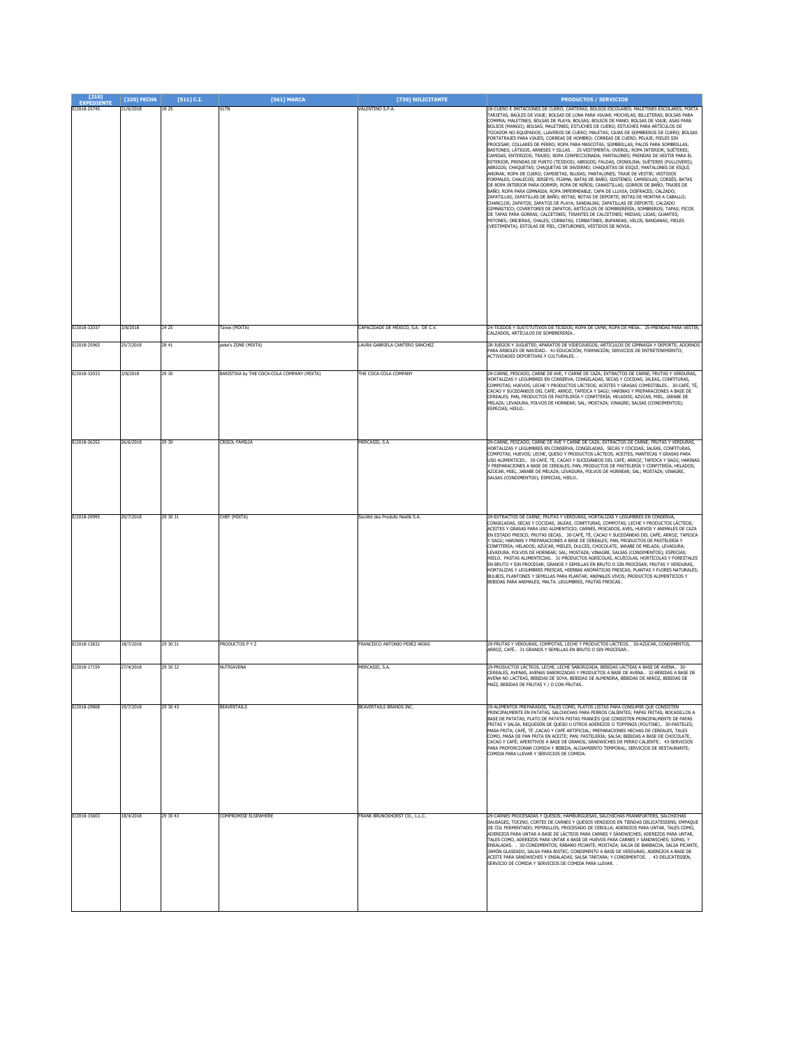| [210] EXPEDIENTE | [220] FECHA | [511] C.I. | [561] MARCA | [730] SOLICITANTE | PRODUCTOS / SERVICIOS |
|---|---|---|---|---|---|
| E/2018-25745 | 21/6/2018 | 18 25 | VLTN | VALENTINO S.P.A. | 18-CUERO E IMITACIONES DE CUERO; CARTERAS; BOLSOS ESCOLARES; MALETINES ESCOLARES; PORTA TARJETAS; BAULES DE VIAJE; BOLSAS DE LONA PARA VIAJAR; MOCHILAS; BILLETERAS; BOLSAS PARA COMPRA; MALETINES; BOLSAS DE PLAYA; BOLSAS; BOLSOS DE MANO; BOLSAS DE VIAJE; ASAS PARA BOLSOS (MANGO); BOLSAS; MALETINES; ESTUCHES DE CUERO; ESTUCHES PARA ARTÍCULOS DE TOCADOR NO EQUIPADOS; LLAVEROS DE CUERO; MALETAS; CAJAS DE SOMBREROS DE CUERO; BOLSAS PORTATRAJES PARA VIAJES; CORREAS DE HOMBRO; CORREAS DE CUERO; PELAJE; PIELES SIN PROCESAR; COLLARES DE PERRO; ROPA PARA MASCOTAS; SOMBRILLAS; PALOS PARA SOMBRILLAS; BASTONES; LÁTIGOS, ARNESES Y SILLAS. . 25-VESTIMENTA; OVEROL; ROPA INTERIOR; SUÉTERES; CAMISAS; ENTERIZOS; TRAJES; ROPA CONFECCIONADA; PANTALONES; PRENDAS DE VESTIR PARA EL EXTERIOR; PRENDAS DE PUNTO (TEJIDOS); ABRIGOS; FALDAS; CRINOLINA; SUÉTERES (PULLOVERS); ABRIGOS; CHAQUETAS; CHAQUETAS DE INVIERNO; CHAQUETAS DE ESQUÍ; PANTALONES DE ESQUÍ; ANORAK; ROPA DE CUERO; CAMISETAS; BLUSAS; PANTALONES; TRAJE DE VESTIR; VESTIDOS FORMALES; CHALECOS; JERSEYS; PIJAMA; BATAS DE BAÑO; SOSTENES; CAMISOLAS; CORSÉS; BATAS DE ROPA INTERIOR PARA DORMIR; ROPA DE NIÑOS; CANASTILLAS; GORROS DE BAÑO; TRAJES DE BAÑO; ROPA PARA GIMNASIA; ROPA IMPERMEABLE; CAPA DE LLUVIA; DISFRACES; CALZADO; ZAPATILLAS; ZAPATILLAS DE BAÑO; BOTAS; BOTAS DE DEPORTE; BOTAS DE MONTAR A CABALLO; CHANCLOS; ZAPATOS; ZAPATOS DE PLAYA; SANDALIAS; ZAPATILLAS DE DEPORTE; CALZADO GIMNÁSTICO; COVERTORES DE ZAPATOS; ARTÍCULOS DE SOMBRERERÍA; SOMBREROS; TAPAS; PICOS DE TAPAS PARA GORRAS; CALCETINES; TIRANTES DE CALCETINES; MEDIAS; LIGAS; GUANTES; MITONES; OREJERAS; CHALES; CORBATAS; CORBATINES; BUFANDAS; VELOS; BANDANAS; PIELES (VESTIMENTA); ESTOLAS DE PIEL; CINTURONES, VESTIDOS DE NOVIA.. |
| E/2018-32037 | 3/8/2018 | 24 25 | Tavex (MIXTA) | CAPACIDADE DE MEXICO, S.A. DE C.V. | 24-TEJIDOS Y SUSTITUTIVOS DE TEJIDOS; ROPA DE CAMA; ROPA DE MESA.. 25-PRENDAS PARA VESTIR, CALZADOS, ARTÍCULOS DE SOMBRERERÍA.. |
| E/2018-25965 | 25/7/2018 | 28 41 | peke's ZONE (MIXTA) | LAURA GABRIELA CANTERO SANCHEZ | 28-JUEGOS Y JUGUETES; APARATOS DE VIDEOJUEGOS; ARTÍCULOS DE GIMNASIA Y DEPORTE; ADORNOS PARA ÁRBOLES DE NAVIDAD.. 41-EDUCACIÓN; FORMACIÓN; SERVICIOS DE ENTRETENIMIENTO; ACTIVIDADES DEPORTIVAS Y CULTURALES. . |
| E/2018-32033 | 3/8/2018 | 29 30 | BARISTIKA by THE COCA-COLA COMPANY (MIXTA) | THE COCA-COLA COMPANY | 29-CARNE, PESCADO, CARNE DE AVE, Y CARNE DE CAZA; EXTRACTOS DE CARNE; FRUTAS Y VERDURAS, HORTALIZAS Y LEGUMBRES EN CONSERVA, CONGELADAS, SECAS Y COCIDAS; JALEAS, CONFITURAS, COMPOTAS; HUEVOS; LECHE Y PRODUCTOS LÁCTEOS; ACEITES Y GRASAS COMESTIBLES.. 30-CAFÉ, TÉ, CACAO Y SUCEDÁNEOS DEL CAFÉ; ARROZ; TAPIOCA Y SAGÚ; HARINAS Y PREPARACIONES A BASE DE CEREALES; PAN, PRODUCTOS DE PASTELERÍA Y CONFITERÍA; HELADOS; AZÚCAR, MIEL, JARABE DE MELAZA; LEVADURA, POLVOS DE HORNEAR; SAL; MOSTAZA; VINAGRE; SALSAS (CONDIMENTOS); ESPECIAS; HIELO.. |
| E/2018-26352 | 26/6/2018 | 29 30 | CRISOL FAMILIA | MERCASID, S.A. | 29-CARNE, PESCADO, CARNE DE AVE Y CARNE DE CAZA; EXTRACTOS DE CARNE; FRUTAS Y VERDURAS, HORTALIZAS Y LEGUMBRES EN CONSERVA, CONGELADAS, SECAS Y COCIDAS; JALEAS, CONFITURAS, COMPOTAS; HUEVOS; LECHE, QUESO Y PRODUCTOS LÁCTEOS; ACEITES, MANTECAS Y GRASAS PARA USO ALIMENTICIO.. 30-CAFÉ, TÉ, CACAO Y SUCEDÁNEOS DEL CAFÉ; ARROZ; TAPIOCA Y SAGÚ; HARINAS Y PREPARACIONES A BASE DE CEREALES; PAN, PRODUCTOS DE PASTELERÍA Y CONFITERÍA; HELADOS; AZÚCAR, MIEL, JARABE DE MELAZA; LEVADURA, POLVOS DE HORNEAR; SAL; MOSTAZA; VINAGRE, SALSAS (CONDIMENTOS); ESPECIAS; HIELO.. |
| E/2018-29995 | 20/7/2018 | 29 30 31 | CHEF (MIXTA) | Société des Produits Nestlé S.A. | 29-EXTRACTOS DE CARNE; FRUTAS Y VERDURAS, HORTALIZAS Y LEGUMBRES EN CONSERVA, CONGELADAS, SECAS Y COCIDAS; JALEAS, CONFITURAS, COMPOTAS; LECHE Y PRODUCTOS LÁCTEOS; ACEITES Y GRASAS PARA USO ALIMENTICIO; CARNES, PESCADOS, AVES, HUEVOS Y ANIMALES DE CAZA EN ESTADO FRESCO; FRUTAS SECAS.. 30-CAFÉ, TÉ, CACAO Y SUCEDÁNEAS DEL CAFÉ; ARROZ; TAPIOCA Y SAGÚ; HARINAS Y PREPARACIONES A BASE DE CEREALES; PAN, PRODUCTOS DE PASTELERÍA Y CONFITERÍA; HELADOS; AZÚCAR, MIELES, DULCES, CHOCOLATE, JARABE DE MELAZA; LEVADURA, POLVOS DE HORNEAR; SAL; MOSTAZA; VINAGRE, SALSAS (CONDIMENTOS); ESPECIAS; HIELO. PASTAS ALIMENTICIAS.. 31-PRODUCTOS AGRÍCOLAS, ACUÍCOLAS, HORTÍCOLAS Y FORESTALES EN BRUTO Y SIN PROCESAR; GRANOS Y SEMILLAS EN BRUTO O SIN PROCESAR; FRUTAS Y VERDURAS, HORTALIZAS Y LEGUMBRES FRESCAS, HIERBAS AROMÁTICAS FRESCAS; PLANTAS Y FLORES NATURALES; BULBOS, PLANTONES Y SEMILLAS PARA PLANTAR; ANIMALES VIVOS; PRODUCTOS ALIMENTICIOS Y BEBIDAS PARA ANIMALES; MALTA. LEGUMBRES, FRUTAS FRESCAS.. |
| E/2018-13832 | 18/7/2018 | 29 30 31 | PRODUCTOS P Y Z | FRANCISCO ANTONIO PEREZ ARIAS | 29-FRUTAS Y VERDURAS, COMPOTAS, LECHE Y PRODUCTOS LÁCTEOS.. 30-AZÚCAR, CONDIMENTOS, ARROZ, CAFÉ.. 31-GRANOS Y SEMILLAS EN BRUTO O SIN PROCESAR.. |
| E/2018-17159 | 27/4/2018 | 29 30 32 | NUTRIAVENA | MERCASID, S.A. | 29-PRODUCTOS LÁCTEOS, LECHE, LECHE SABORIZADA, BEBIDAS LÁCTEAS A BASE DE AVENA.. 30-CEREALES, AVENAS, AVENAS SABORIZADAS Y PRODUCTOS A BASE DE AVENA.. 32-BEBIDAS A BASE DE AVENA NO LÁCTEAS, BEBIDAS DE SOYA, BEBIDAS DE ALMENDRA, BEBIDAS DE ARROZ, BEBIDAS DE MAÍZ, BEBIDAS DE FRUTAS Y / O CON FRUTAS.. |
| E/2018-29808 | 19/7/2018 | 29 30 43 | BEAVERTAILS | BEAVERTAILS BRANDS INC. | 29-ALIMENTOS PREPARADOS, TALES COMO, PLATOS LISTAS PARA CONSUMIR QUE CONSISTEN PRINCIPALMENTE EN PATATAS, SALCHICHAS PARA PERROS CALIENTES; PAPAS FRITAS; BOCADILLOS A BASE DE PATATAS; PLATO DE PATATA FRITAS FRANCÉS QUE CONSISTEN PRINCIPALMENTE DE PAPAS FRITAS Y SALSA, REQUESÓN DE QUESO U OTROS ADEREZOS O TOPPINGS (POUTINE).. 30-PASTELES; MASA FRITA; CAFÉ, TÉ ,CACAO Y CAFÉ ARTIFICIAL; PREPARACIONES HECHAS DE CEREALES, TALES COMO, MASA DE PAN FRITA EN ACEITE; PAN; PASTELERÍA; SALSA; BEBIDAS A BASE DE CHOCOLATE, CACAO Y CAFÉ; APERITIVOS A BASE DE GRANOS; SÁNDWICHES DE PERRO CALIENTE.. 43-SERVICIOS PARA PROPORCIONAR COMIDA Y BEBIDA; ALOJAMIENTO TEMPORAL; SERVICIOS DE RESTAURANTE; COMIDA PARA LLEVAR Y SERVICIOS DE COMIDA. . |
| E/2018-15603 | 18/4/2018 | 29 30 43 | COMPROMISE ELSEWHERE | FRANK BRUNCKHORST CO., L.L.C. | 29-CARNES PROCESADAS Y QUESOS; HAMBURGUESAS, SALCHICHAS FRANKFURTERS, SALCHICHAS SAUSAGES, TOCINO, CORTES DE CARNES Y QUESOS VENDIDOS EN TIENDAS DELICATESSENS; EMPAQUE DE COL FERMENTADO; PEPINILLOS; PROCESADO DE CEBOLLA; ADEREZOS PARA UNTAR, TALES COMO, ADEREZOS PARA UNTAR A BASE DE LÁCTEOS PARA CARNES Y SÁNDWICHES; ADEREZOS PARA UNTAR, TALES COMO, ADEREZOS PARA UNTAR A BASE DE HUEVOS PARA CARNES Y SÁNDWICHES; SOPAS; Y ENSALADAS. . 30-CONDIMENTOS; RÁBANO PICANTE; MOSTAZA; SALSA DE BARBACOA, SALSA PICANTE, JAMÓN GLASEADO, SALSA PARA BISTEC; CONDIMENTO A BASE DE VERDURAS; ADEREZOS A BASE DE ACEITE PARA SÁNDWICHES Y ENSALADAS; SALSA TÁRTARA; Y CONDIMENTOS. . 43-DELICATESSEN, SERVICIO DE COMIDA Y SERVICIOS DE COMIDA PARA LLEVAR. . |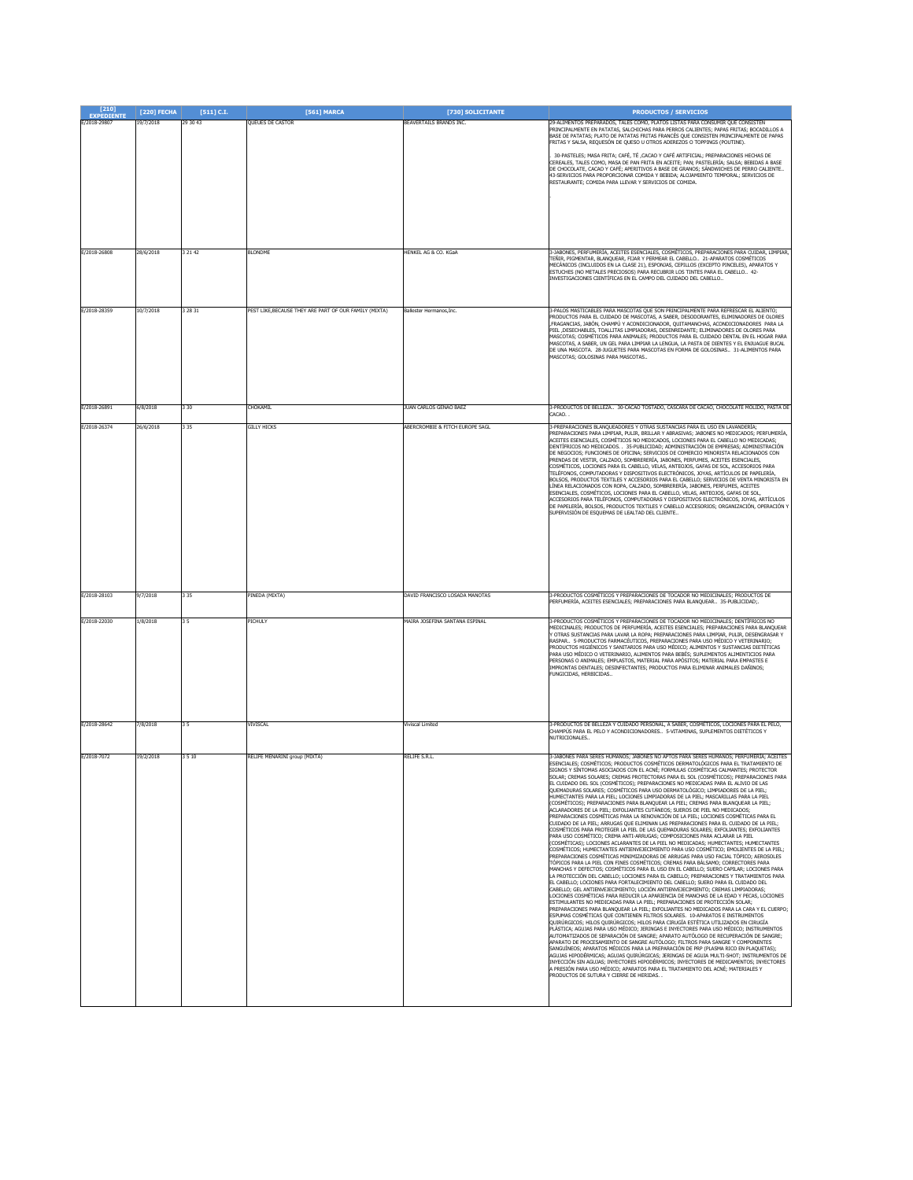| [210] EXPEDIENTE | [220] FECHA | [511] C.I. | [561] MARCA | [730] SOLICITANTE | PRODUCTOS / SERVICIOS |
|---|---|---|---|---|---|
| E/2018-29807 | 19/7/2018 | 29 30 43 | QUEUES DE CASTOR | BEAVERTAILS BRANDS INC. | 29-ALIMENTOS PREPARADOS, TALES COMO, PLATOS LISTAS PARA CONSUMIR QUE CONSISTEN PRINCIPALMENTE EN PATATAS, SALCHICHAS PARA PERROS CALIENTES; PAPAS FRITAS; BOCADILLOS A BASE DE PATATAS; PLATO DE PATATAS FRITAS FRANCÉS QUE CONSISTEN PRINCIPALMENTE DE PAPAS FRITAS Y SALSA, REQUESÓN DE QUESO U OTROS ADEREZOS O TOPPINGS (POUTINE). . 30-PASTELES; MASA FRITA; CAFÉ, TÉ ,CACAO Y CAFÉ ARTIFICIAL; PREPARACIONES HECHAS DE CEREALES, TALES COMO, MASA DE PAN FRITA EN ACEITE; PAN; PASTELERÍA; SALSA; BEBIDAS A BASE DE CHOCOLATE, CACAO Y CAFÉ; APERITIVOS A BASE DE GRANOS; SÁNDWICHES DE PERRO CALIENTE.. 43-SERVICIOS PARA PROPORCIONAR COMIDA Y BEBIDA; ALOJAMIENTO TEMPORAL; SERVICIOS DE RESTAURANTE; COMIDA PARA LLEVAR Y SERVICIOS DE COMIDA. . |
| E/2018-26808 | 28/6/2018 | 3 21 42 | BLONDME | HENKEL AG & CO. KGaA | 3-JABONES, PERFUMERÍA, ACEITES ESENCIALES, COSMÉTICOS, PREPARACIONES PARA CUIDAR, LIMPIAR, TEÑIR, PIGMENTAR, BLANQUEAR, FIJAR Y PERMEAR EL CABELLO.. 21-APARATOS COSMÉTICOS MECÁNICOS (INCLUIDOS EN LA CLASE 21), ESPONJAS, CEPILLOS (EXCEPTO PINCELES), APARATOS Y ESTUCHES (NO METALES PRECIOSOS) PARA RECUBRIR LOS TINTES PARA EL CABELLO.. 42-INVESTIGACIONES CIENTÍFICAS EN EL CAMPO DEL CUIDADO DEL CABELLO.. |
| E/2018-28359 | 10/7/2018 | 3 28 31 | PEST LIKE,BECAUSE THEY ARE PART OF OUR FAMILY (MIXTA) | Ballester Hermanos,Inc. | 3-PALOS MASTICABLES PARA MASCOTAS QUE SON PRINCIPALMENTE PARA REFRESCAR EL ALIENTO; PRODUCTOS PARA EL CUIDADO DE MASCOTAS, A SABER, DESODORANTES, ELIMINADORES DE OLORES ,FRAGANCIAS, JABÓN, CHAMPÚ Y ACONDICIONADOR, QUITAMANCHAS, ACONDICIONADORES PARA LA PIEL ,DESECHABLES, TOALLITAS LIMPIADORAS, DESENREDANTE; ELIMINADORES DE OLORES PARA MASCOTAS; COSMÉTICOS PARA ANIMALES; PRODUCTOS PARA EL CUIDADO DENTAL EN EL HOGAR PARA MASCOTAS, A SABER, UN GEL PARA LIMPIAR LA LENGUA, LA PASTA DE DIENTES Y EL ENJUAGUE BUCAL DE UNA MASCOTA. 28-JUGUETES PARA MASCOTAS EN FORMA DE GOLOSINAS.. 31-ALIMENTOS PARA MASCOTAS; GOLOSINAS PARA MASCOTAS.. |
| E/2018-26891 | 6/8/2018 | 3 30 | CHOKAMIL | JUAN CARLOS GENAO BAEZ | 3-PRODUCTOS DE BELLEZA.. 30-CACAO TOSTADO, CASCARA DE CACAO, CHOCOLATE MOLIDO, PASTA DE CACAO. . |
| E/2018-26374 | 26/6/2018 | 3 35 | GILLY HICKS | ABERCROMBIE & FITCH EUROPE SAGL | 3-PREPARACIONES BLANQUEADORES Y OTRAS SUSTANCIAS PARA EL USO EN LAVANDERÍA; PREPARACIONES PARA LIMPIAR, PULIR, BRILLAR Y ABRASIVAS; JABONES NO MEDICADOS; PERFUMERÍA, ACEITES ESENCIALES, COSMÉTICOS NO MEDICADOS, LOCIONES PARA EL CABELLO NO MEDICADAS; DENTÍFRICOS NO MEDICADOS. . 35-PUBLICIDAD; ADMINISTRACIÓN DE EMPRESAS; ADMINISTRACIÓN DE NEGOCIOS; FUNCIONES DE OFICINA; SERVICIOS DE COMERCIO MINORISTA RELACIONADOS CON PRENDAS DE VESTIR, CALZADO, SOMBRERERÍA, JABONES, PERFUMES, ACEITES ESENCIALES, COSMÉTICOS, LOCIONES PARA EL CABELLO, VELAS, ANTEOJOS, GAFAS DE SOL, ACCESORIOS PARA TELÉFONOS, COMPUTADORAS Y DISPOSITIVOS ELECTRÓNICOS, JOYAS, ARTÍCULOS DE PAPELERÍA, BOLSOS, PRODUCTOS TEXTILES Y ACCESORIOS PARA EL CABELLO; SERVICIOS DE VENTA MINORISTA EN LÍNEA RELACIONADOS CON ROPA, CALZADO, SOMBRERERÍA, JABONES, PERFUMES, ACEITES ESENCIALES, COSMÉTICOS, LOCIONES PARA EL CABELLO, VELAS, ANTEOJOS, GAFAS DE SOL, ACCESORIOS PARA TELÉFONOS, COMPUTADORAS Y DISPOSITIVOS ELECTRÓNICOS, JOYAS, ARTÍCULOS DE PAPELERÍA, BOLSOS, PRODUCTOS TEXTILES Y CABELLO ACCESORIOS; ORGANIZACIÓN, OPERACIÓN Y SUPERVISIÓN DE ESQUEMAS DE LEALTAD DEL CLIENTE.. |
| E/2018-28103 | 9/7/2018 | 3 35 | PINEDA (MIXTA) | DAVID FRANCISCO LOSADA MANOTAS | 3-PRODUCTOS COSMÉTICOS Y PREPARACIONES DE TOCADOR NO MEDICINALES; PRODUCTOS DE PERFUMERÍA, ACEITES ESENCIALES; PREPARACIONES PARA BLANQUEAR.. 35-PUBLICIDAD;. |
| E/2018-22030 | 1/8/2018 | 3 5 | PICHULY | MAIRA JOSEFINA SANTANA ESPINAL | 3-PRODUCTOS COSMÉTICOS Y PREPARACIONES DE TOCADOR NO MEDICINALES; DENTÍFRICOS NO MEDICINALES; PRODUCTOS DE PERFUMERÍA, ACEITES ESENCIALES; PREPARACIONES PARA BLANQUEAR Y OTRAS SUSTANCIAS PARA LAVAR LA ROPA; PREPARACIONES PARA LIMPIAR, PULIR, DESENGRASAR Y RASPAR.. 5-PRODUCTOS FARMACÉUTICOS, PREPARACIONES PARA USO MÉDICO Y VETERINARIO; PRODUCTOS HIGIÉNICOS Y SANITARIOS PARA USO MÉDICO; ALIMENTOS Y SUSTANCIAS DIETÉTICAS PARA USO MÉDICO O VETERINARIO, ALIMENTOS PARA BEBÉS; SUPLEMENTOS ALIMENTICIOS PARA PERSONAS O ANIMALES; EMPLASTOS, MATERIAL PARA APÓSITOS; MATERIAL PARA EMPASTES E IMPRONTAS DENTALES; DESINFECTANTES; PRODUCTOS PARA ELIMINAR ANIMALES DAÑINOS; FUNGICIDAS, HERBICIDAS.. |
| E/2018-28642 | 7/8/2018 | 3 5 | VIVISCAL | Viviscal Limited | 3-PRODUCTOS DE BELLEZA Y CUIDADO PERSONAL, A SABER, COSMÉTICOS, LOCIONES PARA EL PELO, CHAMPÚS PARA EL PELO Y ACONDICIONADORES.. 5-VITAMINAS, SUPLEMENTOS DIETÉTICOS Y NUTRICIONALES.. |
| E/2018-7072 | 19/2/2018 | 3 5 10 | RELIFE MENARINI group (MIXTA) | RELIFE S.R.L. | 3-JABONES PARA SERES HUMANOS; JABONES NO APTOS PARA SERES HUMANOS; PERFUMERÍA; ACEITES ESENCIALES; COSMÉTICOS; PRODUCTOS COSMÉTICOS DERMATOLÓGICOS PARA EL TRATAMIENTO DE SIGNOS Y SÍNTOMAS ASOCIADOS CON EL ACNÉ; FORMULAS COSMÉTICAS CALMANTES; PROTECTOR SOLAR; CREMAS SOLARES; CREMAS PROTECTORAS PARA EL SOL (COSMÉTICOS); PREPARACIONES PARA EL CUIDADO DEL SOL (COSMÉTICOS); PREPARACIONES NO MEDICADAS PARA EL ALIVIO DE LAS QUEMADURAS SOLARES; COSMÉTICOS PARA USO DERMATOLÓGICO; LIMPIADORES DE LA PIEL; HUMECTANTES PARA LA PIEL; LOCIONES LIMPIADORAS DE LA PIEL; MASCARILLAS PARA LA PIEL (COSMÉTICOS); PREPARACIONES PARA BLANQUEAR LA PIEL; CREMAS PARA BLANQUEAR LA PIEL; ACLARADORES DE LA PIEL; EXFOLIANTES CUTÁNEOS; SUEROS DE PIEL NO MEDICADOS; PREPARACIONES COSMÉTICAS PARA LA RENOVACIÓN DE LA PIEL; LOCIONES COSMÉTICAS PARA EL CUIDADO DE LA PIEL; ARRUGAS QUE ELIMINAN LAS PREPARACIONES PARA EL CUIDADO DE LA PIEL; COSMÉTICOS PARA PROTEGER LA PIEL DE LAS QUEMADURAS SOLARES; EXFOLIANTES; EXFOLIANTES PARA USO COSMÉTICO; CREMA ANTI-ARRUGAS; COMPOSICIONES PARA ACLARAR LA PIEL (COSMÉTICAS); LOCIONES ACLARANTES DE LA PIEL NO MEDICADAS; HUMECTANTES; HUMECTANTES COSMÉTICOS; HUMECTANTES ANTIENVEJECIMIENTO PARA USO COSMÉTICO; EMOLIENTES DE LA PIEL; PREPARACIONES COSMÉTICAS MINIMIZADORAS DE ARRUGAS PARA USO FACIAL TÓPICO; AEROSOLES TÓPICOS PARA LA PIEL CON FINES COSMÉTICOS; CREMAS PARA BÁLSAMO; CORRECTORES PARA MANCHAS Y DEFECTOS; COSMÉTICOS PARA EL USO EN EL CABELLO; SUERO CAPILAR; LOCIONES PARA LA PROTECCIÓN DEL CABELLO; LOCIONES PARA EL CABELLO; PREPARACIONES Y TRATAMIENTOS PARA EL CABELLO; LOCIONES PARA FORTALECIMIENTO DEL CABELLO; SUERO PARA EL CUIDADO DEL CABELLO; GEL ANTIENVEJECIMIENTO; LOCIÓN ANTIENVEJECIMIENTO; CREMAS LIMPIADORAS; LOCIONES COSMÉTICAS PARA REDUCIR LA APARIENCIA DE MANCHAS DE LA EDAD Y PECAS, LOCIONES ESTIMULANTES NO MEDICADAS PARA LA PIEL; PREPARACIONES DE PROTECCIÓN SOLAR; PREPARACIONES PARA BLANQUEAR LA PIEL; EXFOLIANTES NO MEDICADOS PARA LA CARA Y EL CUERPO; ESPUMAS COSMÉTICAS QUE CONTIENEN FILTROS SOLARES. 10-APARATOS E INSTRUMENTOS QUIRÚRGICOS; HILOS QUIRÚRGICOS; HILOS PARA CIRUGÍA ESTÉTICA UTILIZADOS EN CIRUGÍA PLÁSTICA; AGUJAS PARA USO MÉDICO; JERINGAS E INYECTORES PARA USO MÉDICO; INSTRUMENTOS AUTOMATIZADOS DE SEPARACIÓN DE SANGRE; APARATO AUTÓLOGO DE RECUPERACIÓN DE SANGRE; APARATO DE PROCESAMIENTO DE SANGRE AUTÓLOGO; FILTROS PARA SANGRE Y COMPONENTES SANGUÍNEOS; APARATOS MÉDICOS PARA LA PREPARACIÓN DE PRP (PLASMA RICO EN PLAQUETAS); AGUJAS HIPODÉRMICAS; AGUJAS QUIRÚRGICAS; JERINGAS DE AGUJA MULTI-SHOT; INSTRUMENTOS DE INYECCIÓN SIN AGUJAS; INYECTORES HIPODÉRMICOS; INYECTORES DE MEDICAMENTOS; INYECTORES A PRESIÓN PARA USO MÉDICO; APARATOS PARA EL TRATAMIENTO DEL ACNÉ; MATERIALES Y PRODUCTOS DE SUTURA Y CIERRE DE HERIDAS. . |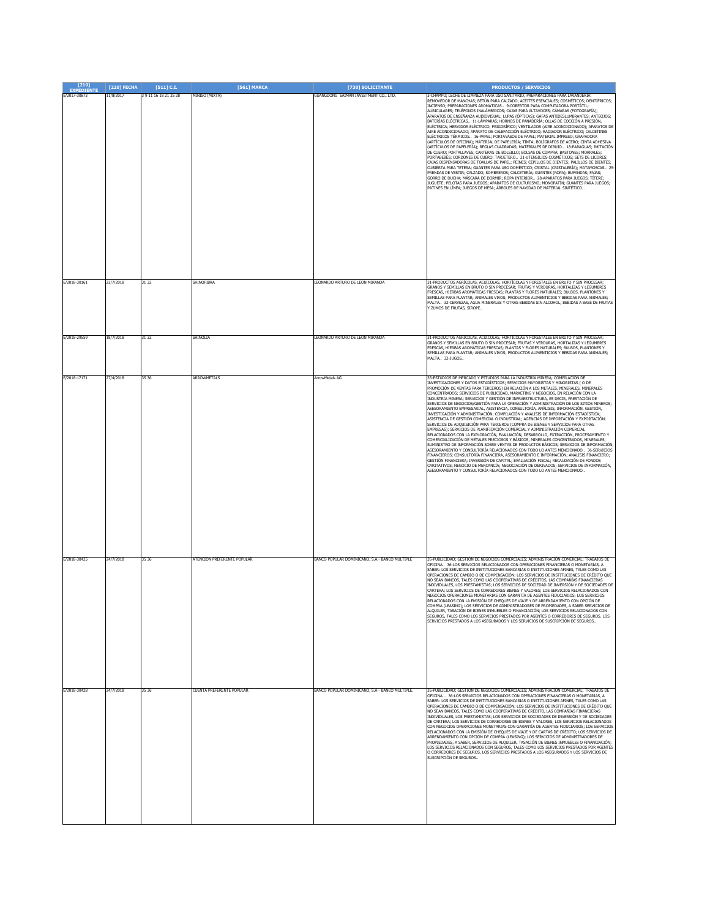| [210] EXPEDIENTE | [220] FECHA | [511] C.I. | [561] MARCA | [730] SOLICITANTE | PRODUCTOS / SERVICIOS |
|---|---|---|---|---|---|
| E/2017-30873 | 11/8/2017 | 3 9 11 16 18 21 25 28 | MINISO (MIXTA) | GUANGDONG SAIMAN INVESTMENT CO., LTD. | 3-CHAMPÚ; LECHE DE LIMPIEZA PARA USO SANITARIO; PREPARACIONES PARA LAVANDERÍA; REMOVEDOR DE MANCHAS; BETÚN PARA CALZADO; ACEITES ESENCIALES; COSMÉTICOS; DENTÍFRICOS; INCIENSO; PREPARACIONES AROMÁTICAS.. 9-COBERTOR PARA COMPUTADORA PORTÁTIL; AURICULARES; TELÉFONOS INALÁMBRICOS; CAJAS PARA ALTAVOCES; CÁMARAS (FOTOGRAFÍA); APARATOS DE ENSEÑANZA AUDIOVISUAL; LUPAS (ÓPTICAS); GAFAS ANTIDESLUMBRANTES; ANTEOJOS; BATERÍAS ELÉCTRICAS.. 11-LÁMPARAS; HORNOS DE PANADERÍA; OLLAS DE COCCIÓN A PRESIÓN, ELÉCTRICA; HERVIDOR ELÉCTRICO; FRIGORÍFICO; VENTILADOR (AIRE ACONDICIONADO); APARATOS DE AIRE ACONDICIONADO; APARATO DE CALEFACCIÓN ELÉCTRICO; RADIADOR ELÉCTRICO; CALCETINES ELÉCTRICOS TÉRMICOS.. 16-PAPEL; PORTAVASOS DE PAPEL; MATERIAL IMPRESO; GRAPADORA (ARTÍCULOS DE OFICINA); MATERIAL DE PAPELERÍA; TINTA; BOLÍGRAFOS DE ACERO; CINTA ADHESIVA (ARTÍCULOS DE PAPELERÍA); REGLAS CUADRADAS; MATERIALES DE DIBUJO.. 18-PARAGUAS; IMITACIÓN DE CUERO; PORTALLAVES; CARTERAS DE BOLSILLO; BOLSAS DE COMPRA; BASTONES; MORRALES; PORTABEBÉS; CORDONES DE CUERO; TARJETERO.. 21-UTENSILIOS COSMÉTICOS; SETS DE LICORES; CAJAS DISPENSADORAS DE TOALLAS DE PAPEL; PEINES; CEPILLOS DE DIENTES; PALILLOS DE DIENTES; CUBIERTA PARA TETERA; GUANTES PARA USO DOMÉSTICO; CRISTAL (CRISTALERÍA); MATAMOSCAS.. 25-PRENDAS DE VESTIR; CALZADO; SOMBREROS; CALCETERÍA; GUANTES (ROPA); BUFANDAS; FAJAS; GORRO DE DUCHA; MÁSCARA DE DORMIR; ROPA INTERIOR.. 28-APARATOS PARA JUEGOS; TÍTERE; JUGUETE; PELOTAS PARA JUEGOS; APARATOS DE CULTURISMO; MONOPATÍN; GUANTES PARA JUEGOS; PATINES EN LÍNEA; JUEGOS DE MESA; ÁRBOLES DE NAVIDAD DE MATERIAL SINTÉTICO. . |
| E/2018-30161 | 23/7/2018 | 31 32 | SHINOFIBRA | LEONARDO ARTURO DE LEON MIRANDA | 31-PRODUCTOS AGRÍCOLAS, ACUÍCOLAS, HORTÍCOLAS Y FORESTALES EN BRUTO Y SIN PROCESAR; GRANOS Y SEMILLAS EN BRUTO O SIN PROCESAR; FRUTAS Y VERDURAS, HORTALIZAS Y LEGUMBRES FRESCAS, HIERBAS AROMÁTICAS FRESCAS; PLANTAS Y FLORES NATURALES; BULBOS, PLANTONES Y SEMILLAS PARA PLANTAR; ANIMALES VIVOS; PRODUCTOS ALIMENTICIOS Y BEBIDAS PARA ANIMALES; MALTA.. 32-CERVEZAS, AGUA MINERALES Y OTRAS BEBIDAS SIN ALCOHOL, BEBIDAS A BASE DE FRUTAS Y ZUMOS DE FRUTAS, SIROPE.. |
| E/2018-29559 | 18/7/2018 | 31 32 | SHINOLIA | LEONARDO ARTURO DE LEON MIRANDA | 31-PRODUCTOS AGRÍCOLAS, ACUÍCOLAS, HORTÍCOLAS Y FORESTALES EN BRUTO Y SIN PROCESAR; GRANOS Y SEMILLAS EN BRUTO O SIN PROCESAR; FRUTAS Y VERDURAS, HORTALIZAS Y LEGUMBRES FRESCAS, HIERBAS AROMÁTICAS FRESCAS; PLANTAS Y FLORES NATURALES; BULBOS, PLANTONES Y SEMILLAS PARA PLANTAR; ANIMALES VIVOS; PRODUCTOS ALIMENTICIOS Y BEBIDAS PARA ANIMALES; MALTA.. 32-JUGOS.. |
| E/2018-17171 | 27/4/2018 | 35 36 | ARROWMETALS | ArrowMetals AG | 35-ESTUDIOS DE MERCADO Y ESTUDIOS PARA LA INDUSTRIA MINERA; COMPILACIÓN DE INVESTIGACIONES Y DATOS ESTADÍSTICOS; SERVICIOS MAYORISTAS Y MINORISTAS ( O DE PROMOCIÓN DE VENTAS PARA TERCEROS) EN RELACIÓN A LOS METALES, MINERALES, MINERALES CONCENTRADOS; SERVICIOS DE PUBLICIDAD, MARKETING Y NEGOCIOS, EN RELACIÓN CON LA INDUSTRIA MINERA; SERVICIOS Y GESTIÓN DE INFRAESTRUCTURA, ES DECIR, PRESTACIÓN DE SERVICIOS DE NEGOCIOS/GESTIÓN PARA LA OPERACIÓN Y ADMINISTRACIÓN DE LOS SITIOS MINEROS; ASESORAMIENTO EMPRESARIAL, ASISTENCIA, CONSULTORÍA, ANÁLISIS, INFORMACIÓN, GESTIÓN, INVESTIGACIÓN Y ADMINISTRACIÓN; COMPILACIÓN Y ANÁLISIS DE INFORMACIÓN ESTADÍSTICA, ASISTENCIA DE GESTIÓN COMERCIAL O INDUSTRIAL; AGENCIAS DE IMPORTACIÓN Y EXPORTACIÓN; SERVICIOS DE ADQUISICIÓN PARA TERCEROS (COMPRA DE BIENES Y SERVICIOS PARA OTRAS EMPRESAS); SERVICIOS DE PLANIFICACIÓN COMERCIAL Y ADMINISTRACIÓN COMERCIAL RELACIONADOS CON LA EXPLORACIÓN, EVALUACIÓN, DESARROLLO, EXTRACCIÓN, PROCESAMIENTO Y COMERCIALIZACIÓN DE METALES PRECIOSOS Y BÁSICOS, MINERALES CONCENTRADOS, MINERALES; SUMINISTRO DE INFORMACIÓN SOBRE VENTAS DE PRODUCTOS BÁSICOS; SERVICIOS DE INFORMACIÓN, ASESORAMIENTO Y CONSULTORÍA RELACIONADOS CON TODO LO ANTES MENCIONADO.. 36-SERVICIOS FINANCIEROS; CONSULTORÍA FINANCIERA, ASESORAMIENTO E INFORMACIÓN; ANÁLISIS FINANCIERO; GESTIÓN FINANCIERA; INVERSIÓN DE CAPITAL; EVALUACIÓN FISCAL; RECAUDACIÓN DE FONDOS CARITATIVOS; NEGOCIO DE MERCANCÍA; NEGOCIACIÓN DE DERIVADOS; SERVICIOS DE INFORMACIÓN, ASESORAMIENTO Y CONSULTORÍA RELACIONADOS CON TODO LO ANTES MENCIONADO.. |
| E/2018-30425 | 24/7/2018 | 35 36 | ATENCION PREFERENTE POPULAR | BANCO POPULAR DOMINICANO, S.A.- BANCO MULTIPLE | 35-PUBLICIDAD; GESTIÓN DE NEGOCIOS COMERCIALES; ADMINISTRACIÓN COMERCIAL; TRABAJOS DE OFICINA.. 36-LOS SERVICIOS RELACIONADOS CON OPERACIONES FINANCIERAS O MONETARIAS, A SABER: LOS SERVICIOS DE INSTITUCIONES BANCARIAS O INSTITUCIONES AFINES, TALES COMO LAS OPERACIONES DE CAMBIO O DE COMPENSACIÓN: LOS SERVICIOS DE INSTITUCIONES DE CRÉDITO QUE NO SEAN BANCOS, TALES COMO LAS COOPERATIVAS DE CRÉDITOS, LAS COMPAÑÍAS FINANCIERAS INDIVIDUALES, LOS PRESTAMISTAS; LOS SERVICIOS DE SOCIEDAD DE INVERSIÓN Y DE SOCIEDADES DE CARTERA; LOS SERVICIOS DE CORREDORES BIENES Y VALORES; LOS SERVICIOS RELACIONADOS CON NEGOCIOS OPERACIONES MONETARIAS CON GARANTÍA DE AGENTES FIDUCIARIOS; LOS SERVICIOS RELACIONADOS CON LA EMISIÓN DE CHEQUES DE VIAJE Y DE ARRENDAMIENTO CON OPCIÓN DE COMPRA (LEASING); LOS SERVICIOS DE ADMINISTRADORES DE PROPIEDADES, A SABER SERVICIOS DE ALQUILER, TASACIÓN DE BIENES INMUEBLES O FINANCIACIÓN; LOS SERVICIOS RELACIONADOS CON SEGUROS, TALES COMO LOS SERVICIOS PRESTADOS POR AGENTES O CORREDORES DE SEGUROS. LOS SERVICIOS PRESTADOS A LOS ASEGURADOS Y LOS SERVICIOS DE SUSCRIPCIÓN DE SEGUROS.. |
| E/2018-30428 | 24/7/2018 | 35 36 | CUENTA PREFERENTE POPULAR | BANCO POPULAR DOMINICANO, S.A - BANCO MULTIPLE. | 35-PUBLICIDAD; GESTIÓN DE NEGOCIOS COMERCIALES; ADMINISTRACIÓN COMERCIAL; TRABAJOS DE OFICINA.. 36-LOS SERVICIOS RELACIONADOS CON OPERACIONES FINANCIERAS O MONETARIAS, A SABER: LOS SERVICIOS DE INSTITUCIONES BANCARIAS O INSTITUCIONES AFINES, TALES COMO LAS OPERACIONES DE CAMBIO O DE COMPENSACIÓN; LOS SERVICIOS DE INSTITUCIONES DE CRÉDITO QUE NO SEAN BANCOS, TALES COMO LAS COOPERATIVAS DE CRÉDITO, LAS COMPAÑÍAS FINANCIERAS INDIVIDUALES, LOS PRESTAMISTAS; LOS SERVICIOS DE SOCIEDADES DE INVERSIÓN Y DE SOCIEDADES DE CARTERA; LOS SERVICIOS DE CORREDORES DE BIENES Y VALORES; LOS SERVICIOS RELACIONADOS CON NEGOCIOS OPERACIONES MONETARIAS CON GARANTÍA DE AGENTES FIDUCIARIOS; LOS SERVICIOS RELACIONADOS CON LA EMISIÓN DE CHEQUES DE VIAJE Y DE CARTAS DE CRÉDITO; LOS SERVICIOS DE ARRENDAMIENTO CON OPCIÓN DE COMPRA (LEASING); LOS SERVICIOS DE ADMINISTRADORES DE PROPIEDADES, A SABER, SERVICIOS DE ALQUILER, TASACIÓN DE BIENES INMUEBLES O FINANCIACIÓN; LOS SERVICIOS RELACIONADOS CON SEGUROS, TALES COMO LOS SERVICIOS PRESTADOS POR AGENTES O CORREDORES DE SEGUROS, LOS SERVICIOS PRESTADOS A LOS ASEGURADOS Y LOS SERVICIOS DE SUSCRIPCIÓN DE SEGUROS.. |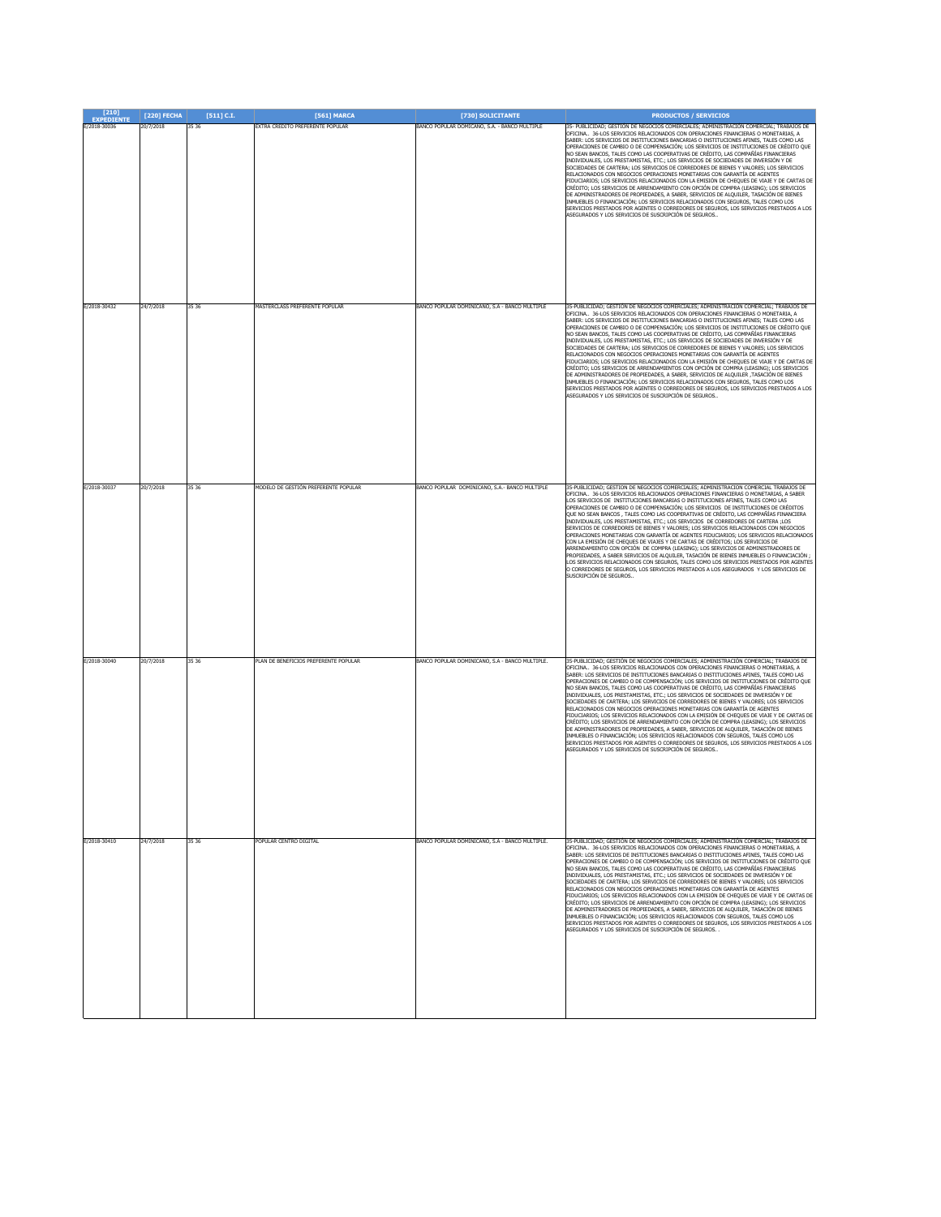| [210] EXPEDIENTE | [220] FECHA | [511] C.I. | [561] MARCA | [730] SOLICITANTE | PRODUCTOS / SERVICIOS |
|---|---|---|---|---|---|
| E/2018-30036 | 20/7/2018 | 35 36 | EXTRA CREDITO PREFERENTE POPULAR | BANCO POPULAR DOMICANO, S.A. - BANCO MULTIPLE | 35- PUBLICIDAD; GESTION DE NEGOCIOS COMERCIALES; ADMINISTRACION COMERCIAL; TRABAJOS DE OFICINA.. 36-LOS SERVICIOS RELACIONADOS CON OPERACIONES FINANCIERAS O MONETARIAS, A SABER: LOS SERVICIOS DE INSTITUCIONES BANCARIAS O INSTITUCIONES AFINES, TALES COMO LAS OPERACIONES DE CAMBIO O DE COMPENSACIÓN; LOS SERVICIOS DE INSTITUCIONES DE CRÉDITO QUE NO SEAN BANCOS, TALES COMO LAS COOPERATIVAS DE CRÉDITO, LAS COMPAÑÍAS FINANCIERAS INDIVIDUALES, LOS PRESTAMISTAS, ETC.; LOS SERVICIOS DE SOCIEDADES DE INVERSIÓN Y DE SOCIEDADES DE CARTERA; LOS SERVICIOS DE CORREDORES DE BIENES Y VALORES; LOS SERVICIOS RELACIONADOS CON NEGOCIOS OPERACIONES MONETARIAS CON GARANTÍA DE AGENTES FIDUCIARIOS; LOS SERVICIOS RELACIONADOS CON LA EMISIÓN DE CHEQUES DE VIAJE Y DE CARTAS DE CRÉDITO; LOS SERVICIOS DE ARRENDAMIENTO CON OPCIÓN DE COMPRA (LEASING); LOS SERVICIOS DE ADMINISTRADORES DE PROPIEDADES, A SABER, SERVICIOS DE ALQUILER, TASACIÓN DE BIENES INMUEBLES O FINANCIACIÓN; LOS SERVICIOS RELACIONADOS CON SEGUROS, TALES COMO LOS SERVICIOS PRESTADOS POR AGENTES O CORREDORES DE SEGUROS, LOS SERVICIOS PRESTADOS A LOS ASEGURADOS Y LOS SERVICIOS DE SUSCRIPCIÓN DE SEGUROS.. |
| E/2018-30432 | 24/7/2018 | 35 36 | MASTERCLASS PREFERENTE POPULAR | BANCO POPULAR DOMINICANO, S.A - BANCO MULTIPLE | 35-PUBLICIDAD; GESTIÓN DE NEGOCIOS COMERCIALES; ADMINISTRACIÓN COMERCIAL; TRABAJOS DE OFICINA.. 36-LOS SERVICIOS RELACIONADOS CON OPERACIONES FINANCIERAS O MONETARIA, A SABER: LOS SERVICIOS DE INSTITUCIONES BANCARIAS O INSTITUCIONES AFINES; TALES COMO LAS OPERACIONES DE CAMBIO O DE COMPENSACIÓN; LOS SERVICIOS DE INSTITUCIONES DE CRÉDITO QUE NO SEAN BANCOS, TALES COMO LAS COOPERATIVAS DE CRÉDITO, LAS COMPAÑÍAS FINANCIERAS INDIVIDUALES, LOS PRESTAMISTAS, ETC.; LOS SERVICIOS DE SOCIEDADES DE INVERSIÓN Y DE SOCIEDADES DE CARTERA; LOS SERVICIOS DE CORREDORES DE BIENES Y VALORES; LOS SERVICIOS RELACIONADOS CON NEGOCIOS OPERACIONES MONETARIAS CON GARANTÍA DE AGENTES FIDUCIARIOS; LOS SERVICIOS RELACIONADOS CON LA EMISIÓN DE CHEQUES DE VIAJE Y DE CARTAS DE CRÉDITO; LOS SERVICIOS DE ARRENDAMIENTOS CON OPCIÓN DE COMPRA (LEASING); LOS SERVICIOS DE ADMINISTRADORES DE PROPIEDADES, A SABER, SERVICIOS DE ALQUILER ,TASACIÓN DE BIENES INMUEBLES O FINANCIACIÓN; LOS SERVICIOS RELACIONADOS CON SEGUROS, TALES COMO LOS SERVICIOS PRESTADOS POR AGENTES O CORREDORES DE SEGUROS, LOS SERVICIOS PRESTADOS A LOS ASEGURADOS Y LOS SERVICIOS DE SUSCRIPCIÓN DE SEGUROS.. |
| E/2018-30037 | 20/7/2018 | 35 36 | MODELO DE GESTIÓN PREFERENTE POPULAR | BANCO POPULAR DOMINICANO, S.A.- BANCO MULTIPLE | 35-PUBLICIDAD; GESTIÓN DE NEGOCIOS COMERCIALES; ADMINISTRACIÓN COMERCIAL TRABAJOS DE OFICINA.. 36-LOS SERVICIOS RELACIONADOS OPERACIONES FINANCIERAS O MONETARIAS, A SABER LOS SERVICIOS DE INSTITUCIONES BANCARIAS O INSTITUCIONES AFINES, TALES COMO LAS OPERACIONES DE CAMBIO O DE COMPENSACIÓN; LOS SERVICIOS DE INSTITUCIONES DE CRÉDITOS QUE NO SEAN BANCOS , TALES COMO LAS COOPERATIVAS DE CRÉDITO, LAS COMPAÑÍAS FINANCIERA INDIVIDUALES, LOS PRESTAMISTAS, ETC.; LOS SERVICIOS DE CORREDORES DE CARTERA ;LOS SERVICIOS DE CORREDORES DE BIENES Y VALORES; LOS SERVICIOS RELACIONADOS CON NEGOCIOS OPERACIONES MONETARIAS CON GARANTÍA DE AGENTES FIDUCIARIOS; LOS SERVICIOS RELACIONADOS CON LA EMISIÓN DE CHEQUES DE VIAJES Y DE CARTAS DE CRÉDITOS; LOS SERVICIOS DE ARRENDAMIENTO CON OPCIÓN DE COMPRA (LEASING); LOS SERVICIOS DE ADMINISTRADORES DE PROPIEDADES, A SABER SERVICIOS DE ALQUILER, TASACIÓN DE BIENES INMUEBLES O FINANCIACIÓN ; LOS SERVICIOS RELACIONADOS CON SEGUROS, TALES COMO LOS SERVICIOS PRESTADOS POR AGENTES O CORREDORES DE SEGUROS, LOS SERVICIOS PRESTADOS A LOS ASEGURADOS Y LOS SERVICIOS DE SUSCRIPCIÓN DE SEGUROS.. |
| E/2018-30040 | 20/7/2018 | 35 36 | PLAN DE BENEFICIOS PREFERENTE POPULAR | BANCO POPULAR DOMINICANO, S.A - BANCO MULTIPLE. | 35-PUBLICIDAD; GESTIÓN DE NEGOCIOS COMERCIALES; ADMINISTRACIÓN COMERCIAL; TRABAJOS DE OFICINA.. 36-LOS SERVICIOS RELACIONADOS CON OPERACIONES FINANCIERAS O MONETARIAS, A SABER: LOS SERVICIOS DE INSTITUCIONES BANCARIAS O INSTITUCIONES AFINES, TALES COMO LAS OPERACIONES DE CAMBIO O DE COMPENSACIÓN; LOS SERVICIOS DE INSTITUCIONES DE CRÉDITO QUE NO SEAN BANCOS, TALES COMO LAS COOPERATIVAS DE CRÉDITO, LAS COMPAÑÍAS FINANCIERAS INDIVIDUALES, LOS PRESTAMISTAS, ETC.; LOS SERVICIOS DE SOCIEDADES DE INVERSIÓN Y DE SOCIEDADES DE CARTERA; LOS SERVICIOS DE CORREDORES DE BIENES Y VALORES; LOS SERVICIOS RELACIONADOS CON NEGOCIOS OPERACIONES MONETARIAS CON GARANTÍA DE AGENTES FIDUCIARIOS; LOS SERVICIOS RELACIONADOS CON LA EMISIÓN DE CHEQUES DE VIAJE Y DE CARTAS DE CRÉDITO; LOS SERVICIOS DE ARRENDAMIENTO CON OPCIÓN DE COMPRA (LEASING); LOS SERVICIOS DE ADMINISTRADORES DE PROPIEDADES, A SABER, SERVICIOS DE ALQUILER, TASACIÓN DE BIENES INMUEBLES O FINANCIACIÓN; LOS SERVICIOS RELACIONADOS CON SEGUROS, TALES COMO LOS SERVICIOS PRESTADOS POR AGENTES O CORREDORES DE SEGUROS, LOS SERVICIOS PRESTADOS A LOS ASEGURADOS Y LOS SERVICIOS DE SUSCRIPCIÓN DE SEGUROS.. |
| E/2018-30410 | 24/7/2018 | 35 36 | POPULAR CENTRO DIGITAL | BANCO POPULAR DOMINICANO, S.A - BANCO MULTIPLE. | 35-PUBLICIDAD; GESTIÓN DE NEGOCIOS COMERCIALES; ADMINISTRACIÓN COMERCIAL; TRABAJOS DE OFICINA.. 36-LOS SERVICIOS RELACIONADOS CON OPERACIONES FINANCIERAS O MONETARIAS, A SABER: LOS SERVICIOS DE INSTITUCIONES BANCARIAS O INSTITUCIONES AFINES, TALES COMO LAS OPERACIONES DE CAMBIO O DE COMPENSACIÓN; LOS SERVICIOS DE INSTITUCIONES DE CRÉDITO QUE NO SEAN BANCOS, TALES COMO LAS COOPERATIVAS DE CRÉDITO, LAS COMPAÑÍAS FINANCIERAS INDIVIDUALES, LOS PRESTAMISTAS, ETC.; LOS SERVICIOS DE SOCIEDADES DE INVERSIÓN Y DE SOCIEDADES DE CARTERA; LOS SERVICIOS DE CORREDORES DE BIENES Y VALORES; LOS SERVICIOS RELACIONADOS CON NEGOCIOS OPERACIONES MONETARIAS CON GARANTÍA DE AGENTES FIDUCIARIOS; LOS SERVICIOS RELACIONADOS CON LA EMISIÓN DE CHEQUES DE VIAJE Y DE CARTAS DE CRÉDITO; LOS SERVICIOS DE ARRENDAMIENTO CON OPCIÓN DE COMPRA (LEASING); LOS SERVICIOS DE ADMINISTRADORES DE PROPIEDADES, A SABER, SERVICIOS DE ALQUILER, TASACIÓN DE BIENES INMUEBLES O FINANCIACIÓN; LOS SERVICIOS RELACIONADOS CON SEGUROS, TALES COMO LOS SERVICIOS PRESTADOS POR AGENTES O CORREDORES DE SEGUROS, LOS SERVICIOS PRESTADOS A LOS ASEGURADOS Y LOS SERVICIOS DE SUSCRIPCIÓN DE SEGUROS. . |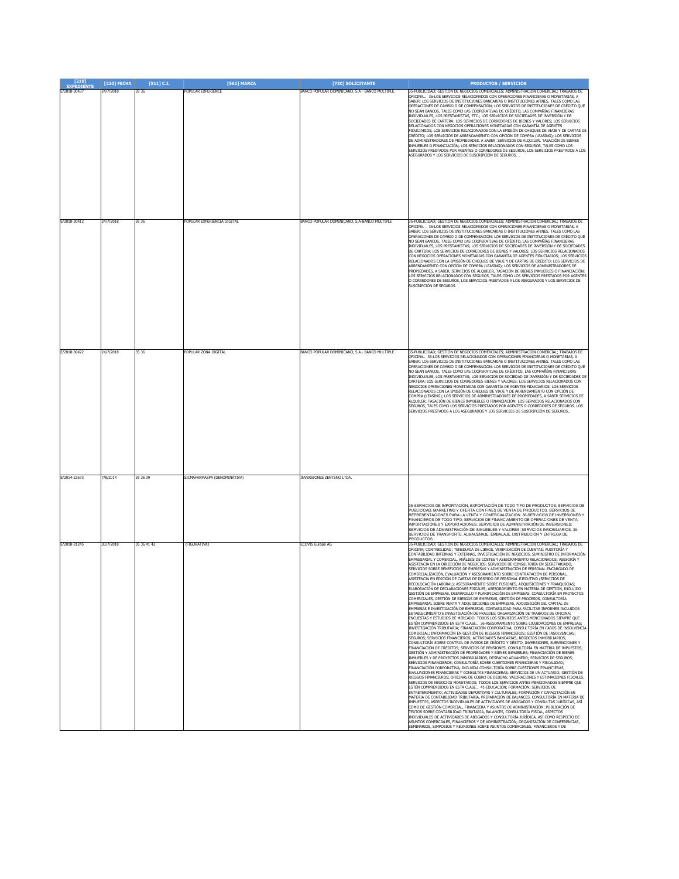| [210] EXPEDIENTE | [220] FECHA | [511] C.I. | [561] MARCA | [730] SOLICITANTE | PRODUCTOS / SERVICIOS |
|---|---|---|---|---|---|
| E/2018-30437 | 24/7/2018 | 35 36 | POPULAR EXPERIENCE | BANCO POPULAR DOMINICANO, S.A - BANCO MULTIPLE. | 35-PUBLICIDAD; GESTIÓN DE NEGOCIOS COMERCIALES; ADMINISTRACIÓN COMERCIAL; TRABAJOS DE OFICINA.. 36-LOS SERVICIOS RELACIONADOS CON OPERACIONES FINANCIERAS O MONETARIAS, A SABER: LOS SERVICIOS DE INSTITUCIONES BANCARIAS O INSTITUCIONES AFINES, TALES COMO LAS OPERACIONES DE CAMBIO O DE COMPENSACIÓN; LOS SERVICIOS DE INSTITUCIONES DE CRÉDITO QUE NO SEAN BANCOS, TALES COMO LAS COOPERATIVAS DE CRÉDITO, LAS COMPAÑÍAS FINANCIERAS INDIVIDUALES, LOS PRESTAMISTAS, ETC.; LOS SERVICIOS DE SOCIEDADES DE INVERSIÓN Y DE SOCIEDADES DE CARTERA; LOS SERVICIOS DE CORREDORES DE BIENES Y VALORES; LOS SERVICIOS RELACIONADOS CON NEGOCIOS OPERACIONES MONETARIAS CON GARANTÍA DE AGENTES FIDUCIARIOS; LOS SERVICIOS RELACIONADOS CON LA EMISIÓN DE CHEQUES DE VIAJE Y DE CARTAS DE CRÉDITO; LOS SERVICIOS DE ARRENDAMIENTO CON OPCIÓN DE COMPRA (LEASING); LOS SERVICIOS DE ADMINISTRADORES DE PROPIEDADES, A SABER, SERVICIOS DE ALQUILER, TASACIÓN DE BIENES INMUEBLES O FINANCIACIÓN; LOS SERVICIOS RELACIONADOS CON SEGUROS, TALES COMO LOS SERVICIOS PRESTADOS POR AGENTES O CORREDORES DE SEGUROS, LOS SERVICIOS PRESTADOS A LOS ASEGURADOS Y LOS SERVICIOS DE SUSCRIPCIÓN DE SEGUROS. . |
| E/2018-30412 | 24/7/2018 | 35 36 | POPULAR EXPERIENCIA DIGITAL | BANCO POPULAR DOMINICANO, S.A-BANCO MULTIPLE | 35-PUBLICIDAD; GESTIÓN DE NEGOCIOS COMERCIALES; ADMINISTRACIÓN COMERCIAL; TRABAJOS DE OFICINA. . 36-LOS SERVICIOS RELACIONADOS CON OPERACIONES FINANCIERAS O MONETARIAS, A SABER: LOS SERVICIOS DE INSTITUCIONES BANCARIAS O INSTITUCIONES AFINES, TALES COMO LAS OPERACIONES DE CAMBIO O DE COMPENSACIÓN; LOS SERVICIOS DE INSTITUCIONES DE CRÉDITO QUE NO SEAN BANCOS, TALES COMO LAS COOPERATIVAS DE CRÉDITO, LAS COMPAÑÍAS FINANCIERAS INDIVIDUALES, LOS PRESTAMISTAS; LOS SERVICIOS DE SOCIEDADES DE INVERSIÓN Y DE SOCIEDADES DE CARTERA; LOS SERVICIOS DE CORREDORES DE BIENES Y VALORES; LOS SERVICIOS RELACIONADOS CON NEGOCIOS OPERACIONES MONETARIAS CON GARANTÍA DE AGENTES FIDUCIARIOS; LOS SERVICIOS RELACIONADOS CON LA EMISIÓN DE CHEQUES DE VIAJE Y DE CARTAS DE CRÉDITO; LOS SERVICIOS DE ARRENDAMIENTO CON OPCIÓN DE COMPRA (LEASING); LOS SERVICIOS DE ADMINISTRADORES DE PROPIEDADES, A SABER, SERVICIOS DE ALQUILER, TASACIÓN DE BIENES INMUEBLES O FINANCIACIÓN; LOS SERVICIOS RELACIONADOS CON SEGUROS, TALES COMO LOS SERVICIOS PRESTADOS POR AGENTES O CORREDORES DE SEGUROS, LOS SERVICIOS PRESTADOS A LOS ASEGURADOS Y LOS SERVICIOS DE SUSCRIPCIÓN DE SEGUROS. . |
| E/2018-30422 | 24/7/2018 | 35 36 | POPULAR ZONA DIGITAL | BANCO POPULAR DOMINICANO, S.A.- BANCO MULTIPLE | 35-PUBLICIDAD; GESTIÓN DE NEGOCIOS COMERCIALES; ADMINISTRACIÓN COMERCIAL; TRABAJOS DE OFICINA.. 36-LOS SERVICIOS RELACIONADOS CON OPERACIONES FINANCIERAS O MONETARIAS, A SABER: LOS SERVICIOS DE INSTITUCIONES BANCARIAS O INSTITUCIONES AFINES, TALES COMO LAS OPERACIONES DE CAMBIO O DE COMPENSACIÓN; LOS SERVICIOS DE INSTITUCIONES DE CRÉDITO QUE NO SEAN BANCOS, TALES COMO LAS COOPERATIVAS DE CRÉDITOS, LAS COMPAÑÍAS FINANCIERAS INDIVIDUALES, LOS PRESTAMISTAS; LOS SERVICIOS DE SOCIEDAD DE INVERSIÓN Y DE SOCIEDADES DE CARTERA; LOS SERVICIOS DE CORREDORES BIENES Y VALORES; LOS SERVICIOS RELACIONADOS CON NEGOCIOS OPERACIONES MONETARIAS CON GARANTÍA DE AGENTES FIDUCIARIOS; LOS SERVICIOS RELACIONADOS CON LA EMISIÓN DE CHEQUES DE VIAJE Y DE ARRENDAMIENTO CON OPCIÓN DE COMPRA (LEASING); LOS SERVICIOS DE ADMINISTRADORES DE PROPIEDADES, A SABER SERVICIOS DE ALQUILER, TASACIÓN DE BIENES INMUEBLES O FINANCIACIÓN; LOS SERVICIOS RELACIONADOS CON SEGUROS, TALES COMO LOS SERVICIOS PRESTADOS POR AGENTES O CORREDORES DE SEGUROS. LOS SERVICIOS PRESTADOS A LOS ASEGURADOS Y LOS SERVICIOS DE SUSCRIPCIÓN DE SEGUROS.. |
| E/2014-22673 | 7/8/2014 | 35 36 39 | SICMAFARMASPA (DENOMINATIVA) | INVERSIONES ZENTENO LTDA. | 35-SERVICIOS DE IMPORTACIÓN, EXPORTACIÓN DE TODO TIPO DE PRODUCTOS; SERVICIOS DE PUBLICIDAD, MARKETING Y OFERTA CON FINES DE VENTA DE PRODUCTOS. SERVICIOS DE REPRESENTACIONES PARA LA VENTA Y COMERCIALIZACION. 36-SERVICIOS DE INVERSIONES Y FINANCIEROS DE TODO TIPO, SERVICIOS DE FINANCIAMIENTO DE OPERACIONES DE VENTA, IMPORTACIONES Y EXPORTACIONES. SERVICIOS DE ADMINISTRACIÓN DE INVERSIONES; SERVICIOS DE ADMINISTRACIÓN DE INMUEBLES Y VALORES; SERVICIOS INMOBILIARIOS. 39-SERVICIOS DE TRANSPORTE, ALMACENAJE, EMBALAJE, DISTRIBUCION Y ENTREGA DE PRODUCTOS. |
| E/2018-31245 | 30/7/2018 | 35 36 41 42 | (FIGURATIVA) | ECOVIS Europe AG | 35-PUBLICIDAD; GESTIÓN DE NEGOCIOS COMERCIALES; ADMINISTRACIÓN COMERCIAL; TRABAJOS DE OFICINA; CONTABILIDAD; TENEDURÍA DE LIBROS, VERIFICACIÓN DE CUENTAS; AUDITORÍA Y CONTABILIDAD INTERNAS Y EXTERNAS, INVESTIGACIÓN DE NEGOCIOS, SUMINISTRO DE INFORMACIÓN EMPRESARIAL Y COMERCIAL, ANÁLISIS DE COSTES Y ASESORAMIENTO RELACIONADOS; ASESORÍA Y ASISTENCIA EN LA DIRECCIÓN DE NEGOCIOS; SERVICIOS DE CONSULTORÍA EN SECRETARIADO, SERVICIOS SOBRE BENEFICIOS DE EMPRESAS Y ADMINISTRACIÓN DE PERSONAL ENCARGADO DE COMERCIALIZACIÓN, EVALUACIÓN Y ASESORAMIENTO SOBRE CONTRATACIÓN DE PERSONAL, ASISTENCIA EN EDICIÓN DE CARTAS DE DESPIDO DE PERSONAL EJECUTIVO (SERVICIOS DE RECOLOCACIÓN LABORAL); ASESORAMIENTO SOBRE FUSIONES, ADQUISICIONES Y FRANQUICIAS; ELABORACIÓN DE DECLARACIONES FISCALES; ASESORAMIENTO EN MATERIA DE GESTIÓN, INCLUIDO GESTIÓN DE EMPRESAS, DESARROLLO Y PLANIFICACIÓN DE EMPRESAS, CONSULTORÍA EN PROYECTOS COMERCIALES, GESTIÓN DE RIESGOS DE EMPRESAS, GESTIÓN DE PROCESOS, CONSULTORÍA EMPRESARIAL SOBRE VENTA Y ADQUISICIONES DE EMPRESAS, ADQUISICIÓN DEL CAPITAL DE EMPRESAS E INVESTIGACIÓN DE EMPRESAS; CONTABILIDAD PARA FACILITAR INFORMES INCLUIDOS ESTABLECIMIENTO E INVESTIGACIÓN DE FRAUDES; ORGANIZACIÓN DE TRABAJOS DE OFICINA; ENCUESTAS Y ESTUDIOS DE MERCADO; TODOS LOS SERVICIOS ANTES MENCIONADOS SIEMPRE QUE ESTÉN COMPRENDIDOS EN ESTA CLASE.. 36-ASESORAMIENTO SOBRE LIQUIDACIONES DE EMPRESAS; INVESTIGACIÓN TRIBUTARIA; FINANCIACIÓN CORPORATIVA; CONSULTORÍA EN CASOS DE INSOLVENCIA COMERCIAL; INFORMACIÓN EN GESTIÓN DE RIESGOS FINANCIEROS; GESTIÓN DE INSOLVENCIAS; SEGUROS; SERVICIOS FINANCIEROS; ACTIVIDADES BANCARIAS; NEGOCIOS INMOBILIARIOS; CONSULTORÍA SOBRE CONTROL DE AVISOS DE CRÉDITO Y DÉBITO, INVERSIONES, SUBVENCIONES Y FINANCIACIÓN DE CRÉDITOS; SERVICIOS DE PENSIONES; CONSULTORÍA EN MATERIA DE IMPUESTOS; GESTIÓN Y ADMINISTRACIÓN DE PROPIEDADES Y BIENES INMUEBLES; FINANCIACIÓN DE BIENES INMUEBLES Y DE PROYECTOS INMOBILIARIOS; DESPACHO ADUANERO; SERVICIOS DE SEGUROS; SERVICIOS FINANCIEROS; CONSULTORÍA SOBRE CUESTIONES FINANCIERAS Y FISCALIDAD; FINANCIACIÓN CORPORATIVA, INCLUIDA CONSULTORÍA SOBRE CUESTIONES FINANCIERAS, EVALUACIONES FINANCIERAS Y CONSULTAS FINANCIERAS; SERVICIOS DE UN ACTUARIO; GESTIÓN DE RIESGOS FINANCIEROS; OFICINAS DE COBRO DE DEUDAS; VALORACIONES Y ESTIMACIONES FISCALES; SERVICIOS DE NEGOCIOS MONETARIOS; TODOS LOS SERVICIOS ANTES MENCIONADOS SIEMPRE QUE ESTÉN COMPRENDIDOS EN ESTA CLASE.. 41-EDUCACIÓN; FORMACIÓN; SERVICIOS DE ENTRETENIMIENTO; ACTIVIDADES DEPORTIVAS Y CULTURALES; FORMACIÓN Y CAPACITACIÓN EN MATERIA DE CONTABILIDAD TRIBUTARIA, PREPARACIÓN DE BALANCES, CONSULTORÍA EN MATERIA DE IMPUESTOS, ASPECTOS INDIVIDUALES DE ACTIVIDADES DE ABOGADOS Y CONSULTAS JURÍDICAS, ASÍ COMO DE GESTIÓN COMERCIAL, FINANCIERA Y ASUNTOS DE ADMINISTRACIÓN; PUBLICACIÓN DE TEXTOS SOBRE CONTABILIDAD TRIBUTARIA, BALANCES, CONSULTORÍA FISCAL, ASPECTOS INDIVIDUALES DE ACTIVIDADES DE ABOGADOS Y CONSULTORÍA JURÍDICA, ASÍ COMO RESPECTO DE ASUNTOS COMERCIALES, FINANCIEROS Y DE ADMINISTRACIÓN; ORGANIZACIÓN DE CONFERENCIAS, SEMINARIOS, SIMPOSIOS Y REUNIONES SOBRE ASUNTOS COMERCIALES, FINANCIEROS Y DE |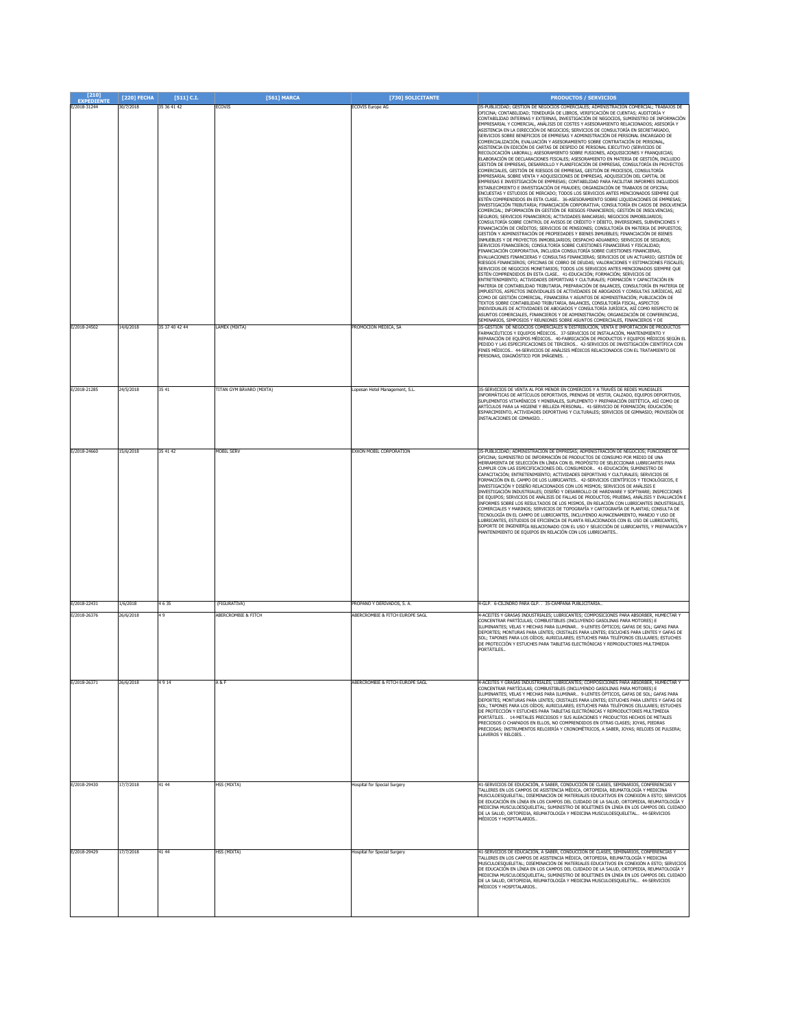| [210] EXPEDIENTE | [220] FECHA | [511] C.I. | [561] MARCA | [730] SOLICITANTE | PRODUCTOS / SERVICIOS |
| --- | --- | --- | --- | --- | --- |
| E/2018-31244 | 30/7/2018 | 35 36 41 42 | ECOVIS | ECOVIS Europe AG | 35-PUBLICIDAD; GESTIÓN DE NEGOCIOS COMERCIALES; ADMINISTRACIÓN COMERCIAL; TRABAJOS DE OFICINA; CONTABILIDAD; TENEDURÍA DE LIBROS, VERIFICACIÓN DE CUENTAS; AUDITORÍA Y CONTABILIDAD INTERNAS Y EXTERNAS, INVESTIGACIÓN DE NEGOCIOS, SUMINISTRO DE INFORMACIÓN EMPRESARIAL Y COMERCIAL, ANÁLISIS DE COSTES Y ASESORAMIENTO RELACIONADOS; ASESORÍA Y ASISTENCIA EN LA DIRECCIÓN DE NEGOCIOS; SERVICIOS DE CONSULTORÍA EN SECRETARIADO, SERVICIOS SOBRE BENEFICIOS DE EMPRESAS Y ADMINISTRACIÓN DE PERSONAL ENCARGADO DE COMERCIALIZACIÓN, EVALUACIÓN Y ASESORAMIENTO SOBRE CONTRATACIÓN DE PERSONAL, ASISTENCIA EN EDICIÓN DE CARTAS DE DESPIDO DE PERSONAL EJECUTIVO (SERVICIOS DE RECOLOCACIÓN LABORAL); ASESORAMIENTO SOBRE FUSIONES, ADQUISICIONES Y FRANQUICIAS; ELABORACIÓN DE DECLARACIONES FISCALES; ASESORAMIENTO EN MATERIA DE GESTIÓN, INCLUIDO GESTIÓN DE EMPRESAS, DESARROLLO Y PLANIFICACIÓN DE EMPRESAS, CONSULTORÍA EN PROYECTOS COMERCIALES, GESTIÓN DE RIESGOS DE EMPRESAS, GESTIÓN DE PROCESOS, CONSULTORÍA EMPRESARIAL SOBRE VENTA Y ADQUISICIONES DE EMPRESAS, ADQUISICIÓN DEL CAPITAL DE EMPRESAS E INVESTIGACIÓN DE EMPRESAS; CONTABILIDAD PARA FACILITAR INFORMES INCLUIDOS ESTABLECIMIENTO E INVESTIGACIÓN DE FRAUDES; ORGANIZACIÓN DE TRABAJOS DE OFICINA; ENCUESTAS Y ESTUDIOS DE MERCADO; TODOS LOS SERVICIOS ANTES MENCIONADOS SIEMPRE QUE ESTÉN COMPRENDIDOS EN ESTA CLASE.. 36-ASESORAMIENTO SOBRE LIQUIDACIONES DE EMPRESAS; INVESTIGACIÓN TRIBUTARIA; FINANCIACIÓN CORPORATIVA; CONSULTORÍA EN CASOS DE INSOLVENCIA COMERCIAL; INFORMACIÓN EN GESTIÓN DE RIESGOS FINANCIEROS; GESTIÓN DE INSOLVENCIAS; SEGUROS; SERVICIOS FINANCIEROS; ACTIVIDADES BANCARIAS; NEGOCIOS INMOBILIARIOS; CONSULTORÍA SOBRE CONTROL DE AVISOS DE CRÉDITO Y DÉBITO, INVERSIONES, SUBVENCIONES Y FINANCIACIÓN DE CRÉDITOS; SERVICIOS DE PENSIONES; CONSULTORÍA EN MATERIA DE IMPUESTOS; GESTIÓN Y ADMINISTRACIÓN DE PROPIEDADES Y BIENES INMUEBLES; FINANCIACIÓN DE BIENES INMUEBLES Y DE PROYECTOS INMOBILIARIOS; DESPACHO ADUANERO; SERVICIOS DE SEGUROS; SERVICIOS FINANCIEROS; CONSULTORÍA SOBRE CUESTIONES FINANCIERAS Y FISCALIDAD; FINANCIACIÓN CORPORATIVA, INCLUIDA CONSULTORÍA SOBRE CUESTIONES FINANCIERAS, EVALUACIONES FINANCIERAS Y CONSULTAS FINANCIERAS; SERVICIOS DE UN ACTUARIO; GESTIÓN DE RIESGOS FINANCIEROS; OFICINAS DE COBRO DE DEUDAS; VALORACIONES Y ESTIMACIONES FISCALES; SERVICIOS DE NEGOCIOS MONETARIOS; TODOS LOS SERVICIOS ANTES MENCIONADOS SIEMPRE QUE ESTÉN COMPRENDIDOS EN ESTA CLASE.. 41-EDUCACIÓN; FORMACIÓN; SERVICIOS DE ENTRETENIMIENTO; ACTIVIDADES DEPORTIVAS Y CULTURALES; FORMACIÓN Y CAPACITACIÓN EN MATERIA DE CONTABILIDAD TRIBUTARIA, PREPARACIÓN DE BALANCES, CONSULTORÍA EN MATERIA DE IMPUESTOS, ASPECTOS INDIVIDUALES DE ACTIVIDADES DE ABOGADOS Y CONSULTAS JURÍDICAS, ASÍ COMO DE GESTIÓN COMERCIAL, FINANCIERA Y ASUNTOS DE ADMINISTRACIÓN; PUBLICACIÓN DE TEXTOS SOBRE CONTABILIDAD TRIBUTARIA, BALANCES, CONSULTORÍA FISCAL, ASPECTOS INDIVIDUALES DE ACTIVIDADES DE ABOGADOS Y CONSULTORÍA JURÍDICA, ASÍ COMO RESPECTO DE ASUNTOS COMERCIALES, FINANCIEROS Y DE ADMINISTRACIÓN; ORGANIZACIÓN DE CONFERENCIAS, SEMINARIOS, SIMPOSIOS Y REUNIONES SOBRE ASUNTOS COMERCIALES, FINANCIEROS Y DE |
| E/2018-24502 | 14/6/2018 | 35 37 40 42 44 | LAMEX (MIXTA) | PROMOCION MEDICA, SA | 35-GESTIÓN DE NEGOCIOS COMERCIALES N DISTRIBUCIÓN, VENTA E IMPORTACIÓN DE PRODUCTOS FARMACÉUTICOS Y EQUIPOS MÉDICOS.. 37-SERVICIOS DE INSTALACIÓN, MANTENIMIENTO Y REPARACIÓN DE EQUIPOS MÉDICOS.. 40-FABRICACIÓN DE PRODUCTOS Y EQUIPOS MÉDICOS SEGÚN EL PEDIDO Y LAS ESPECIFICACIONES DE TERCEROS.. 42-SERVICIOS DE INVESTIGACIÓN CIENTÍFICA CON FINES MÉDICOS.. 44-SERVICIOS DE ANÁLISIS MÉDICOS RELACIONADOS CON EL TRATAMIENTO DE PERSONAS, DIAGNÓSTICO POR IMÁGENES. . |
| E/2018-21285 | 24/5/2018 | 35 41 | TITAN GYM BÁVARO (MIXTA) | Lopesan Hotel Management, S.L. | 35-SERVICIOS DE VENTA AL POR MENOR EN COMERCIOS Y A TRAVÉS DE REDES MUNDIALES INFORMÁTICAS DE ARTÍCULOS DEPORTIVOS, PRENDAS DE VESTIR, CALZADO, EQUIPOS DEPORTIVOS, SUPLEMENTOS VITAMÍNICOS Y MINERALES, SUPLEMENTO Y PREPARACIÓN DIETÉTICA, ASÍ COMO DE ARTÍCULOS PARA LA HIGIENE Y BELLEZA PERSONAL.. 41-SERVICIO DE FORMACIÓN; EDUCACIÓN; ESPARCIMIENTO, ACTIVIDADES DEPORTIVAS Y CULTURALES; SERVICIOS DE GIMNASIO; PROVISIÓN DE INSTALACIONES DE GIMNASIO. . |
| E/2018-24660 | 15/6/2018 | 35 41 42 | MOBIL SERV | EXXON MOBIL CORPORATION | 35-PUBLICIDAD; ADMINISTRACIÓN DE EMPRESAS; ADMINISTRACIÓN DE NEGOCIOS; FUNCIONES DE OFICINA; SUMINISTRO DE INFORMACIÓN DE PRODUCTOS DE CONSUMO POR MEDIO DE UNA HERRAMIENTA DE SELECCIÓN EN LÍNEA CON EL PROPÓSITO DE SELECCIONAR LUBRICANTES PARA CUMPLIR CON LAS ESPECIFICACIONES DEL CONSUMIDOR.. 41-EDUCACIÓN; SUMINISTRO DE CAPACITACIÓN; ENTRETENIMIENTO; ACTIVIDADES DEPORTIVAS Y CULTURALES; SERVICIOS DE FORMACIÓN EN EL CAMPO DE LOS LUBRICANTES.. 42-SERVICIOS CIENTÍFICOS Y TECNOLÓGICOS, E INVESTIGACIÓN Y DISEÑO RELACIONADOS CON LOS MISMOS; SERVICIOS DE ANÁLISIS E INVESTIGACIÓN INDUSTRIALES; DISEÑO Y DESARROLLO DE HARDWARE Y SOFTWARE; INSPECCIONES DE EQUIPOS; SERVICIOS DE ANÁLISIS DE FALLAS DE PRODUCTOS; PRUEBAS, ANÁLISIS Y EVALUACIÓN E INFORMES SOBRE LOS RESULTADOS DE LOS MISMOS, EN RELACIÓN CON LUBRICANTES INDUSTRIALES, COMERCIALES Y MARINOS; SERVICIOS DE TOPOGRAFÍA Y CARTOGRAFÍA DE PLANTAS; CONSULTA DE TECNOLOGÍA EN EL CAMPO DE LUBRICANTES, INCLUYENDO ALMACENAMIENTO, MANEJO Y USO DE LUBRICANTES, ESTUDIOS DE EFICIENCIA DE PLANTA RELACIONADOS CON EL USO DE LUBRICANTES, SOPORTE DE INGENIERÍA RELACIONADO CON EL USO Y SELECCIÓN DE LUBRICANTES, Y PREPARACIÓN Y MANTENIMIENTO DE EQUIPOS EN RELACIÓN CON LOS LUBRICANTES.. |
| E/2018-22431 | 1/6/2018 | 4 6 35 | (FIGURATIVA) | PROPANO Y DERIVADOS, S. A. | 4-GLP.. 6-CILINDRO PARA GLP.. 35-CAMPAÑA PUBLICITARIA.. |
| E/2018-26376 | 26/6/2018 | 4 9 | ABERCROMBIE & FITCH | ABERCROMBIE & FITCH EUROPE SAGL | 4-ACEITES Y GRASAS INDUSTRIALES; LUBRICANTES; COMPOSICIONES PARA ABSORBER, HUMECTAR Y CONCENTRAR PARTÍCULAS; COMBUSTIBLES (INCLUYENDO GASOLINAS PARA MOTORES) E ILUMINANTES; VELAS Y MECHAS PARA ILUMINAR.. 9-LENTES ÓPTICOS; GAFAS DE SOL; GAFAS PARA DEPORTES; MONTURAS PARA LENTES; CRISTALES PARA LENTES; ESCUCHES PARA LENTES Y GAFAS DE SOL; TAPONES PARA LOS OÍDOS; AURICULARES; ESTUCHES PARA TELÉFONOS CELULARES; ESTUCHES DE PROTECCIÓN Y ESTUCHES PARA TABLETAS ELECTRÓNICAS Y REPRODUCTORES MULTIMEDIA PORTÁTILES.. |
| E/2018-26371 | 26/6/2018 | 4 9 14 | A & F | ABERCROMBIE & FITCH EUROPE SAGL | 4-ACEITES Y GRASAS INDUSTRIALES; LUBRICANTES; COMPOSICIONES PARA ABSORBER, HUMECTAR Y CONCENTRAR PARTÍCULAS; COMBUSTIBLES (INCLUYENDO GASOLINAS PARA MOTORES) E ILUMINANTES; VELAS Y MECHAS PARA ILUMINAR.. 9-LENTES ÓPTICOS, GAFAS DE SOL; GAFAS PARA DEPORTES; MONTURAS PARA LENTES; CRISTALES PARA LENTES; ESTUCHES PARA LENTES Y GAFAS DE SOL; TAPONES PARA LOS OÍDOS; AURICULARES; ESTUCHES PARA TELÉFONOS CELULARES; ESTUCHES DE PROTECCIÓN Y ESTUCHES PARA TABLETAS ELECTRÓNICAS Y REPRODUCTORES MULTIMEDIA PORTÁTILES. . 14-METALES PRECIOSOS Y SUS ALEACIONES Y PRODUCTOS HECHOS DE METALES PRECIOSOS O CHAPADOS EN ELLOS, NO COMPRENDIDOS EN OTRAS CLASES; JOYAS, PIEDRAS PRECIOSAS; INSTRUMENTOS RELOJERÍA Y CRONOMÉTRICOS, A SABER, JOYAS; RELOJES DE PULSERA; LLAVEROS Y RELOJES. . |
| E/2018-29430 | 17/7/2018 | 41 44 | HSS (MIXTA) | Hospital for Special Surgery | 41-SERVICIOS DE EDUCACIÓN, A SABER, CONDUCCIÓN DE CLASES, SEMINARIOS, CONFERENCIAS Y TALLERES EN LOS CAMPOS DE ASISTENCIA MÉDICA, ORTOPEDIA, REUMATOLOGÍA Y MEDICINA MUSCULOESQUELETAL; DISEMINACIÓN DE MATERIALES EDUCATIVOS EN CONEXIÓN A ESTO; SERVICIOS DE EDUCACIÓN EN LÍNEA EN LOS CAMPOS DEL CUIDADO DE LA SALUD, ORTOPEDIA, REUMATOLOGÍA Y MEDICINA MUSCULOESQUELETAL; SUMINISTRO DE BOLETINES EN LÍNEA EN LOS CAMPOS DEL CUIDADO DE LA SALUD, ORTOPEDIA, REUMATOLOGÍA Y MEDICINA MUSCULOESQUELETAL.. 44-SERVICIOS MÉDICOS Y HOSPITALARIOS.. |
| E/2018-29429 | 17/7/2018 | 41 44 | HSS (MIXTA) | Hospital for Special Surgery | 41-SERVICIOS DE EDUCACIÓN, A SABER, CONDUCCIÓN DE CLASES, SEMINARIOS, CONFERENCIAS Y TALLERES EN LOS CAMPOS DE ASISTENCIA MÉDICA, ORTOPEDIA, REUMATOLOGÍA Y MEDICINA MUSCULOESQUELETAL; DISEMINACIÓN DE MATERIALES EDUCATIVOS EN CONEXIÓN A ESTO; SERVICIOS DE EDUCACIÓN EN LÍNEA EN LOS CAMPOS DEL CUIDADO DE LA SALUD, ORTOPEDIA, REUMATOLOGÍA Y MEDICINA MUSCULOESQUELETAL; SUMINISTRO DE BOLETINES EN LÍNEA EN LOS CAMPOS DEL CUIDADO DE LA SALUD, ORTOPEDIA, REUMATOLOGÍA Y MEDICINA MUSCULOESQUELETAL.. 44-SERVICIOS MÉDICOS Y HOSPITALARIOS.. |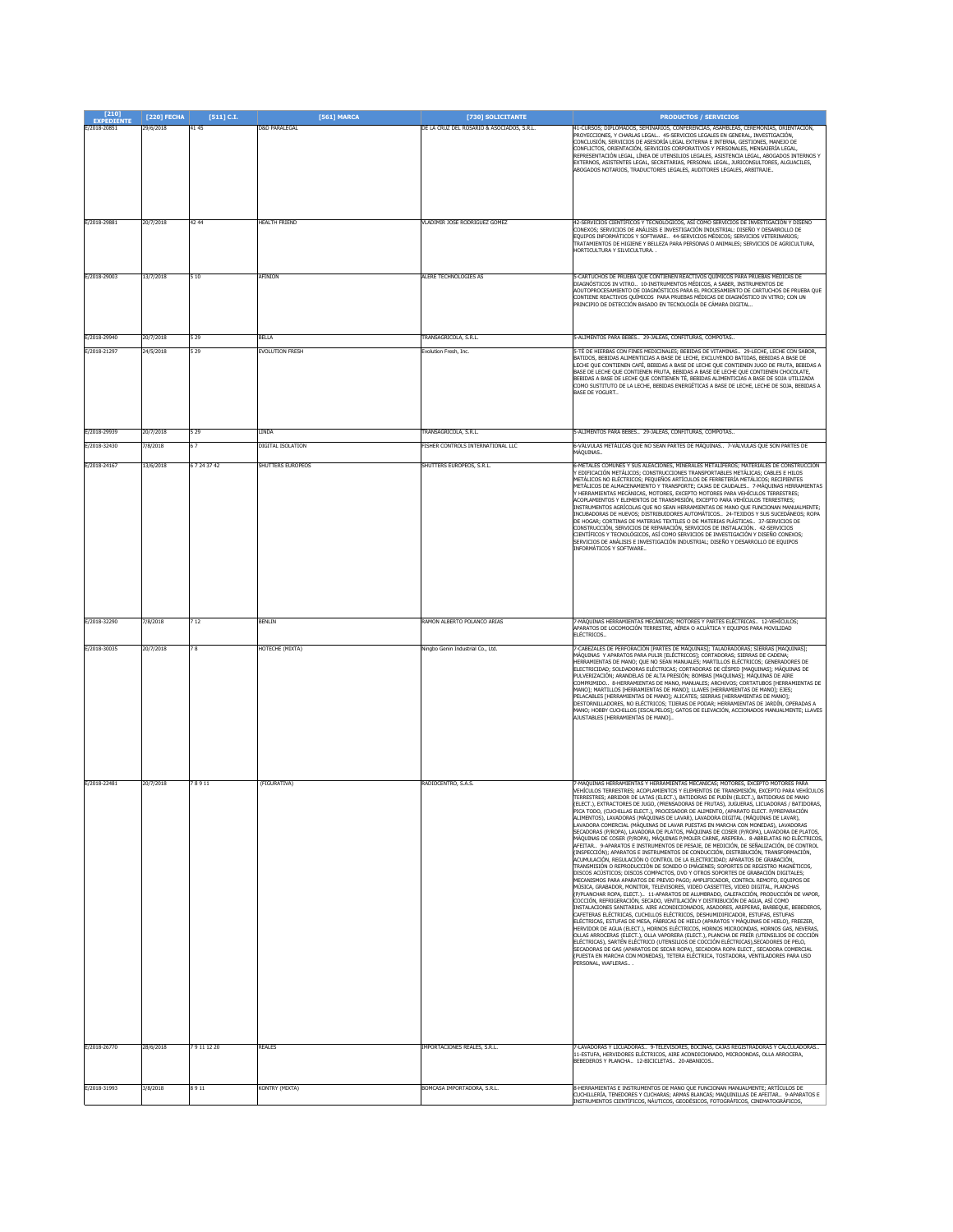| [210] EXPEDIENTE | [220] FECHA | [511] C.I. | [561] MARCA | [730] SOLICITANTE | PRODUCTOS / SERVICIOS |
|---|---|---|---|---|---|
| E/2018-20851 | 29/6/2018 | 41 45 | D&D PARALEGAL | DE LA CRUZ DEL ROSARIO & ASOCIADOS, S.R.L. | 41-CURSOS; DIPLOMADOS, SEMINARIOS, CONFERENCIAS, ASAMBLEAS, CEREMONIAS, ORIENTACIÓN, PROYECCIONES, Y CHARLAS LEGAL.. 45-SERVICIOS LEGALES EN GENERAL, INVESTIGACIÓN, CONCLUSIÓN, SERVICIOS DE ASESORÍA LEGAL EXTERNA E INTERNA, GESTIONES, MANEJO DE CONFLICTOS, ORIENTACIÓN, SERVICIOS CORPORATIVOS Y PERSONALES, MENSAJERÍA LEGAL, REPRESENTACIÓN LEGAL, LÍNEA DE UTENSILIOS LEGALES, ASISTENCIA LEGAL, ABOGADOS INTERNOS Y EXTERNOS, ASISTENTES LEGAL, SECRETARIAS, PERSONAL LEGAL, JURICONSULTORES, ALGUACILES, ABOGADOS NOTARIOS, TRADUCTORES LEGALES, AUDITORES LEGALES, ARBITRAJE.. |
| E/2018-29881 | 20/7/2018 | 42 44 | HEALTH FRIEND | VLADIMIR JOSE RODRIGUEZ GOMEZ | 42-SERVICIOS CIENTÍFICOS Y TECNOLÓGICOS, ASÍ COMO SERVICIOS DE INVESTIGACIÓN Y DISEÑO CONEXOS; SERVICIOS DE ANÁLISIS E INVESTIGACIÓN INDUSTRIAL; DISEÑO Y DESARROLLO DE EQUIPOS INFORMÁTICOS Y SOFTWARE.. 44-SERVICIOS MÉDICOS; SERVICIOS VETERINARIOS; TRATAMIENTOS DE HIGIENE Y BELLEZA PARA PERSONAS O ANIMALES; SERVICIOS DE AGRICULTURA, HORTICULTURA Y SILVICULTURA. . |
| E/2018-29003 | 13/7/2018 | 5 10 | AFINION | ALERE TECHNOLOGIES AS | 5-CARTUCHOS DE PRUEBA QUE CONTIENEN REACTIVOS QUÍMICOS PARA PRUEBAS MÉDICAS DE DIAGNÓSTICOS IN VITRO.. 10-INSTRUMENTOS MÉDICOS, A SABER, INSTRUMENTOS DE AOUTOPROCESAMIENTO DE DIAGNÓSTICOS PARA EL PROCESAMIENTO DE CARTUCHOS DE PRUEBA QUE CONTIENE REACTIVOS QUÍMICOS PARA PRUEBAS MÉDICAS DE DIAGNÓSTICO IN VITRO; CON UN PRINCIPIO DE DETECCIÓN BASADO EN TECNOLOGÍA DE CÁMARA DIGITAL.. |
| E/2018-29940 | 20/7/2018 | 5 29 | BELLA | TRANSAGRICOLA, S.R.L. | 5-ALIMENTOS PARA BEBES.. 29-JALEAS, CONFITURAS, COMPOTAS.. |
| E/2018-21297 | 24/5/2018 | 5 29 | EVOLUTION FRESH | Evolution Fresh, Inc. | 5-TÉ DE HIERBAS CON FINES MEDICINALES; BEBIDAS DE VITAMINAS.. 29-LECHE, LECHE CON SABOR, BATIDOS, BEBIDAS ALIMENTICIAS A BASE DE LECHE, EXCLUYENDO BATIDAS, BEBIDAS A BASE DE LECHE QUE CONTIENEN CAFÉ, BEBIDAS A BASE DE LECHE QUE CONTIENEN JUGO DE FRUTA, BEBIDAS A BASE DE LECHE QUE CONTIENEN FRUTA, BEBIDAS A BASE DE LECHE QUE CONTIENEN CHOCOLATE, BEBIDAS A BASE DE LECHE QUE CONTIENEN TÉ, BEBIDAS ALIMENTICIAS A BASE DE SOJA UTILIZADA COMO SUSTITUTO DE LA LECHE, BEBIDAS ENERGÉTICAS A BASE DE LECHE, LECHE DE SOJA, BEBIDAS A BASE DE YOGURT.. |
| E/2018-29939 | 20/7/2018 | 5 29 | LINDA | TRANSAGRICOLA, S.R.L. | 5-ALIMENTOS PARA BEBES.. 29-JALEAS, CONFITURAS, COMPOTAS.. |
| E/2018-32430 | 7/8/2018 | 6 7 | DIGITAL ISOLATION | FISHER CONTROLS INTERNATIONAL LLC | 6-VÁLVULAS METÁLICAS QUE NO SEAN PARTES DE MÁQUINAS.. 7-VÁLVULAS QUE SON PARTES DE MÁQUINAS.. |
| E/2018-24167 | 13/6/2018 | 6 7 24 37 42 | SHUTTERS EUROPEOS | SHUTTERS EUROPEOS, S.R.L. | 6-METALES COMUNES Y SUS ALEACIONES, MINERALES METALÍFEROS; MATERIALES DE CONSTRUCCIÓN Y EDIFICACIÓN METÁLICOS; CONSTRUCCIONES TRANSPORTABLES METÁLICAS; CABLES E HILOS METÁLICOS NO ELÉCTRICOS; PEQUEÑOS ARTÍCULOS DE FERRETERÍA METÁLICOS; RECIPIENTES METÁLICOS DE ALMACENAMIENTO Y TRANSPORTE; CAJAS DE CAUDALES.. 7-MÁQUINAS HERRAMIENTAS Y HERRAMIENTAS MECÁNICAS, MOTORES, EXCEPTO MOTORES PARA VEHÍCULOS TERRESTRES; ACOPLAMIENTOS Y ELEMENTOS DE TRANSMISIÓN, EXCEPTO PARA VEHÍCULOS TERRESTRES; INSTRUMENTOS AGRÍCOLAS QUE NO SEAN HERRAMIENTAS DE MANO QUE FUNCIONAN MANUALMENTE; INCUBADORAS DE HUEVOS; DISTRIBUIDORES AUTOMÁTICOS.. 24-TEJIDOS Y SUS SUCEDÁNEOS; ROPA DE HOGAR; CORTINAS DE MATERIAS TEXTILES O DE MATERIAS PLÁSTICAS.. 37-SERVICIOS DE CONSTRUCCIÓN, SERVICIOS DE REPARACIÓN, SERVICIOS DE INSTALACIÓN.. 42-SERVICIOS CIENTÍFICOS Y TECNOLÓGICOS, ASÍ COMO SERVICIOS DE INVESTIGACIÓN Y DISEÑO CONEXOS; SERVICIOS DE ANÁLISIS E INVESTIGACIÓN INDUSTRIAL; DISEÑO Y DESARROLLO DE EQUIPOS INFORMÁTICOS Y SOFTWARE.. |
| E/2018-32290 | 7/8/2018 | 7 12 | BENLIN | RAMON ALBERTO POLANCO ARIAS | 7-MAQUINAS HERRAMIENTAS MECÁNICAS; MOTORES Y PARTES ELÉCTRICAS.. 12-VEHÍCULOS; APARATOS DE LOCOMOCIÓN TERRESTRE, AÉREA O ACUÁTICA Y EQUIPOS PARA MOVILIDAD ELÉCTRICOS.. |
| E/2018-30035 | 20/7/2018 | 7 8 | HOTECHE (MIXTA) | Ningbo Genin Industrial Co., Ltd. | 7-CABEZALES DE PERFORACIÓN [PARTES DE MÁQUINAS]; TALADRADORAS; SIERRAS [MÁQUINAS]; MÁQUINAS Y APARATOS PARA PULIR [ELÉCTRICOS]; CORTADORAS; SIERRAS DE CADENA; HERRAMIENTAS DE MANO; QUE NO SEAN MANUALES; MARTILLOS ELÉCTRICOS; GENERADORES DE ELECTRICIDAD; SOLDADORAS ELÉCTRICAS; CORTADORAS DE CÉSPED [MÁQUINAS]; MÁQUINAS DE PULVERIZACIÓN; ARANDELAS DE ALTA PRESIÓN; BOMBAS [MÁQUINAS]; MÁQUINAS DE AIRE COMPRIMIDO.. 8-HERRAMIENTAS DE MANO, MANUALES; ARCHIVOS; CORTATUBOS [HERRAMIENTAS DE MANO]; MARTILLOS [HERRAMIENTAS DE MANO]; LLAVES [HERRAMIENTAS DE MANO]; EJES; PELACABLES [HERRAMIENTAS DE MANO]; ALICATES; SIERRAS [HERRAMIENTAS DE MANO]; DESTORNILLADORES, NO ELÉCTRICOS; TIJERAS DE PODAR; HERRAMIENTAS DE JARDÍN, OPERADAS A MANO; HOBBY CUCHILLOS [ESCALPELOS]; GATOS DE ELEVACIÓN, ACCIONADOS MANUALMENTE; LLAVES AJUSTABLES [HERRAMIENTAS DE MANO].. |
| E/2018-22481 | 20/7/2018 | 7 8 9 11 | (FIGURATIVA) | RADIOCENTRO, S.A.S. | 7-MAQUINAS HERRAMIENTAS Y HERRAMIENTAS MECÁNICAS; MOTORES, EXCEPTO MOTORES PARA VEHÍCULOS TERRESTRES; ACOPLAMIENTOS Y ELEMENTOS DE TRANSMISIÓN, EXCEPTO PARA VEHÍCULOS TERRESTRES; ABRIDOR DE LATAS (ELECT.), BATIDORAS DE PUDÍN (ELECT.), BATIDORAS DE MANO (ELECT.), EXTRACTORES DE JUGO, (PRENSADORAS DE FRUTAS), JUGUERAS, LICUADORAS / BATIDORAS, PICA TODO, (CUCHILLAS ELECT.), PROCESADOR DE ALIMENTO, (APARATO ELECT. P/PREPARACIÓN ALIMENTOS), LAVADORAS (MÁQUINAS DE LAVAR), LAVADORA DIGITAL (MÁQUINAS DE LAVAR), LAVADORA COMERCIAL (MÁQUINAS DE LAVAR PUESTAS EN MARCHA CON MONEDAS), LAVADORAS SECADORAS (P/ROPA), LAVADORA DE PLATOS, MÁQUINAS DE COSER (P/ROPA), LAVADORA DE PLATOS, MÁQUINAS DE COSER (P/ROPA), MÁQUINAS P/MOLER CARNE, AREPERA.. 8-ABRELATAS NO ELÉCTRICOS, AFEITAR.. 9-APARATOS E INSTRUMENTOS DE PESAJE, DE MEDICIÓN, DE SEÑALIZACIÓN, DE CONTROL (INSPECCIÓN); APARATOS E INSTRUMENTOS DE CONDUCCIÓN, DISTRIBUCIÓN, TRANSFORMACIÓN, ACUMULACIÓN, REGULACIÓN O CONTROL DE LA ELECTRICIDAD; APARATOS DE GRABACIÓN, TRANSMISIÓN O REPRODUCCIÓN DE SONIDO O IMÁGENES; SOPORTES DE REGISTRO MAGNÉTICOS, DISCOS ACÚSTICOS; DISCOS COMPACTOS, DVD Y OTROS SOPORTES DE GRABACIÓN DIGITALES; MECANISMOS PARA APARATOS DE PREVIO PAGO; AMPLIFICADOR, CONTROL REMOTO, EQUIPOS DE MÚSICA, GRABADOR, MONITOR, TELEVISORES, VIDEO CASSETTES, VIDEO DIGITAL, PLANCHAS (P/PLANCHAR ROPA, ELECT.).. 11-APARATOS DE ALUMBRADO, CALEFACCIÓN, PRODUCCIÓN DE VAPOR, COCCIÓN, REFRIGERACIÓN, SECADO, VENTILACIÓN Y DISTRIBUCIÓN DE AGUA, ASÍ COMO INSTALACIONES SANITARIAS. AIRE ACONDICIONADOS, ASADORES, AREPERAS, BARBEQUE, BEBEDEROS, CAFETERAS ELÉCTRICAS, CUCHILLOS ELÉCTRICOS, DESHUMIDIFICADOR, ESTUFAS, ESTUFAS ELÉCTRICAS, ESTUFAS DE MESA, FÁBRICAS DE HIELO (APARATOS Y MÁQUINAS DE HIELO), FREEZER, HERVIDOR DE AGUA (ELECT.), HORNOS ELÉCTRICOS, HORNOS MICROONDAS, HORNOS GAS, NEVERAS, OLLAS ARROCERAS (ELECT.), OLLA VAPORERA (ELECT.), PLANCHA DE FREÍR (UTENSILIOS DE COCCIÓN ELÉCTRICAS), SARTÉN ELÉCTRICO (UTENSILIOS DE COCCIÓN ELÉCTRICAS),SECADORES DE PELO, SECADORAS DE GAS (APARATOS DE SECAR ROPA), SECADORA ROPA ELECT., SECADORA COMERCIAL (PUESTA EN MARCHA CON MONEDAS), TETERA ELÉCTRICA, TOSTADORA, VENTILADORES PARA USO PERSONAL, WAFLERAS.. . |
| E/2018-26770 | 28/6/2018 | 7 9 11 12 20 | REALES | IMPORTACIONES REALES, S.R.L. | 7-LAVADORAS Y LICUADORAS.. 9-TELEVISORES, BOCINAS, CAJAS REGISTRADORAS Y CALCULADORAS.. 11-ESTUFA, HERVIDORES ELÉCTRICOS, AIRE ACONDICIONADO, MICROONDAS, OLLA ARROCERA, BEBEDEROS Y PLANCHA.. 12-BICICLETAS.. 20-ABANICOS.. |
| E/2018-31993 | 3/8/2018 | 8 9 11 | KONTRY (MIXTA) | BOMCASA IMPORTADORA, S.R.L. | 8-HERRAMIENTAS E INSTRUMENTOS DE MANO QUE FUNCIONAN MANUALMENTE; ARTÍCULOS DE CUCHILLERÍA, TENEDORES Y CUCHARAS; ARMAS BLANCAS; MAQUINILLAS DE AFEITAR.. 9-APARATOS E INSTRUMENTOS CIENTÍFICOS, NÁUTICOS, GEODÉSICOS, FOTOGRÁFICOS, CINEMATOGRÁFICOS, |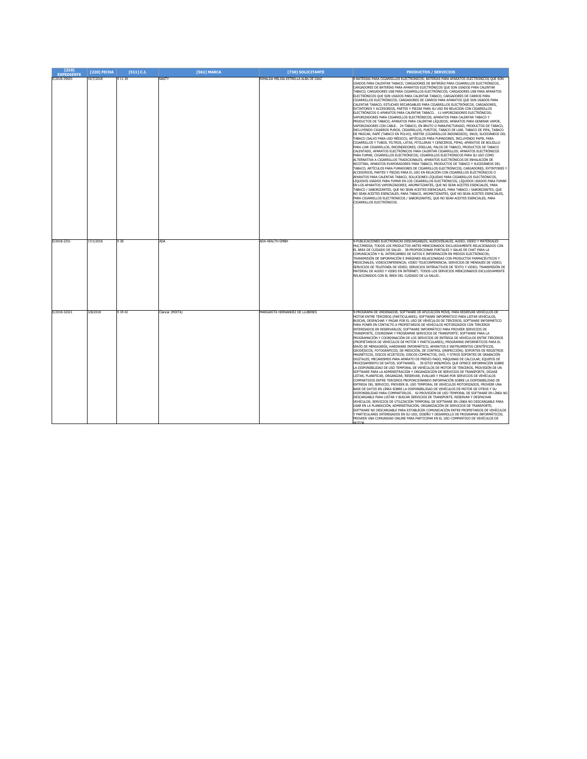| [210] EXPEDIENTE | [220] FECHA | [511] C.I. | [561] MARCA | [730] SOLICITANTE | PRODUCTOS / SERVICIOS |
|---|---|---|---|---|---|
| E/2018-29693 | 19/7/2018 | 9 11 34 | NASTY | RIMALDA MELISA ESTRELLA ALBA DE DIAZ | 9-BATERÍAS PARA CIGARRILLOS ELECTRÓNICOS; BATERÍAS PARA APARATOS ELECTRÓNICOS QUE SON USADOS PARA CALENTAR TABACO, CARGADORES DE BATERÍAS PARA CIGARRILLOS ELECTRÓNICOS, CARGADORES DE BATERÍAS PARA APARATOS ELECTRÓNICOS QUE SON USADOS PARA CALENTAR TABACO; CARGADORES USB PARA CIGARRILLOS ELECTRÓNICOS; CARGADORES USB PARA APARATOS ELECTRÓNICOS QUE SON USADOS PARA CALENTAR TABACO; CARGADORES DE CARROS PARA CIGARRILLOS ELECTRÓNICOS; CARGADORES DE CARROS PARA APARATOS QUE SON USADOS PARA CALENTAR TABACO; ESTUCHES RECARGABLES PARA CIGARRILLOS ELECTRÓNICOS, CARGADORES, EXTINTORES Y ACCESORIOS, PARTES Y PIEZAS PARA SU USO EN RELACIÓN CON CIGARRILLOS ELECTRÓNICOS O APARATOS PARA CALENTAR TABACO.. 11-VAPORIZADORES ELECTRÓNICOS; VAPORIZADORES PARA CIGARRILLOS ELECTRÓNICOS; APARATOS PARA CALENTAR TABACO Y PRODUCTOS DE TABACO; APARATOS PARA CALENTAR LÍQUIDOS; APARATOS PARA GENERAR VAPOR, VAPORIZADORES CON CABLE.. 34-TABACO, EN BRUTO O MANUFACTURADO; PRODUCTOS DE TABACO, INCLUYENDO CIGARROS PUROS, CIGARRILLOS, PURITOS, TABACO DE LIAR, TABACO DE PIPA, TABACO DE MASCAR, RAPÉ (TABACO EN POLVO), KRETEK (CIGARRILLOS INDONESIOS); SNUS; SUCEDÁNEOS DEL TABACO (SALVO PARA USO MÉDICO); ARTÍCULOS PARA FUMADORES, INCLUYENDO PAPEL PARA CIGARRILLOS Y TUBOS, FILTROS, LATAS, PITILLERAS Y CENICEROS, PIPAS, APARATOS DE BOLSILLO PARA LIAR CIGARRILLOS, ENCENDEDORES; CERILLAS; PALOS DE TABACO, PRODUCTOS DE TABACO CALENTADO, APARATOS ELECTRÓNICOS PARA CALENTAR CIGARRILLOS; APARATOS ELECTRÓNICOS PARA FUMAR; CIGARRILLOS ELECTRÓNICOS; CIGARRILLOS ELECTRÓNICOS PARA SU USO COMO ALTERNATIVA A CIGARRILLOS TRADICIONALES; APARATOS ELECTRÓNICOS DE INHALACIÓN DE NICOTINA; APARATOS EVAPORADORES PARA TABACO, PRODUCTOS DE TABACO Y SUCEDÁNEOS DEL TABACO; ARTÍCULOS PARA FUMADORES DE CIGARRILLOS ELECTRÓNICOS; CARGADORES, EXTINTORES Y ACCESORIOS, PARTES Y PIEZAS PARA EL USO EN RELACIÓN CON CIGARRILLOS ELECTRÓNICOS O APARATOS PARA CALENTAR TABACO, SOLUCIONES LÍQUIDAS PARA CIGARRILLOS ELECTRÓNICOS, LÍQUIDOS USADOS PARA FUMAR EN LOS CIGARRILLOS ELECTRÓNICOS, LÍQUIDOS USADOS PARA FUMAR EN LOS APARATOS VAPORIZADORES, AROMATIZANTES, QUE NO SEAN ACEITES ESENCIALES, PARA TABACO / SABORIZANTES, QUE NO SEAN ACEITES ESENCIALES, PARA TABACO / SABORIZANTES, QUE NO SEAN ACEITES ESENCIALES, PARA TABACO, AROMATIZANTES, QUE NO SEAN ACEITES ESENCIALES, PARA CIGARRILLOS ELECTRÓNICOS / SABORIZANTES, QUE NO SEAN ACEITES ESENCIALES, PARA CIGARRILLOS ELECTRÓNICOS. |
| E/2018-2251 | 17/1/2018 | 9 38 | ADA | ADA HEALTH GMBH | 9-PUBLICACIONES ELECTRÓNICAS DESCARGABLES; AUDIOVISUALES, AUDIO, VIDEO Y MATERIALES MULTIMEDIA; TODOS LOS PRODUCTOS ANTES MENCIONADOS EXCLUSIVAMENTE RELACIONADOS CON EL ÁREA DE CUIDADO DE SALUD.. 38-PROPORCIONAR PORTALES Y SALAS DE CHAT PARA LA COMUNICACIÓN Y EL INTERCAMBIO DE DATOS E INFORMACIÓN EN MEDIOS ELECTRÓNICOS; TRANSMISIÓN DE INFORMACIÓN E IMÁGENES RELACIONADAS CON PRODUCTOS FARMACÉUTICOS Y MEDICINALES; VIDEOCONFERENCIA; VIDEO TELECONFERENCIA; SERVICIOS DE MENSAJES DE VIDEO; SERVICIOS DE TELEFONÍA DE VÍDEO; SERVICIOS INTERACTIVOS DE TEXTO Y VIDEO; TRANSMISIÓN DE MATERIAL DE AUDIO Y VIDEO EN INTERNET; TODOS LOS SERVICIOS MENCIONADOS EXCLUSIVAMENTE RELACIONADOS CON EL ÁREA DEL CUIDADO DE LA SALUD.. |
| E/2018-32021 | 3/8/2018 | 9 39 42 | Clancar (MIXTA) | MARGARITA HERNANDEZ DE LLUBERES | 9-PROGRAMA DE ORDENADOR; SOFTWARE DE APLICACIÓN MÓVIL PARA RESERVAR VEHÍCULOS DE MOTOR ENTRE TERCEROS (PARTICULARES); SOFTWARE INFORMÁTICO PARA LISTAR VEHÍCULOS, BUSCAR, DESPACHAR Y PAGAR POR EL USO DE VEHÍCULOS DE TERCEROS; SOFTWARE INFORMÁTICO PARA PONER EN CONTACTO A PROPIETARIOS DE VEHÍCULOS MOTORIZADOS CON TERCEROS INTERESADOS EN RESERVARLOS; SOFTWARE INFORMÁTICO PARA PROVEER SERVICIOS DE TRANSPORTE, COORDINAR Y PROGRAMAR SERVICIOS DE TRANSPORTE; SOFTWARE PARA LA PROGRAMACIÓN Y COORDINACIÓN DE LOS SERVICIOS DE ENTREGA DE VEHÍCULOS ENTRE TERCEROS (PROPIETARIOS DE VEHÍCULOS DE MOTOR Y PARTICULARES); PROGRAMAS INFORMÁTICOS PARA EL ENVÍO DE MENSAJERÍA; HARDWARE INFORMÁTICO, APARATOS E INSTRUMENTOS CIENTÍFICOS, GEODÉSICOS, FOTOGRÁFICOS, DE MEDICIÓN, DE CONTROL (INSPECCIÓN); SOPORTES DE REGISTROS MAGNÉTICOS, DISCOS ACÚSTICOS; DISCOS COMPACTOS, DVD, Y OTROS SOPORTES DE GRABACIÓN DIGITALES; MECANISMOS PARA APARATO DE PREVIO PAGO; MÁQUINAS DE CALCULAR; EQUIPOS DE PROCESAMIENTO DE DATOS, SOFTWARES. . 39-SITIO WEB/MÓVIL QUE OFRECE INFORMACIÓN SOBRE LA DISPONIBILIDAD DE USO TEMPORAL DE VEHÍCULOS DE MOTOR DE TERCEROS, PROVISIÓN DE UN SOFTWARE PARA LA ADMINISTRACIÓN Y ORGANIZACIÓN DE SERVICIOS DE TRANSPORTE, DÍGASE LISTAR, PLANIFICAR, ORGANIZAR, RESERVAR, EVALUAR Y PAGAR POR SERVICIOS DE VEHÍCULOS COMPARTIDOS ENTRE TERCEROS PROPORCIONANDO INFORMACIÓN SOBRE LA DISPONIBILIDAD DE ENTREGA DEL SERVICIO; PROVEER EL USO TEMPORAL DE VEHÍCULOS MOTORIZADOS, PROVEER UNA BASE DE DATOS EN LÍNEA SOBRE LA DISPONIBILIDAD DE VEHÍCULOS DE MOTOR DE OTROS Y SU DISPONIBILIDAD PARA COMPARTIRLOS.. 42-PROVISIÓN DE USO TEMPORAL DE SOFTWARE EN LÍNEA NO DESCARGABLE PARA LISTAR Y BUSCAR SERVICIOS DE TRANSPORTE, RESERVAR Y DESPACHAR VEHÍCULOS; SERVICIOS DE UTILIZACIÓN TEMPORAL DE SOFTWARE EN LÍNEA NO DESCARGABLE PARA USAR EN LA PLANEACIÓN, ADMINISTRACIÓN, ORGANIZACIÓN DE SERVICIOS DE TRANSPORTE; SOFTWARE NO DESCARGABLE PARA ESTABLECER COMUNICACIÓN ENTRE PROPIETARIOS DE VEHÍCULOS Y PARTICULARES INTERESADOS EN SU USO; DISEÑO Y DESARROLLO DE PROGRAMAS INFORMÁTICOS; PROVEER UNA COMUNIDAD ONLINE PARA PARTICIPAR EN EL USO COMPARTIDO DE VEHÍCULOS DE MOTOR. |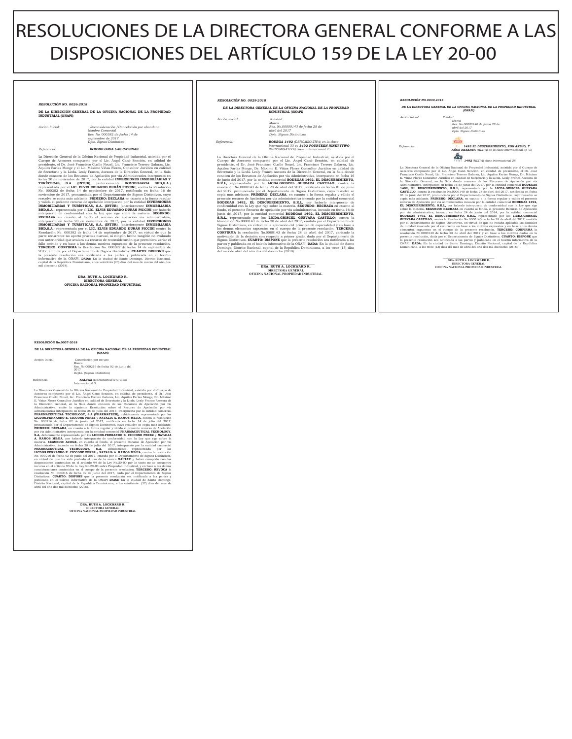# RESOLUCIONES DE LA DIRECTORA GENERAL CONFORME A LAS DISPOSICIONES DEL ARTÍCULO 159 DE LA LEY 20-00

***RESOLUCIÓN NO. 0026-2018***

**DE LA DIRECCIÓN GENERAL DE LA OFICINA NACIONAL DE LA PROPIEDAD INDUSTRIAL (ONAPI)**

*Acción Inicial:* *Reconsideración /Cancelación por abandono Nombre Comercial Res. No. 000382 de fecha 14 de septiembre de 2017 Dpto. Signos Distintivos*

*Referencia:* ***INMOBILIARIA LAS CAYENAS***

La Dirección General de la Oficina Nacional de la Propiedad Industrial, asistida por el Cuerpo de Asesores compuesto por el Lic. Ángel Canó Sención, en calidad de presidente, el Dr. José Francisco Cuello Nouel, Lic. Francisco Terrero Galarza, Lic. Aquiles Farías Monge y el Lic. Máximo Viñas Flores, Consultor Jurídico en calidad de Secretario y la Licda. Lesly Franco, Asesora de la Dirección General, en la Sala donde conocen de los Recursos de Apelación por vía Administrativa interpuesto en fecha 20 de noviembre de 2017, por la entidad **INVERSIONES INMOBILIARIAS Y TURÍSTICAS, S.A. (INTUR)**, (anteriormente **INMOBILIARIA BHD,S.A.**) representada por el **LIC. ELVIS EDUARDO DURÁN PICCINI**, contra la Resolución No. 000382 de fecha 14 de septiembre de 2017, notificada en fecha 16 de noviembre de 2017, pronunciada por el Departamento de Signos Distintivos, cuyo resuelve se copia más adelante. **PRIMERO: DECLARA** en cuanto a la forma regular y válida el presente recurso de apelación interpuesto por la entidad **INVERSIONES INMOBILIARIAS Y TURÍSTICAS, S.A. (INTUR)**, (anteriormente **INMOBILIARIA BHD,S.A.**) representada por el **LIC. ELVIS EDUARDO DURÁN PICCINI** por haberlo interpuesto de conformidad con la Ley que rige sobre la materia. **SEGUNDO: RECHAZA** en cuanto al fondo el recurso de apelación vía administrativa, interpuesto en fecha 20 de noviembre de 2017, por la entidad **INVERSIONES INMOBILIARIAS Y TURÍSTICAS, S.A. (INTUR)**, (anteriormente **INMOBILIARIA BHD,S.A.**) representada por el **LIC. ELVIS EDUARDO DURÁN PICCINI** contra la Resolución No. 000382 de fecha 14 de septiembre de 2017, en virtud de que la parte recurrente no aportó pruebas nuevas, ni ningún hecho tangible no evaluado con anterioridad que avalara su recurso de reconsideración que permitiera variar el fallo emitido y en base a los demás motivos expuestos de la presente resolución. **TERCERO: CONFIRMA** la Resolución No. 000382 de fecha 14 de septiembre de 2017, emitida por el Departamento de Signos Distintivos. **CUARTO: DISPONE** que la presente resolución sea notificada a las partes y publicada en el boletín informativo de la ONAPI. **DADA:** En la ciudad de Santo Domingo, Distrito Nacional, capital de la República Dominicana, a los veintitrés (23) días del mes de marzo del año dos mil dieciocho (2018).

**DRA. RUTH A. LOCKWARD R.**
**DIRECTORA GENERAL**
**OFICINA NACIONAL PROPIEDAD INDUSTRIAL**

***RESOLUCIÓN NO. 0029-2018***

***DE LA DIRECTORA GENERAL DE LA OFICINA NACIONAL DE LA PROPIEDAD INDUSTRIAL (ONAPI)***

*Acción Inicial:* *Nulidad Marca Res. No.00000143 de fecha 28 de abril del 2017 Dpto. Signos Distintivos*

*Referencia:* ***BODEGA 1492*** *(DENOMINATIVA) en la clase internacional 33 Vs* ***1492 FOURTEEN NINETYTWO*** *(DENOMINATIVA) clase internacional 25*

La Directora General de la Oficina Nacional de Propiedad Industrial, asistida por el Cuerpo de Asesores compuesto por el Lic. Ángel Canó Sención, en calidad de presidente, el Dr. José Francisco Cuello Nouel, Lic. Francisco Terrero Galarza, Lic. Aquiles Farías Monge, Dr. Máximo E. Viñas Flores Consultor Jurídico en calidad de Secretario y la Licda. Lesly Franco Asesora de la Dirección General, en la Sala donde conocen de los Recursos de Apelaciones por vía Administrativa, interpuesto en fecha 16 de junio del 2017, por la entidad comercial **BODEGAS 1492, EL DESCUBRIMIENTO, S.R.L,** representada por la **LICDA.GRISCEL GUEVARA CASTILLO**, contra la resolución No.0000143 de fecha 28 de abril del 2017, notificada en fecha 01 de junio del 2017, pronunciada por el Departamento de Signos Distintivos, cuyo resuelve se copia más adelante. **PRIMERO: DECLARA**, en cuanto a la forma regular y válido el presente recurso de Apelación por vía administrativa incoado por la entidad comercial **BODEGAS 1492, EL DESCUBRIMIENTO, S.R.L,** por haberlo interpuesto de conformidad con la Ley que rige sobre la materia. **SEGUNDO: RECHAZA** en cuanto al fondo, el presente Recurso de Apelación por vía administrativa, incoado en fecha 16 de junio del 2017, por la entidad comercial **BODEGAS 1492, EL DESCUBRIMIENTO, S.R.L,** representado por los **LICDA.GRISCEL GUEVARA CASTILLO**; contra la Resolución No.0000143 de fecha 28 de abril del 2017, emitida por el Departamento de Signos Distintivos, en virtud de la aplicación del principio de especialidad y en base a los demás elementos expuestos en el cuerpo de la presente resolución. **TERCERO: CONFIRMA** la resolución No.0000143 de fecha 28 de abril del 2017, variando la motivación de la decisión con respecto a primer grado, dada por el Departamento de Signos Distintivos. **CUARTO: DISPONE** que la presente resolución sea notificada a las partes y publicada en el boletín informativo de la ONAPI. **DADA:** En la ciudad de Santo Domingo, Distrito Nacional, capital de la República Dominicana, a los trece (13) días del mes de abril del año dos mil dieciocho (2018).

**DRA. RUTH A. LOCKWARD R.**
**DIRECTORA GENERAL**
**OFICINA NACIONAL PROPIEDAD INDUSTRIAL**

***RESOLUCIÓN NO.0030-2018***

***DE LA DIRECTORA GENERAL DE LA OFICINA NACIONAL DE LA PROPIEDAD INDUSTRIAL (ONAPI)***

*Acción Inicial:* *Nulidad Marca Res. No.00000140 de fecha 28 de abril del 2017 Dpto. Signos Distintivos*

*Referencia:* ***1492 EL DESCUBRIMIENTO, RON AÑEJO, 7 AÑOS RESERVA*** *(MIXTA) en la clase internacional 33 Vs* ***1492*** *(MIXTA) clase internacional 25*

La Directora General de la Oficina Nacional de la Propiedad Industrial, asistida por el Cuerpo de Asesores compuesto por el Lic. Ángel Canó Sención, en calidad de presidente, el Dr. José Francisco Cuello Nouel, Lic. Francisco Terrero Galarza, Lic. Aquiles Farías Monge, Dr. Máximo E. Viñas Flores Consultor Jurídico en calidad de Secretario y la Licda. Lesly Franco Asesora de la Dirección General, en la Sala donde conocen de los Recursos de Apelación por vía Administrativa, interpuesto en fecha 16 de junio del 2017, por la entidad comercial **BODEGAS 1492, EL DESCUBRIMIENTO, S.R.L,** representada por la **LICDA.GRISCEL GUEVARA CASTILLO**, contra la resolución No.0000140 de fecha 28 de abril del 2017, notificada en fecha 01 de junio del 2017, pronunciada por el Departamento de Signos Distintivos, cuyo resuelve se copia más adelante. **PRIMERO: DECLARA**, en cuanto a la forma regular y válido el presente recurso de Apelación por vía administrativa incoado por la entidad comercial **BODEGAS 1492, EL DESCUBRIMIENTO, S.R.L,** por haberlo interpuesto de conformidad con la Ley que rige sobre la materia. **SEGUNDO: RECHAZA** en cuanto al fondo, el presente Recurso de Apelación por vía administrativa, incoado en fecha 24 de junio del 2014, por la entidad comercial **BODEGAS 1492, EL DESCUBRIMIENTO, S.R.L,** representado por los **LICDA.GRISCEL GUEVARA CASTILLO**; contra la Resolución No.0000140 de fecha 28 de abril del 2017, emitida por el Departamento de Signos Distintivos, en virtud de que no resulta aplicable las causales de nulidad invocada por el recurrente en base a los motivos expuestos y en base a los demás elementos expuestos en el cuerpo de la presente resolución. **TERCERO: CONFIRMA** la resolución No.0000140 de fecha 28 de abril del 2017 y en base a los motivos dados en la presente resolución, dada por el Departamento de Signos Distintivos. **CUARTO: DISPONE** que la presente resolución sea notificada a las partes y publicada en el boletín informativo de la ONAPI. **DADA:** En la ciudad de Santo Domingo, Distrito Nacional, capital de la República Dominicana, a los trece (13) días del mes de abril del año dos mil dieciocho (2018).

**DRA. RUTH A. LOCKWARD R.**
**DIRECTORA GENERAL**
**OFICINA NACIONAL PROPIEDAD INDUSTRIAL**

**RESOLUCIÓN No.0037-2018**

**DE LA DIRECTORA GENERAL DE LA OFICINA NACIONAL DE LA PROPIEDAD INDUSTRIAL (ONAPI)**

Acción Inicial: Cancelación por no uso Marca Res. No.000216 de fecha 02 de junio del 2017 Depto. (Signos Distintivos)

Referencia: **XALTAX** (DENOMINATIVA) Clase Internacional 5

La Directora General de la Oficina Nacional de Propiedad Industrial, asistida por el Cuerpo de Asesores compuesto por el Lic. Ángel Canó Sención, en calidad de presidente, el Dr. José Francisco Cuello Nouel, Lic. Francisco Terrero Galarza, Lic. Aquiles Farías Monge, Dr. Máximo E. Viñas Flores Consultor Jurídico en calidad de Secretario y la Licda. Lesly Franco Asesora de la Dirección General, en la Sala donde conocen de los Recursos de Apelación por vía Administrativa, emite la siguiente Resolución sobre el Recurso de Apelación por vía administrativa interpuesto en fecha 28 de julio del 2017, interpuesta por la entidad comercial **PHARMACEUTICAL TECHOLOGY, S.A (PHARMATECH),** debidamente representada por los **LICDOS.FERNANDO E. CICCONE PEREZ** y **NATALIA A. RAMOS MEJIA**, contra la resolución No. 000216 de fecha 02 de junio del 2017, notificada en fecha 14 de julio del 2017, pronunciada por el Departamento de Signos Distintivos, cuyo resuelve se copia más adelante. **PRIMERO: DECLARA**, en cuanto a la forma regular y válido el presente recurso de Apelación por vía Administrativa interpuesta por la entidad comercial **PHARMACEUTICAL TECHOLOGY, S.A,** debidamente representada por los **LICDOS.FERNANDO E. CICCONE PEREZ** y **NATALIA A. RAMOS MEJIA**, por haberlo interpuesto de conformidad con la Ley que rige sobre la materia. **SEGUNDO: ACOGE,** en cuanto al fondo, el presente Recurso de Apelación por vía Administrativa, incoado en fecha 28 de julio del 2017, interpuesto por la entidad comercial **PHARMACEUTICAL TECHOLOGY, S.A,** debidamente representada por los **LICDOS.FERNANDO E. CICCONE PEREZ** y **NATALIA A. RAMOS MEJIA**; contra la resolución No. 000216 de fecha 02 de junio del 2017, emitida por el Departamento de Signos Distintivos, en virtud de que ha sido probado el uso de la marca **XALTAX** y haber cumplido con las disposiciones contenidas en el artículo 94 de la Ley No.20-00 por lo tanto no se encuentra incursa en el artículo 93 de la Ley No.20-00 sobre Propiedad Industrial, y en base a las demás consideraciones contenidas en el cuerpo de la presente resolución. **TERCERO: REVOCA** la resolución No. 000216 de fecha 02 de junio del 2017, dada por el Departamento de Signos Distintivos. **CUARTO: DISPONE** que la presente resolución sea notificada a las partes y publicada en el boletín informativo de la ONAPI **DADA:** En la ciudad de Santo Domingo, Distrito Nacional, capital de la República Dominicana, a los veintisiete (27) días del mes de abril del año dos mil dieciocho (2018).

**DRA. RUTH A. LOCKWARD R.**
**DIRECTORA GENERAL**
**OFICINA NACIONAL PROPIEDAD INDUSTRIAL**